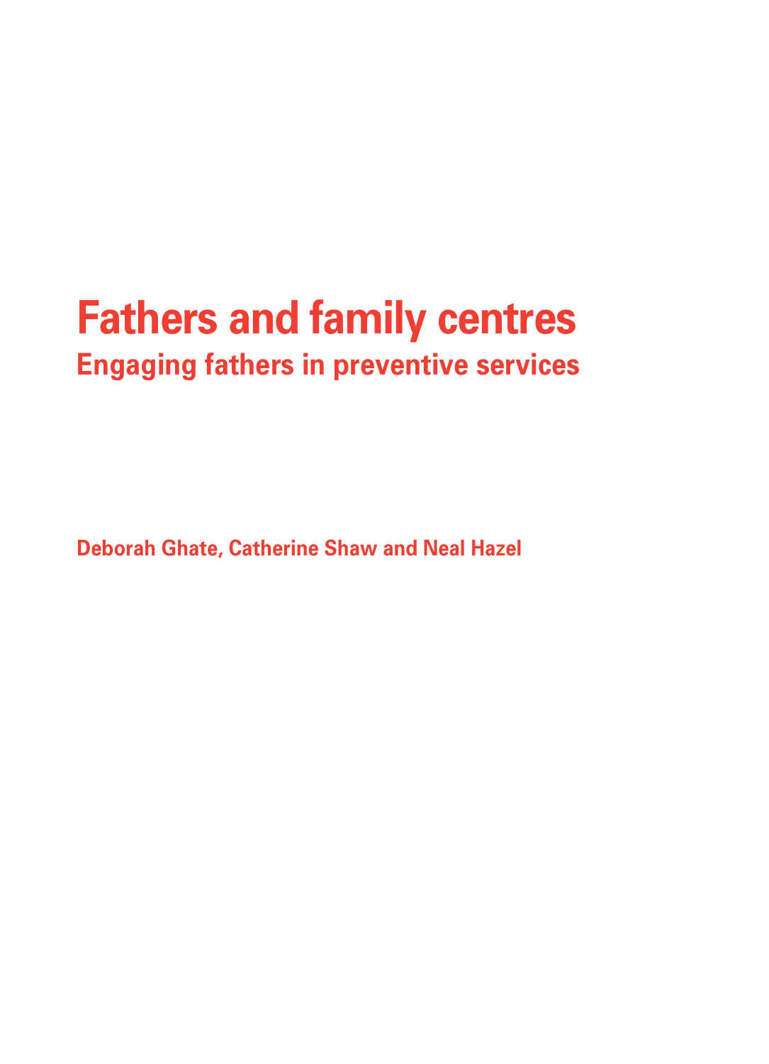# Fathers and family centres

## Engaging fathers in preventive services

**Deborah Ghate, Catherine Shaw and Neal Hazel**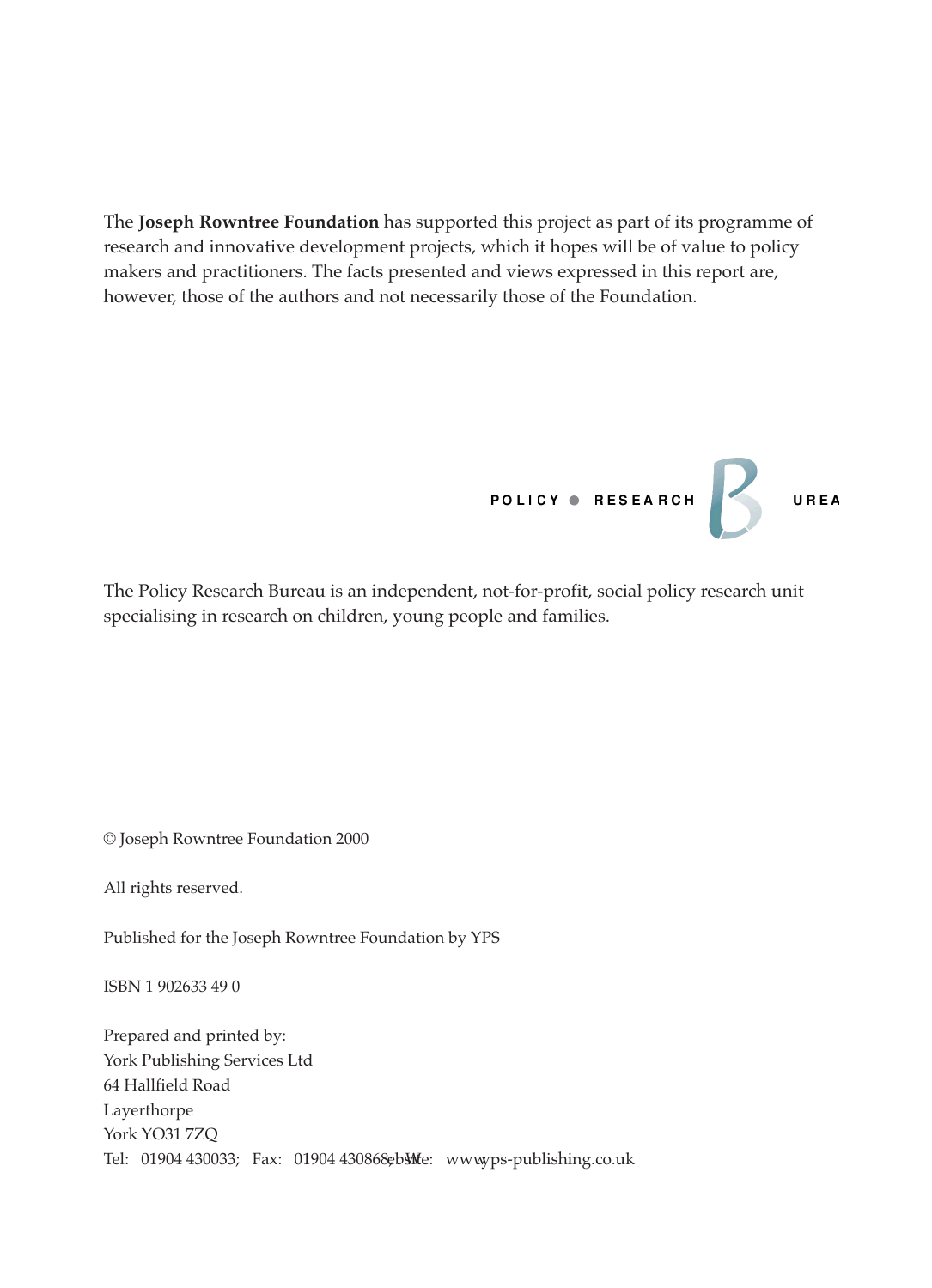The **Joseph Rowntree Foundation** has supported this project as part of its programme of research and innovative development projects, which it hopes will be of value to policy makers and practitioners. The facts presented and views expressed in this report are, however, those of the authors and not necessarily those of the Foundation.

POLICY ● RESEARCH B UREAU

The Policy Research Bureau is an independent, not-for-profit, social policy research unit specialising in research on children, young people and families.

© Joseph Rowntree Foundation 2000

All rights reserved.

Published for the Joseph Rowntree Foundation by YPS

ISBN 1 902633 49 0

Prepared and printed by:
York Publishing Services Ltd
64 Hallfield Road
Layerthorpe
York YO31 7ZQ
Tel: 01904 430033; Fax: 01904 430868; Website: www.yps-publishing.co.uk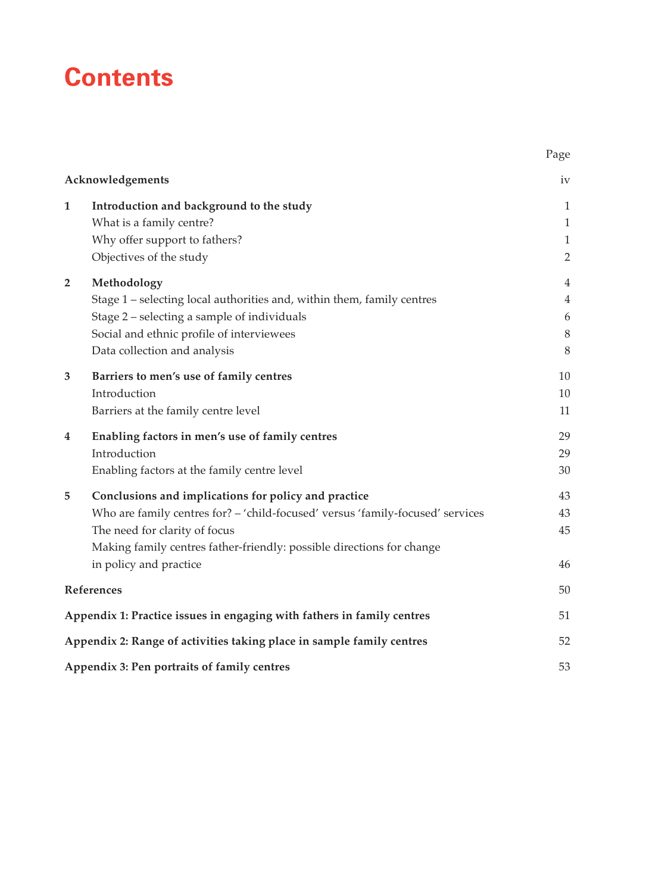# Contents

| | | Page |
|---|---|---|
| **Acknowledgements** | | iv |
| **1** | **Introduction and background to the study** | 1 |
| | What is a family centre? | 1 |
| | Why offer support to fathers? | 1 |
| | Objectives of the study | 2 |
| **2** | **Methodology** | 4 |
| | Stage 1 – selecting local authorities and, within them, family centres | 4 |
| | Stage 2 – selecting a sample of individuals | 6 |
| | Social and ethnic profile of interviewees | 8 |
| | Data collection and analysis | 8 |
| **3** | **Barriers to men's use of family centres** | 10 |
| | Introduction | 10 |
| | Barriers at the family centre level | 11 |
| **4** | **Enabling factors in men's use of family centres** | 29 |
| | Introduction | 29 |
| | Enabling factors at the family centre level | 30 |
| **5** | **Conclusions and implications for policy and practice** | 43 |
| | Who are family centres for? – 'child-focused' versus 'family-focused' services | 43 |
| | The need for clarity of focus | 45 |
| | Making family centres father-friendly: possible directions for change in policy and practice | 46 |
| **References** | | 50 |
| **Appendix 1: Practice issues in engaging with fathers in family centres** | | 51 |
| **Appendix 2: Range of activities taking place in sample family centres** | | 52 |
| **Appendix 3: Pen portraits of family centres** | | 53 |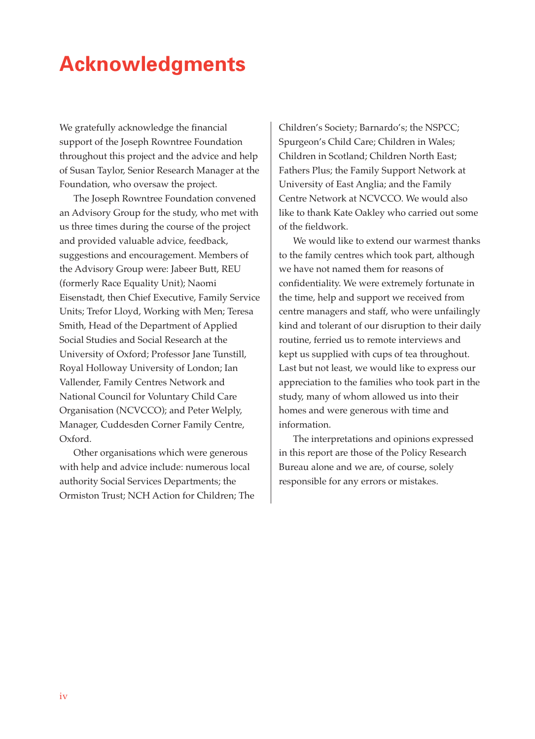# Acknowledgments

We gratefully acknowledge the financial support of the Joseph Rowntree Foundation throughout this project and the advice and help of Susan Taylor, Senior Research Manager at the Foundation, who oversaw the project.

The Joseph Rowntree Foundation convened an Advisory Group for the study, who met with us three times during the course of the project and provided valuable advice, feedback, suggestions and encouragement. Members of the Advisory Group were: Jabeer Butt, REU (formerly Race Equality Unit); Naomi Eisenstadt, then Chief Executive, Family Service Units; Trefor Lloyd, Working with Men; Teresa Smith, Head of the Department of Applied Social Studies and Social Research at the University of Oxford; Professor Jane Tunstill, Royal Holloway University of London; Ian Vallender, Family Centres Network and National Council for Voluntary Child Care Organisation (NCVCCO); and Peter Welply, Manager, Cuddesden Corner Family Centre, Oxford.

Other organisations which were generous with help and advice include: numerous local authority Social Services Departments; the Ormiston Trust; NCH Action for Children; The Children's Society; Barnardo's; the NSPCC; Spurgeon's Child Care; Children in Wales; Children in Scotland; Children North East; Fathers Plus; the Family Support Network at University of East Anglia; and the Family Centre Network at NCVCCO. We would also like to thank Kate Oakley who carried out some of the fieldwork.

We would like to extend our warmest thanks to the family centres which took part, although we have not named them for reasons of confidentiality. We were extremely fortunate in the time, help and support we received from centre managers and staff, who were unfailingly kind and tolerant of our disruption to their daily routine, ferried us to remote interviews and kept us supplied with cups of tea throughout. Last but not least, we would like to express our appreciation to the families who took part in the study, many of whom allowed us into their homes and were generous with time and information.

The interpretations and opinions expressed in this report are those of the Policy Research Bureau alone and we are, of course, solely responsible for any errors or mistakes.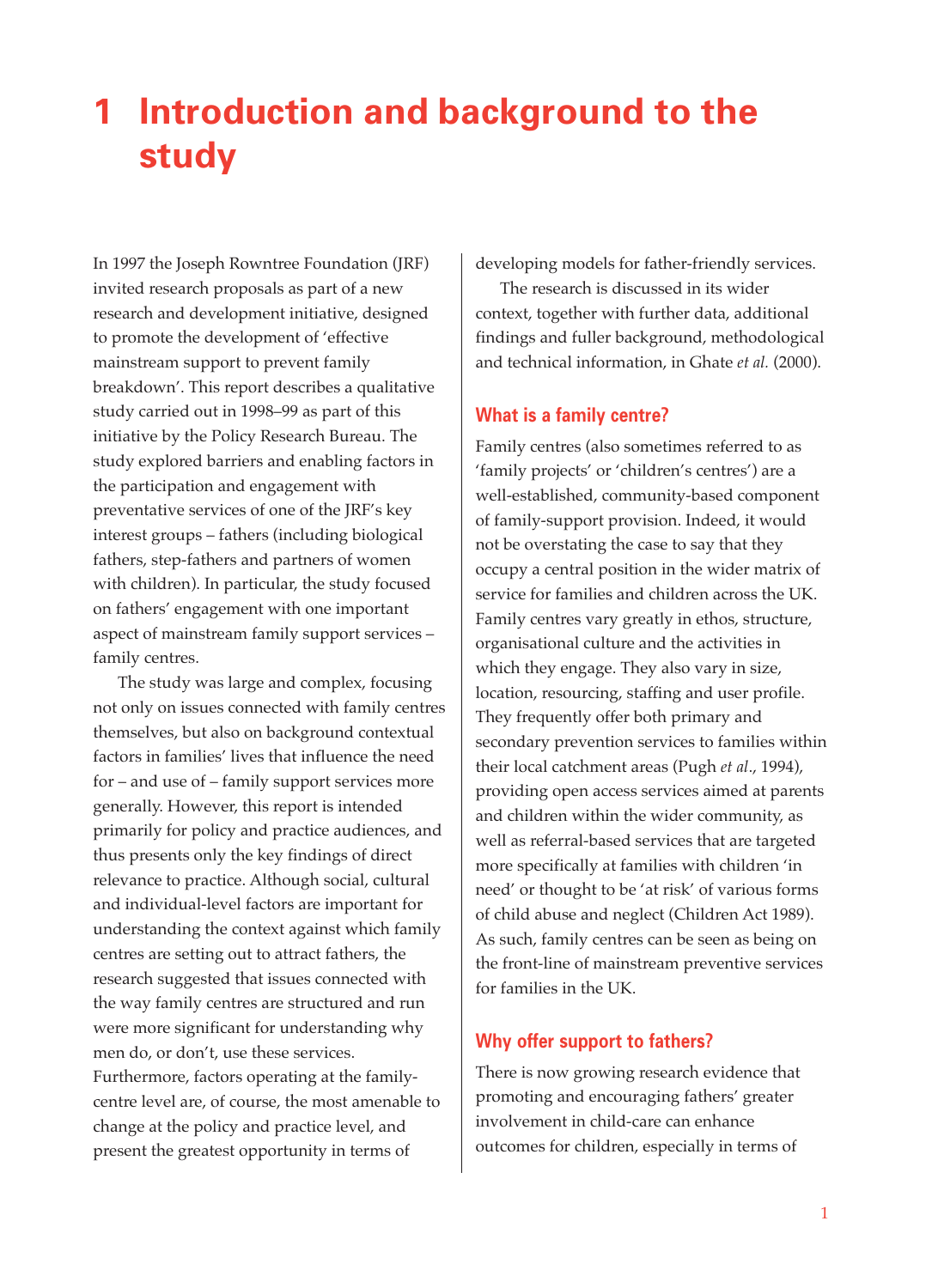# 1 Introduction and background to the study

In 1997 the Joseph Rowntree Foundation (JRF) invited research proposals as part of a new research and development initiative, designed to promote the development of 'effective mainstream support to prevent family breakdown'. This report describes a qualitative study carried out in 1998–99 as part of this initiative by the Policy Research Bureau. The study explored barriers and enabling factors in the participation and engagement with the preventative services of one of the JRF's key interest groups – fathers (including biological fathers, step-fathers and partners of women with children). In particular, the study focused on fathers' engagement with one important aspect of mainstream family support services – family centres.

The study was large and complex, focusing not only on issues connected with family centres themselves, but also on background contextual factors in families' lives that influence the need for – and use of – family support services more generally. However, this report is intended primarily for policy and practice audiences, and thus presents only the key findings of direct relevance to practice. Although social, cultural and individual-level factors are important for understanding the context against which family centres are setting out to attract fathers, the research suggested that issues connected with the way family centres are structured and run were more significant for understanding why men do, or don't, use these services. Furthermore, factors operating at the family-centre level are, of course, the most amenable to change at the policy and practice level, and present the greatest opportunity in terms of developing models for father-friendly services.

The research is discussed in its wider context, together with further data, additional findings and fuller background, methodological and technical information, in Ghate *et al.* (2000).

## What is a family centre?

Family centres (also sometimes referred to as 'family projects' or 'children's centres') are a well-established, community-based component of family-support provision. Indeed, it would not be overstating the case to say that they occupy a central position in the wider matrix of service for families and children across the UK. Family centres vary greatly in ethos, structure, organisational culture and the activities in which they engage. They also vary in size, location, resourcing, staffing and user profile. They frequently offer both primary and secondary prevention services to families within their local catchment areas (Pugh *et al*., 1994), providing open access services aimed at parents and children within the wider community, as well as referral-based services that are targeted more specifically at families with children 'in need' or thought to be 'at risk' of various forms of child abuse and neglect (Children Act 1989). As such, family centres can be seen as being on the front-line of mainstream preventive services for families in the UK.

## Why offer support to fathers?

There is now growing research evidence that promoting and encouraging fathers' greater involvement in child-care can enhance outcomes for children, especially in terms of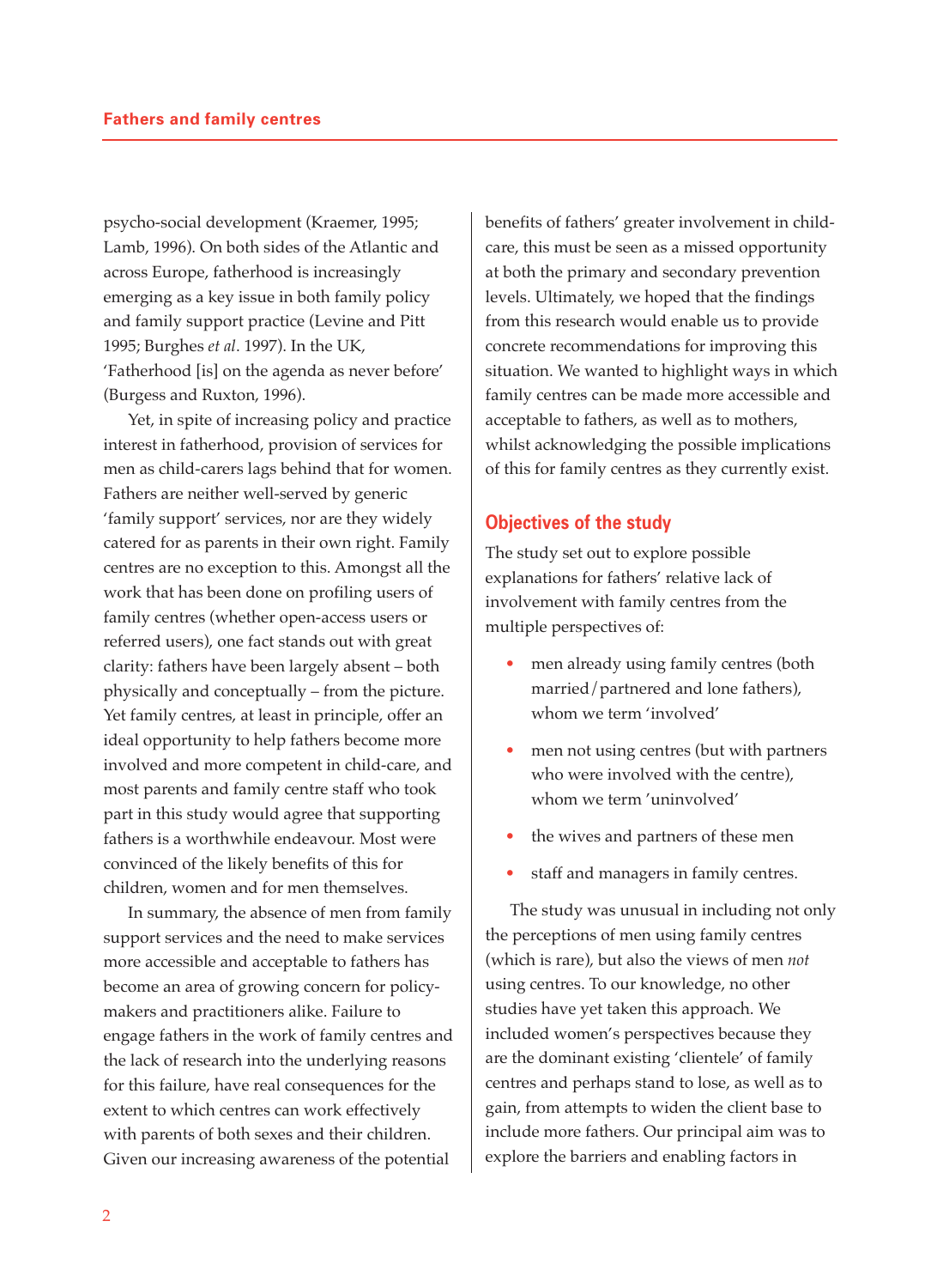psycho-social development (Kraemer, 1995; Lamb, 1996). On both sides of the Atlantic and across Europe, fatherhood is increasingly emerging as a key issue in both family policy and family support practice (Levine and Pitt 1995; Burghes *et al*. 1997). In the UK, 'Fatherhood [is] on the agenda as never before' (Burgess and Ruxton, 1996).

Yet, in spite of increasing policy and practice interest in fatherhood, provision of services for men as child-carers lags behind that for women. Fathers are neither well-served by generic 'family support' services, nor are they widely catered for as parents in their own right. Family centres are no exception to this. Amongst all the work that has been done on profiling users of family centres (whether open-access users or referred users), one fact stands out with great clarity: fathers have been largely absent – both physically and conceptually – from the picture. Yet family centres, at least in principle, offer an ideal opportunity to help fathers become more involved and more competent in child-care, and most parents and family centre staff who took part in this study would agree that supporting fathers is a worthwhile endeavour. Most were convinced of the likely benefits of this for children, women and for men themselves.

In summary, the absence of men from family support services and the need to make services more accessible and acceptable to fathers has become an area of growing concern for policy-makers and practitioners alike. Failure to engage fathers in the work of family centres and the lack of research into the underlying reasons for this failure, have real consequences for the extent to which centres can work effectively with parents of both sexes and their children. Given our increasing awareness of the potential benefits of fathers' greater involvement in child-care, this must be seen as a missed opportunity at both the primary and secondary prevention levels. Ultimately, we hoped that the findings from this research would enable us to provide concrete recommendations for improving this situation. We wanted to highlight ways in which family centres can be made more accessible and acceptable to fathers, as well as to mothers, whilst acknowledging the possible implications of this for family centres as they currently exist.

## Objectives of the study

The study set out to explore possible explanations for fathers' relative lack of involvement with family centres from the multiple perspectives of:

- men already using family centres (both married/partnered and lone fathers), whom we term 'involved'
- men not using centres (but with partners who were involved with the centre), whom we term 'uninvolved'
- the wives and partners of these men
- staff and managers in family centres.

The study was unusual in including not only the perceptions of men using family centres (which is rare), but also the views of men *not* using centres. To our knowledge, no other studies have yet taken this approach. We included women's perspectives because they are the dominant existing 'clientele' of family centres and perhaps stand to lose, as well as to gain, from attempts to widen the client base to include more fathers. Our principal aim was to explore the barriers and enabling factors in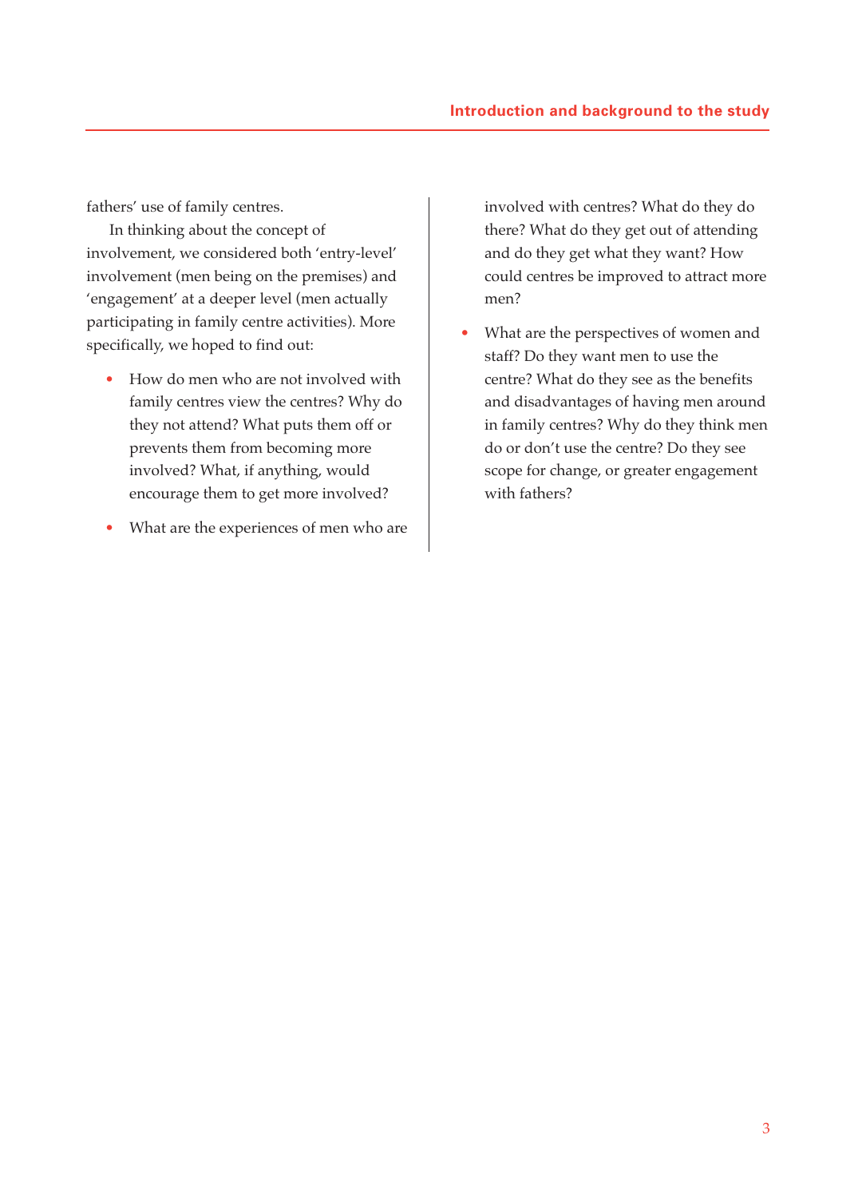fathers' use of family centres.

In thinking about the concept of involvement, we considered both 'entry-level' involvement (men being on the premises) and 'engagement' at a deeper level (men actually participating in family centre activities). More specifically, we hoped to find out:

- How do men who are not involved with family centres view the centres? Why do they not attend? What puts them off or prevents them from becoming more involved? What, if anything, would encourage them to get more involved?
- What are the experiences of men who are involved with centres? What do they do there? What do they get out of attending and do they get what they want? How could centres be improved to attract more men?
- What are the perspectives of women and staff? Do they want men to use the centre? What do they see as the benefits and disadvantages of having men around in family centres? Why do they think men do or don't use the centre? Do they see scope for change, or greater engagement with fathers?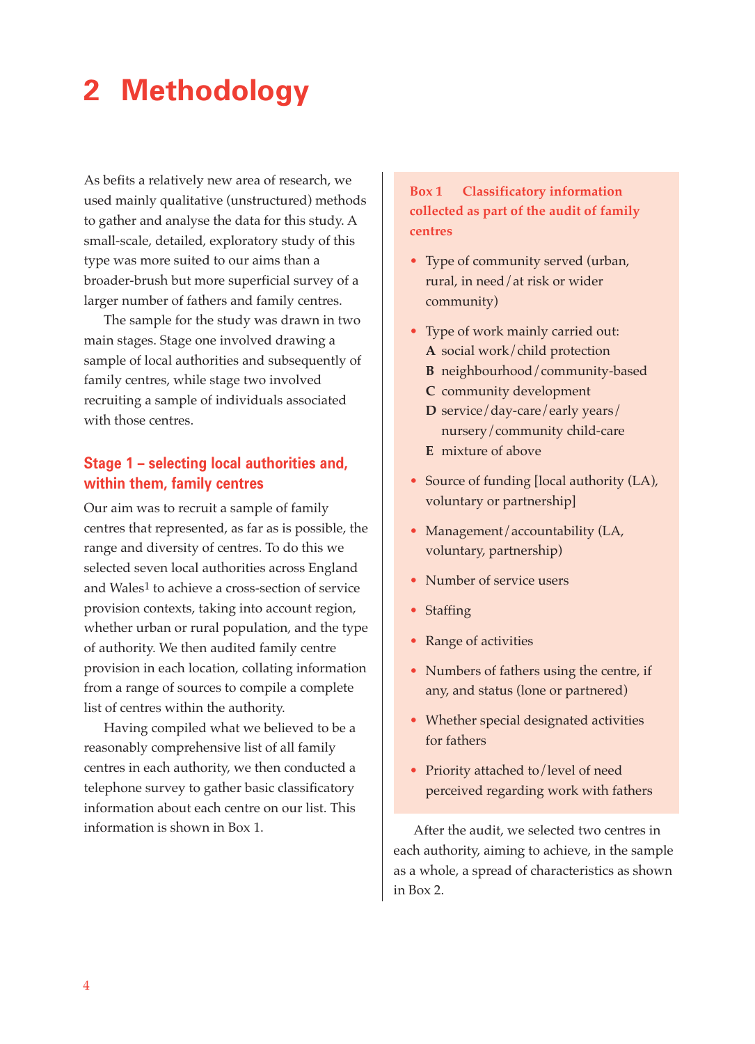# 2 Methodology

As befits a relatively new area of research, we used mainly qualitative (unstructured) methods to gather and analyse the data for this study. A small-scale, detailed, exploratory study of this type was more suited to our aims than a broader-brush but more superficial survey of a larger number of fathers and family centres.

The sample for the study was drawn in two main stages. Stage one involved drawing a sample of local authorities and subsequently of family centres, while stage two involved recruiting a sample of individuals associated with those centres.

## Stage 1 – selecting local authorities and, within them, family centres

Our aim was to recruit a sample of family centres that represented, as far as is possible, the range and diversity of centres. To do this we selected seven local authorities across England and Wales[1] to achieve a cross-section of service provision contexts, taking into account region, whether urban or rural population, and the type of authority. We then audited family centre provision in each location, collating information from a range of sources to compile a complete list of centres within the authority.

Having compiled what we believed to be a reasonably comprehensive list of all family centres in each authority, we then conducted a telephone survey to gather basic classificatory information about each centre on our list. This information is shown in Box 1.

**Box 1 Classificatory information collected as part of the audit of family centres**

- Type of community served (urban, rural, in need / at risk or wider community)
- Type of work mainly carried out:
  - **A** social work / child protection
  - **B** neighbourhood / community-based
  - **C** community development
  - **D** service / day-care / early years / nursery / community child-care
  - **E** mixture of above
- Source of funding [local authority (LA), voluntary or partnership]
- Management / accountability (LA, voluntary, partnership)
- Number of service users
- Staffing
- Range of activities
- Numbers of fathers using the centre, if any, and status (lone or partnered)
- Whether special designated activities for fathers
- Priority attached to / level of need perceived regarding work with fathers

After the audit, we selected two centres in each authority, aiming to achieve, in the sample as a whole, a spread of characteristics as shown in Box 2.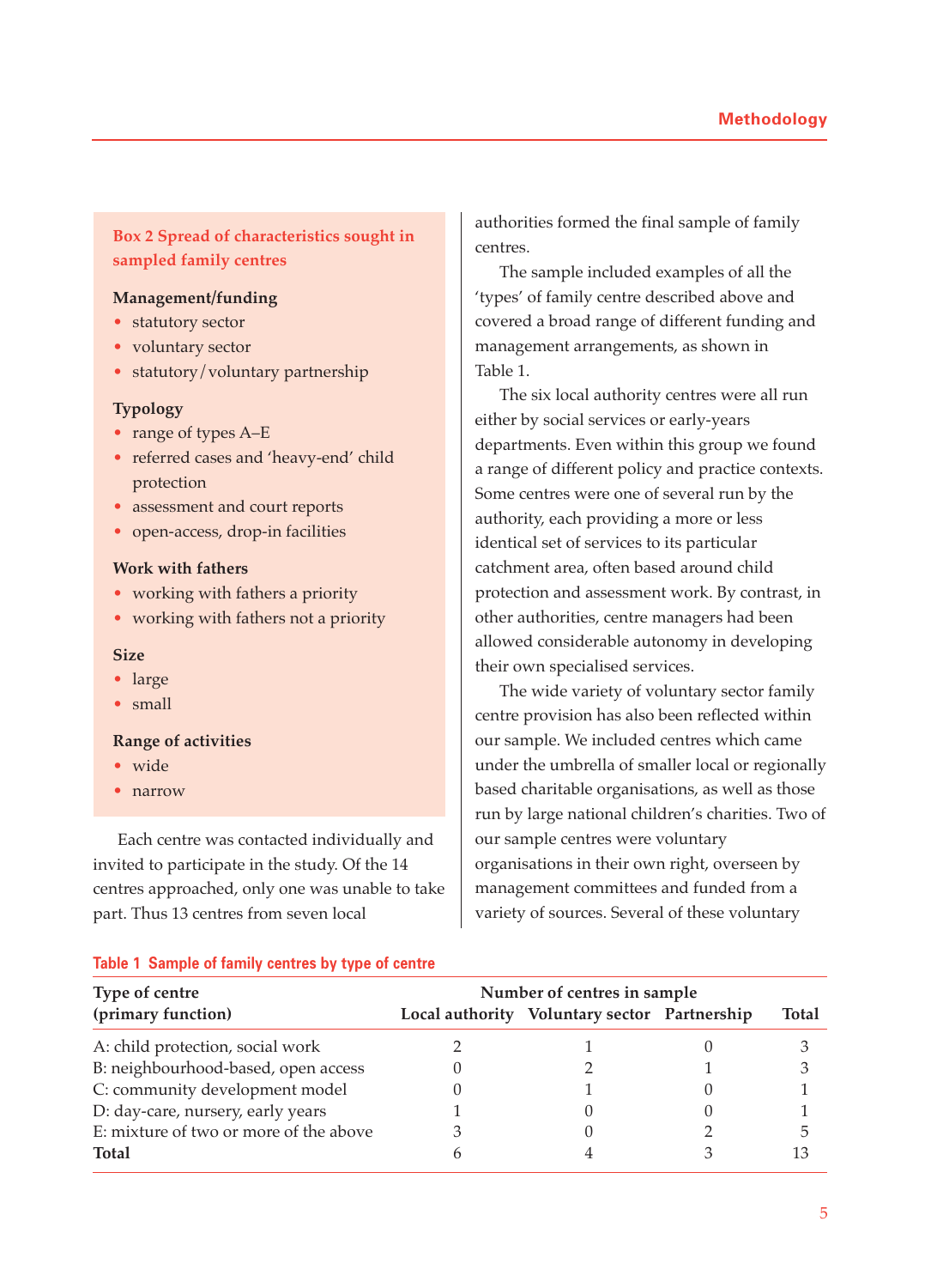**Box 2 Spread of characteristics sought in sampled family centres**

**Management/funding**

- statutory sector
- voluntary sector
- statutory/voluntary partnership

**Typology**

- range of types A–E
- referred cases and 'heavy-end' child protection
- assessment and court reports
- open-access, drop-in facilities

**Work with fathers**

- working with fathers a priority
- working with fathers not a priority

**Size**

- large
- small

**Range of activities**

- wide
- narrow

Each centre was contacted individually and invited to participate in the study. Of the 14 centres approached, only one was unable to take part. Thus 13 centres from seven local authorities formed the final sample of family centres.

The sample included examples of all the 'types' of family centre described above and covered a broad range of different funding and management arrangements, as shown in Table 1.

The six local authority centres were all run either by social services or early-years departments. Even within this group we found a range of different policy and practice contexts. Some centres were one of several run by the authority, each providing a more or less identical set of services to its particular catchment area, often based around child protection and assessment work. By contrast, in other authorities, centre managers had been allowed considerable autonomy in developing their own specialised services.

The wide variety of voluntary sector family centre provision has also been reflected within our sample. We included centres which came under the umbrella of smaller local or regionally based charitable organisations, as well as those run by large national children's charities. Two of our sample centres were voluntary organisations in their own right, overseen by management committees and funded from a variety of sources. Several of these voluntary

**Table 1 Sample of family centres by type of centre**

| Type of centre (primary function) | Number of centres in sample | | | |
|---|---|---|---|---|
| | Local authority | Voluntary sector | Partnership | Total |
| A: child protection, social work | 2 | 1 | 0 | 3 |
| B: neighbourhood-based, open access | 0 | 2 | 1 | 3 |
| C: community development model | 0 | 1 | 0 | 1 |
| D: day-care, nursery, early years | 1 | 0 | 0 | 1 |
| E: mixture of two or more of the above | 3 | 0 | 2 | 5 |
| **Total** | 6 | 4 | 3 | 13 |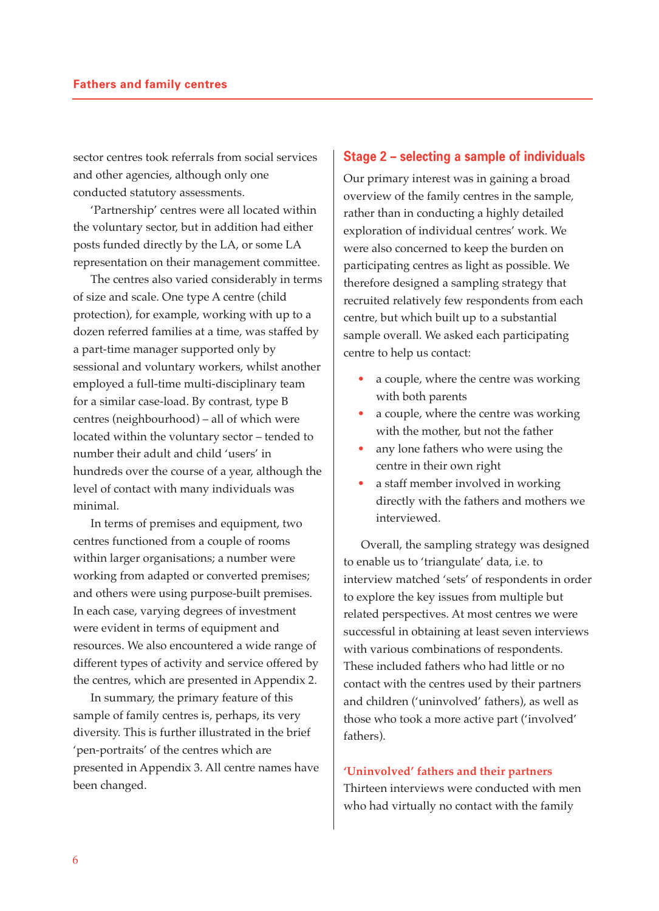sector centres took referrals from social services and other agencies, although only one conducted statutory assessments.

'Partnership' centres were all located within the voluntary sector, but in addition had either posts funded directly by the LA, or some LA representation on their management committee.

The centres also varied considerably in terms of size and scale. One type A centre (child protection), for example, working with up to a dozen referred families at a time, was staffed by a part-time manager supported only by sessional and voluntary workers, whilst another employed a full-time multi-disciplinary team for a similar case-load. By contrast, type B centres (neighbourhood) – all of which were located within the voluntary sector – tended to number their adult and child 'users' in hundreds over the course of a year, although the level of contact with many individuals was minimal.

In terms of premises and equipment, two centres functioned from a couple of rooms within larger organisations; a number were working from adapted or converted premises; and others were using purpose-built premises. In each case, varying degrees of investment were evident in terms of equipment and resources. We also encountered a wide range of different types of activity and service offered by the centres, which are presented in Appendix 2.

In summary, the primary feature of this sample of family centres is, perhaps, its very diversity. This is further illustrated in the brief 'pen-portraits' of the centres which are presented in Appendix 3. All centre names have been changed.

## Stage 2 – selecting a sample of individuals

Our primary interest was in gaining a broad overview of the family centres in the sample, rather than in conducting a highly detailed exploration of individual centres' work. We were also concerned to keep the burden on participating centres as light as possible. We therefore designed a sampling strategy that recruited relatively few respondents from each centre, but which built up to a substantial sample overall. We asked each participating centre to help us contact:

- a couple, where the centre was working with both parents
- a couple, where the centre was working with the mother, but not the father
- any lone fathers who were using the centre in their own right
- a staff member involved in working directly with the fathers and mothers we interviewed.

Overall, the sampling strategy was designed to enable us to 'triangulate' data, i.e. to interview matched 'sets' of respondents in order to explore the key issues from multiple but related perspectives. At most centres we were successful in obtaining at least seven interviews with various combinations of respondents. These included fathers who had little or no contact with the centres used by their partners and children ('uninvolved' fathers), as well as those who took a more active part ('involved' fathers).

### 'Uninvolved' fathers and their partners

Thirteen interviews were conducted with men who had virtually no contact with the family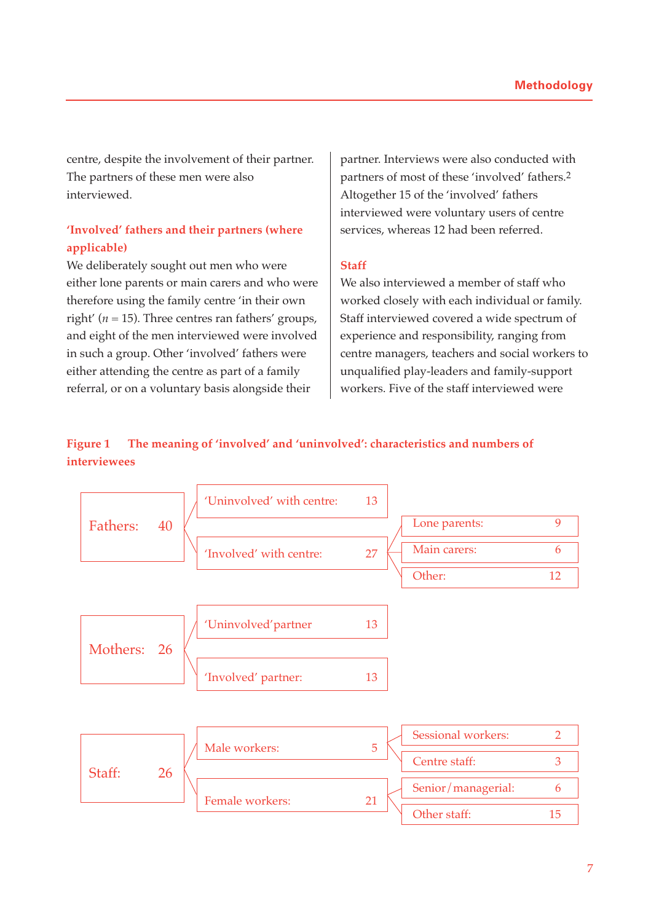centre, despite the involvement of their partner. The partners of these men were also interviewed.

### 'Involved' fathers and their partners (where applicable)

We deliberately sought out men who were either lone parents or main carers and who were therefore using the family centre 'in their own right' ($n$ = 15). Three centres ran fathers' groups, and eight of the men interviewed were involved in such a group. Other 'involved' fathers were either attending the centre as part of a family referral, or on a voluntary basis alongside their partner. Interviews were also conducted with partners of most of these 'involved' fathers.[2] Altogether 15 of the 'involved' fathers interviewed were voluntary users of centre services, whereas 12 had been referred.

### Staff

We also interviewed a member of staff who worked closely with each individual or family. Staff interviewed covered a wide spectrum of experience and responsibility, ranging from centre managers, teachers and social workers to unqualified play-leaders and family-support workers. Five of the staff interviewed were

**Figure 1 The meaning of 'involved' and 'uninvolved': characteristics and numbers of interviewees**

| Group | Subgroup | Breakdown |
|---|---|---|
| Fathers: 40 | 'Uninvolved' with centre: 13 | |
| | 'Involved' with centre: 27 | Lone parents: 9 |
| | | Main carers: 6 |
| | | Other: 12 |
| Mothers: 26 | 'Uninvolved' partner: 13 | |
| | 'Involved' partner: 13 | |
| Staff: 26 | Male workers: 5 | Sessional workers: 2 |
| | | Centre staff: 3 |
| | Female workers: 21 | Senior/managerial: 6 |
| | | Other staff: 15 |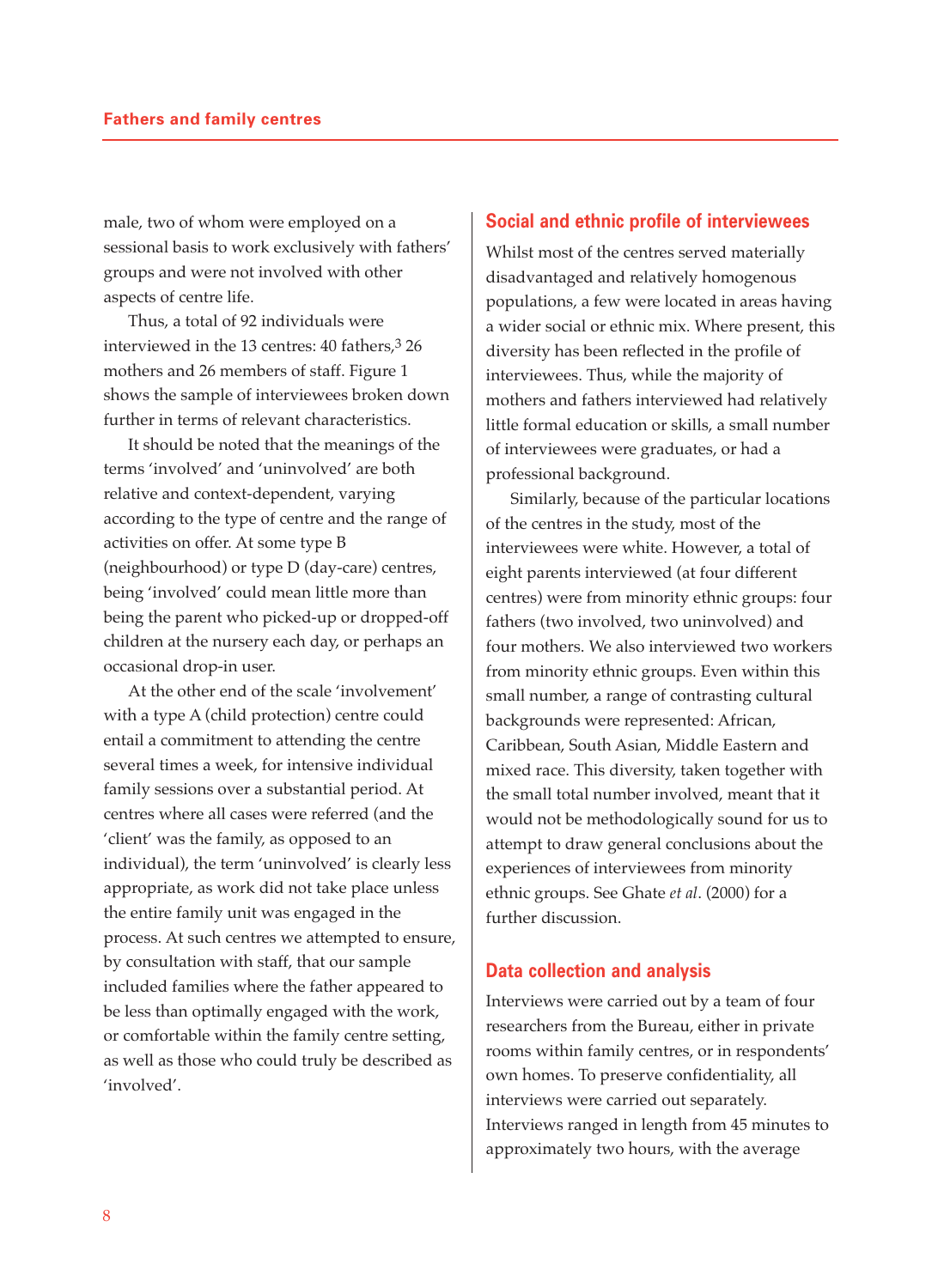male, two of whom were employed on a sessional basis to work exclusively with fathers' groups and were not involved with other aspects of centre life.

Thus, a total of 92 individuals were interviewed in the 13 centres: 40 fathers,[3] 26 mothers and 26 members of staff. Figure 1 shows the sample of interviewees broken down further in terms of relevant characteristics.

It should be noted that the meanings of the terms 'involved' and 'uninvolved' are both relative and context-dependent, varying according to the type of centre and the range of activities on offer. At some type B (neighbourhood) or type D (day-care) centres, being 'involved' could mean little more than being the parent who picked-up or dropped-off children at the nursery each day, or perhaps an occasional drop-in user.

At the other end of the scale 'involvement' with a type A (child protection) centre could entail a commitment to attending the centre several times a week, for intensive individual family sessions over a substantial period. At centres where all cases were referred (and the 'client' was the family, as opposed to an individual), the term 'uninvolved' is clearly less appropriate, as work did not take place unless the entire family unit was engaged in the process. At such centres we attempted to ensure, by consultation with staff, that our sample included families where the father appeared to be less than optimally engaged with the work, or comfortable within the family centre setting, as well as those who could truly be described as 'involved'.

## Social and ethnic profile of interviewees

Whilst most of the centres served materially disadvantaged and relatively homogenous populations, a few were located in areas having a wider social or ethnic mix. Where present, this diversity has been reflected in the profile of interviewees. Thus, while the majority of mothers and fathers interviewed had relatively little formal education or skills, a small number of interviewees were graduates, or had a professional background.

Similarly, because of the particular locations of the centres in the study, most of the interviewees were white. However, a total of eight parents interviewed (at four different centres) were from minority ethnic groups: four fathers (two involved, two uninvolved) and four mothers. We also interviewed two workers from minority ethnic groups. Even within this small number, a range of contrasting cultural backgrounds were represented: African, Caribbean, South Asian, Middle Eastern and mixed race. This diversity, taken together with the small total number involved, meant that it would not be methodologically sound for us to attempt to draw general conclusions about the experiences of interviewees from minority ethnic groups. See Ghate *et al*. (2000) for a further discussion.

## Data collection and analysis

Interviews were carried out by a team of four researchers from the Bureau, either in private rooms within family centres, or in respondents' own homes. To preserve confidentiality, all interviews were carried out separately. Interviews ranged in length from 45 minutes to approximately two hours, with the average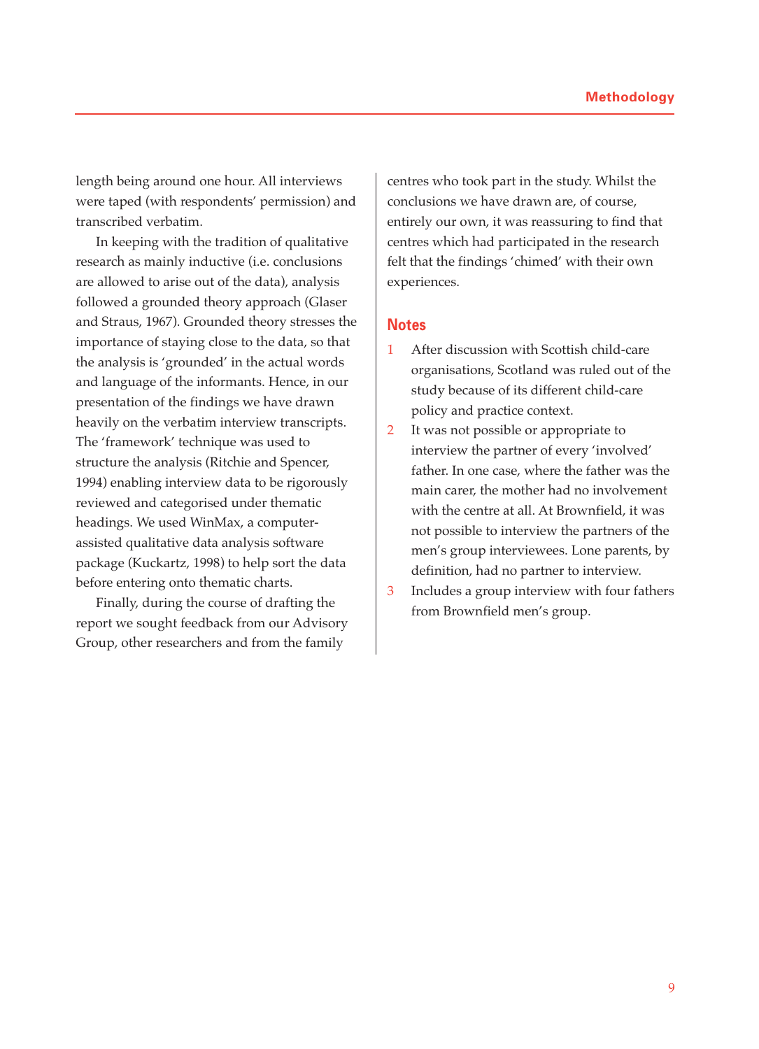length being around one hour. All interviews were taped (with respondents' permission) and transcribed verbatim.

In keeping with the tradition of qualitative research as mainly inductive (i.e. conclusions are allowed to arise out of the data), analysis followed a grounded theory approach (Glaser and Straus, 1967). Grounded theory stresses the importance of staying close to the data, so that the analysis is 'grounded' in the actual words and language of the informants. Hence, in our presentation of the findings we have drawn heavily on the verbatim interview transcripts. The 'framework' technique was used to structure the analysis (Ritchie and Spencer, 1994) enabling interview data to be rigorously reviewed and categorised under thematic headings. We used WinMax, a computer-assisted qualitative data analysis software package (Kuckartz, 1998) to help sort the data before entering onto thematic charts.

Finally, during the course of drafting the report we sought feedback from our Advisory Group, other researchers and from the family centres who took part in the study. Whilst the conclusions we have drawn are, of course, entirely our own, it was reassuring to find that centres which had participated in the research felt that the findings 'chimed' with their own experiences.

## Notes

1. After discussion with Scottish child-care organisations, Scotland was ruled out of the study because of its different child-care policy and practice context.
2. It was not possible or appropriate to interview the partner of every 'involved' father. In one case, where the father was the main carer, the mother had no involvement with the centre at all. At Brownfield, it was not possible to interview the partners of the men's group interviewees. Lone parents, by definition, had no partner to interview.
3. Includes a group interview with four fathers from Brownfield men's group.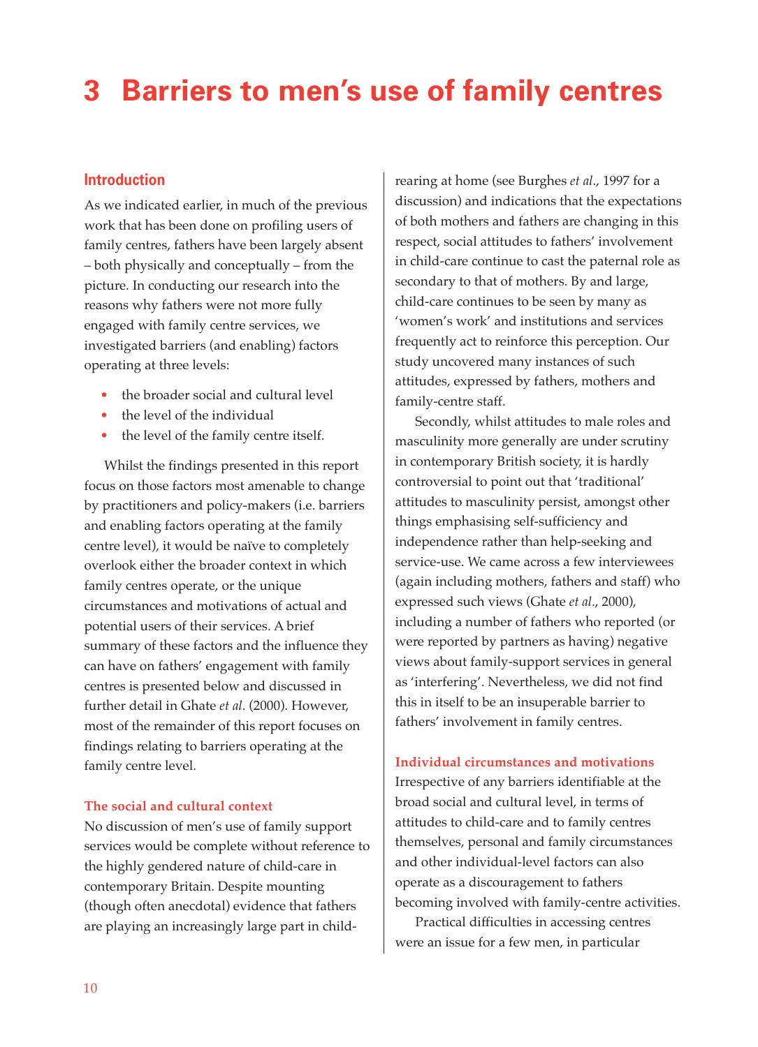# 3 Barriers to men's use of family centres

## Introduction

As we indicated earlier, in much of the previous work that has been done on profiling users of family centres, fathers have been largely absent – both physically and conceptually – from the picture. In conducting our research into the reasons why fathers were not more fully engaged with family centre services, we investigated barriers (and enabling) factors operating at three levels:

- the broader social and cultural level
- the level of the individual
- the level of the family centre itself.

Whilst the findings presented in this report focus on those factors most amenable to change by practitioners and policy-makers (i.e. barriers and enabling factors operating at the family centre level), it would be naïve to completely overlook either the broader context in which family centres operate, or the unique circumstances and motivations of actual and potential users of their services. A brief summary of these factors and the influence they can have on fathers' engagement with family centres is presented below and discussed in further detail in Ghate *et al*. (2000). However, most of the remainder of this report focuses on findings relating to barriers operating at the family centre level.

### The social and cultural context

No discussion of men's use of family support services would be complete without reference to the highly gendered nature of child-care in contemporary Britain. Despite mounting (though often anecdotal) evidence that fathers are playing an increasingly large part in child-rearing at home (see Burghes *et al*., 1997 for a discussion) and indications that the expectations of both mothers and fathers are changing in this respect, social attitudes to fathers' involvement in child-care continue to cast the paternal role as secondary to that of mothers. By and large, child-care continues to be seen by many as 'women's work' and institutions and services frequently act to reinforce this perception. Our study uncovered many instances of such attitudes, expressed by fathers, mothers and family-centre staff.

Secondly, whilst attitudes to male roles and masculinity more generally are under scrutiny in contemporary British society, it is hardly controversial to point out that 'traditional' attitudes to masculinity persist, amongst other things emphasising self-sufficiency and independence rather than help-seeking and service-use. We came across a few interviewees (again including mothers, fathers and staff) who expressed such views (Ghate *et al*., 2000), including a number of fathers who reported (or were reported by partners as having) negative views about family-support services in general as 'interfering'. Nevertheless, we did not find this in itself to be an insuperable barrier to fathers' involvement in family centres.

### Individual circumstances and motivations

Irrespective of any barriers identifiable at the broad social and cultural level, in terms of attitudes to child-care and to family centres themselves, personal and family circumstances and other individual-level factors can also operate as a discouragement to fathers becoming involved with family-centre activities.

Practical difficulties in accessing centres were an issue for a few men, in particular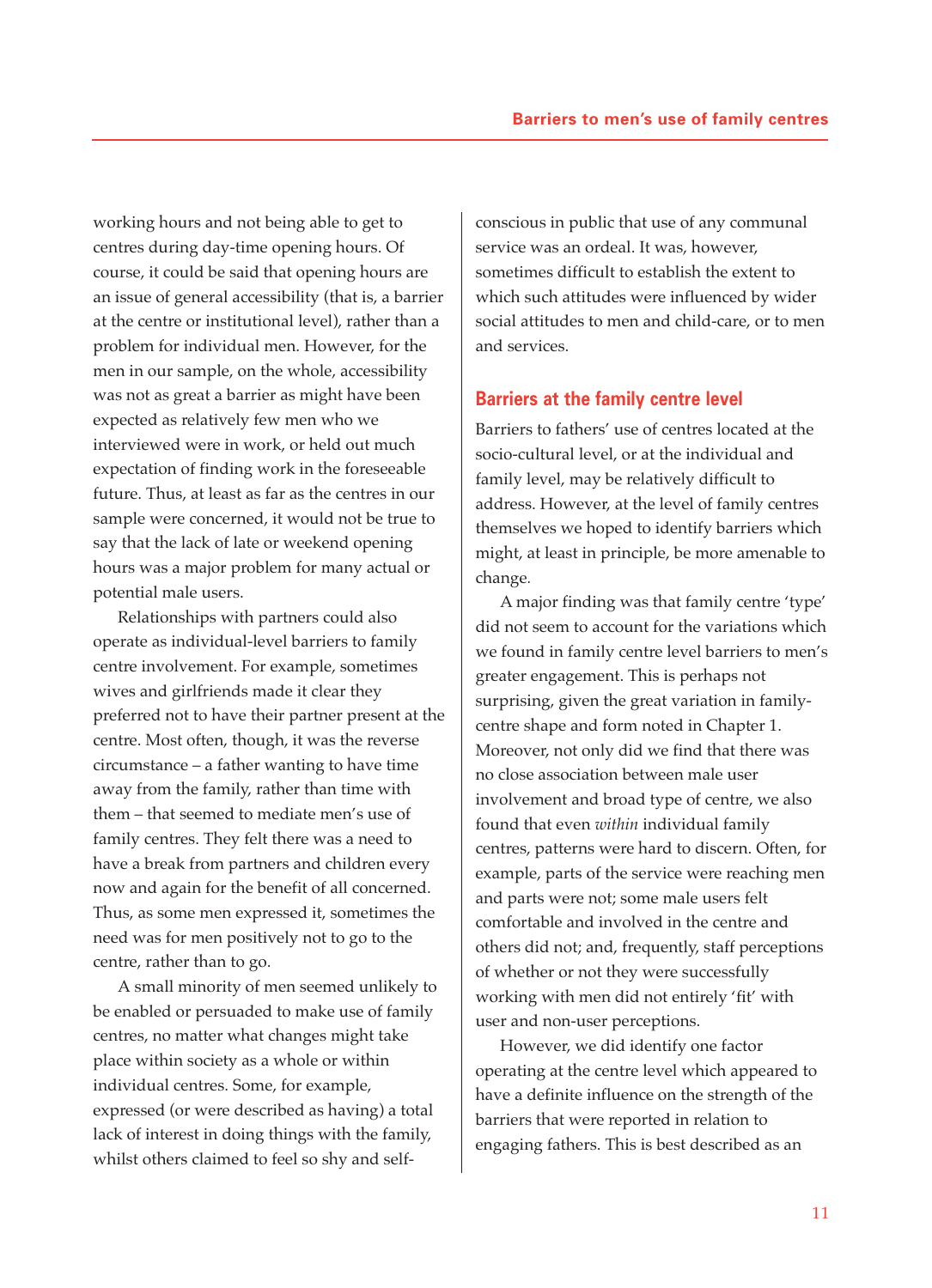working hours and not being able to get to centres during day-time opening hours. Of course, it could be said that opening hours are an issue of general accessibility (that is, a barrier at the centre or institutional level), rather than a problem for individual men. However, for the men in our sample, on the whole, accessibility was not as great a barrier as might have been expected as relatively few men who we interviewed were in work, or held out much expectation of finding work in the foreseeable future. Thus, at least as far as the centres in our sample were concerned, it would not be true to say that the lack of late or weekend opening hours was a major problem for many actual or potential male users.

Relationships with partners could also operate as individual-level barriers to family centre involvement. For example, sometimes wives and girlfriends made it clear they preferred not to have their partner present at the centre. Most often, though, it was the reverse circumstance – a father wanting to have time away from the family, rather than time with them – that seemed to mediate men's use of family centres. They felt there was a need to have a break from partners and children every now and again for the benefit of all concerned. Thus, as some men expressed it, sometimes the need was for men positively not to go to the centre, rather than to go.

A small minority of men seemed unlikely to be enabled or persuaded to make use of family centres, no matter what changes might take place within society as a whole or within individual centres. Some, for example, expressed (or were described as having) a total lack of interest in doing things with the family, whilst others claimed to feel so shy and self-conscious in public that use of any communal service was an ordeal. It was, however, sometimes difficult to establish the extent to which such attitudes were influenced by wider social attitudes to men and child-care, or to men and services.

## Barriers at the family centre level

Barriers to fathers' use of centres located at the socio-cultural level, or at the individual and family level, may be relatively difficult to address. However, at the level of family centres themselves we hoped to identify barriers which might, at least in principle, be more amenable to change.

A major finding was that family centre 'type' did not seem to account for the variations which we found in family centre level barriers to men's greater engagement. This is perhaps not surprising, given the great variation in family-centre shape and form noted in Chapter 1. Moreover, not only did we find that there was no close association between male user involvement and broad type of centre, we also found that even *within* individual family centres, patterns were hard to discern. Often, for example, parts of the service were reaching men and parts were not; some male users felt comfortable and involved in the centre and others did not; and, frequently, staff perceptions of whether or not they were successfully working with men did not entirely 'fit' with user and non-user perceptions.

However, we did identify one factor operating at the centre level which appeared to have a definite influence on the strength of the barriers that were reported in relation to engaging fathers. This is best described as an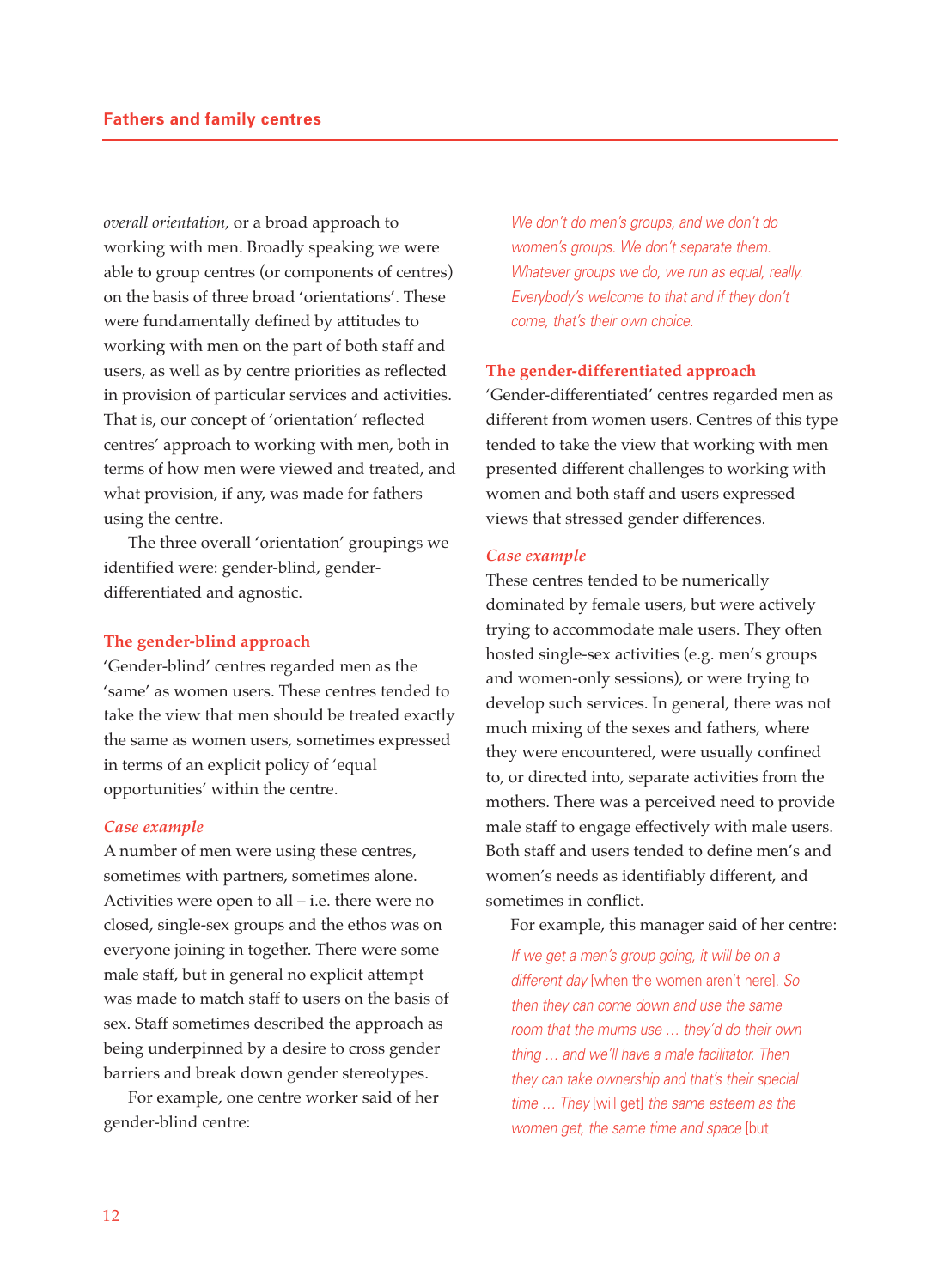*overall orientation,* or a broad approach to working with men. Broadly speaking we were able to group centres (or components of centres) on the basis of three broad 'orientations'. These were fundamentally defined by attitudes to working with men on the part of both staff and users, as well as by centre priorities as reflected in provision of particular services and activities. That is, our concept of 'orientation' reflected centres' approach to working with men, both in terms of how men were viewed and treated, and what provision, if any, was made for fathers using the centre.

The three overall 'orientation' groupings we identified were: gender-blind, gender-differentiated and agnostic.

### The gender-blind approach

'Gender-blind' centres regarded men as the 'same' as women users. These centres tended to take the view that men should be treated exactly the same as women users, sometimes expressed in terms of an explicit policy of 'equal opportunities' within the centre.

#### *Case example*

A number of men were using these centres, sometimes with partners, sometimes alone. Activities were open to all – i.e. there were no closed, single-sex groups and the ethos was on everyone joining in together. There were some male staff, but in general no explicit attempt was made to match staff to users on the basis of sex. Staff sometimes described the approach as being underpinned by a desire to cross gender barriers and break down gender stereotypes.

For example, one centre worker said of her gender-blind centre:

> We don't do men's groups, and we don't do women's groups. We don't separate them. Whatever groups we do, we run as equal, really. Everybody's welcome to that and if they don't come, that's their own choice.

### The gender-differentiated approach

'Gender-differentiated' centres regarded men as different from women users. Centres of this type tended to take the view that working with men presented different challenges to working with women and both staff and users expressed views that stressed gender differences.

#### *Case example*

These centres tended to be numerically dominated by female users, but were actively trying to accommodate male users. They often hosted single-sex activities (e.g. men's groups and women-only sessions), or were trying to develop such services. In general, there was not much mixing of the sexes and fathers, where they were encountered, were usually confined to, or directed into, separate activities from the mothers. There was a perceived need to provide male staff to engage effectively with male users. Both staff and users tended to define men's and women's needs as identifiably different, and sometimes in conflict.

For example, this manager said of her centre:

> If we get a men's group going, it will be on a different day [when the women aren't here]. So then they can come down and use the same room that the mums use … they'd do their own thing … and we'll have a male facilitator. Then they can take ownership and that's their special time … They [will get] the same esteem as the women get, the same time and space [but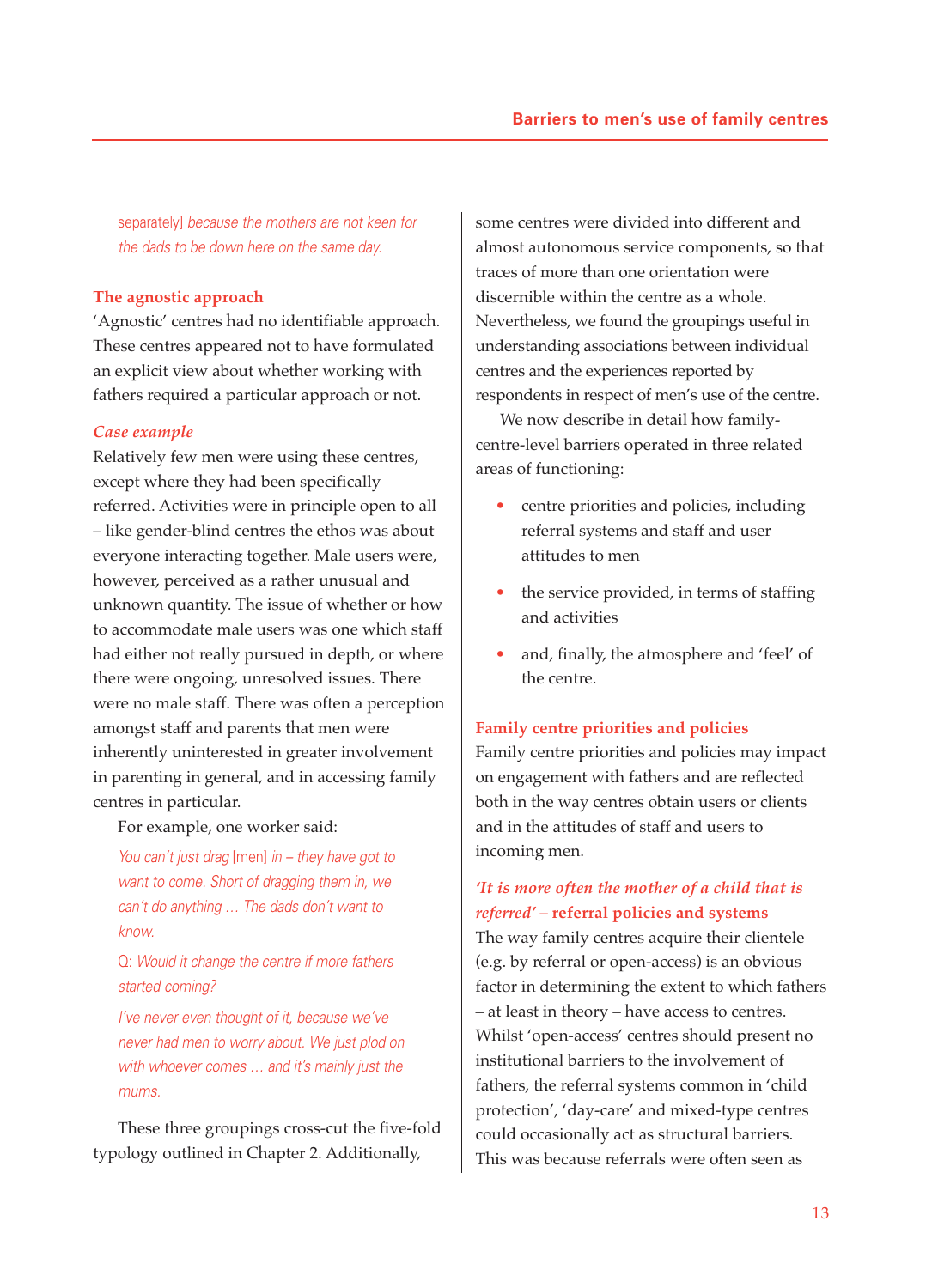separately] *because the mothers are not keen for the dads to be down here on the same day.*

### The agnostic approach

'Agnostic' centres had no identifiable approach. These centres appeared not to have formulated an explicit view about whether working with fathers required a particular approach or not.

#### *Case example*

Relatively few men were using these centres, except where they had been specifically referred. Activities were in principle open to all – like gender-blind centres the ethos was about everyone interacting together. Male users were, however, perceived as a rather unusual and unknown quantity. The issue of whether or how to accommodate male users was one which staff had either not really pursued in depth, or where there were ongoing, unresolved issues. There were no male staff. There was often a perception amongst staff and parents that men were inherently uninterested in greater involvement in parenting in general, and in accessing family centres in particular.

For example, one worker said:

> *You can't just drag* [men] *in – they have got to want to come. Short of dragging them in, we can't do anything ... The dads don't want to know.*
>
> *Q: Would it change the centre if more fathers started coming?*
>
> *I've never even thought of it, because we've never had men to worry about. We just plod on with whoever comes ... and it's mainly just the mums.*

These three groupings cross-cut the five-fold typology outlined in Chapter 2. Additionally, some centres were divided into different and almost autonomous service components, so that traces of more than one orientation were discernible within the centre as a whole. Nevertheless, we found the groupings useful in understanding associations between individual centres and the experiences reported by respondents in respect of men's use of the centre.

We now describe in detail how family-centre-level barriers operated in three related areas of functioning:

- centre priorities and policies, including referral systems and staff and user attitudes to men
- the service provided, in terms of staffing and activities
- and, finally, the atmosphere and 'feel' of the centre.

## Family centre priorities and policies

Family centre priorities and policies may impact on engagement with fathers and are reflected both in the way centres obtain users or clients and in the attitudes of staff and users to incoming men.

### *'It is more often the mother of a child that is referred'* – referral policies and systems

The way family centres acquire their clientele (e.g. by referral or open-access) is an obvious factor in determining the extent to which fathers – at least in theory – have access to centres. Whilst 'open-access' centres should present no institutional barriers to the involvement of fathers, the referral systems common in 'child protection', 'day-care' and mixed-type centres could occasionally act as structural barriers. This was because referrals were often seen as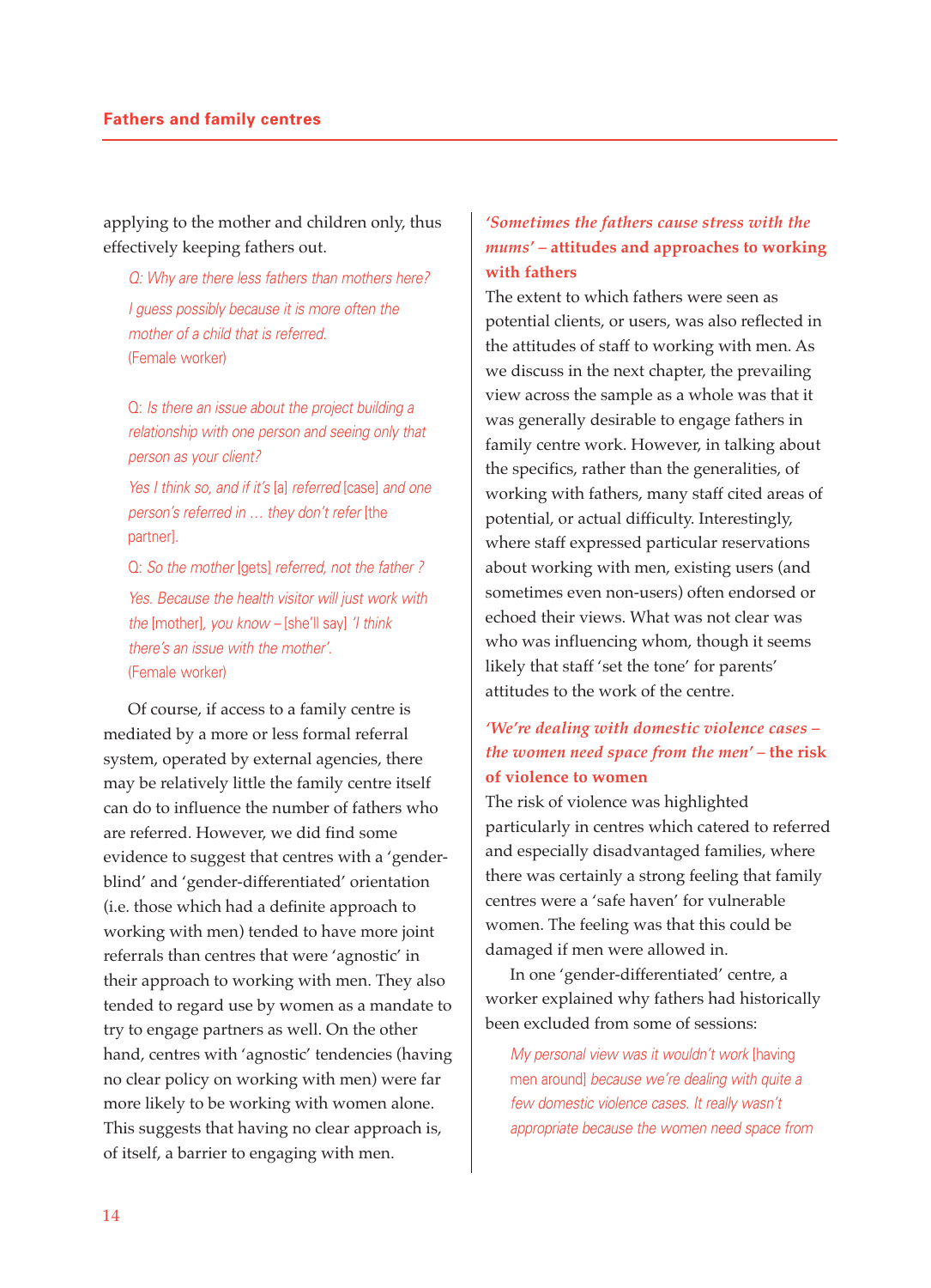applying to the mother and children only, thus effectively keeping fathers out.

> *Q: Why are there less fathers than mothers here?*
>
> *I guess possibly because it is more often the mother of a child that is referred.*
> (Female worker)

> Q: *Is there an issue about the project building a relationship with one person and seeing only that person as your client?*
>
> *Yes I think so, and if it's* [a] *referred* [case] *and one person's referred in … they don't refer* [the partner].
>
> Q: *So the mother* [gets] *referred, not the father ?*
>
> *Yes. Because the health visitor will just work with the* [mother], *you know –* [she'll say] *'I think there's an issue with the mother'.*
> (Female worker)

Of course, if access to a family centre is mediated by a more or less formal referral system, operated by external agencies, there may be relatively little the family centre itself can do to influence the number of fathers who are referred. However, we did find some evidence to suggest that centres with a 'gender-blind' and 'gender-differentiated' orientation (i.e. those which had a definite approach to working with men) tended to have more joint referrals than centres that were 'agnostic' in their approach to working with men. They also tended to regard use by women as a mandate to try to engage partners as well. On the other hand, centres with 'agnostic' tendencies (having no clear policy on working with men) were far more likely to be working with women alone. This suggests that having no clear approach is, of itself, a barrier to engaging with men.

### *'Sometimes the fathers cause stress with the mums'* – attitudes and approaches to working with fathers

The extent to which fathers were seen as potential clients, or users, was also reflected in the attitudes of staff to working with men. As we discuss in the next chapter, the prevailing view across the sample as a whole was that it was generally desirable to engage fathers in family centre work. However, in talking about the specifics, rather than the generalities, of working with fathers, many staff cited areas of potential, or actual difficulty. Interestingly, where staff expressed particular reservations about working with men, existing users (and sometimes even non-users) often endorsed or echoed their views. What was not clear was who was influencing whom, though it seems likely that staff 'set the tone' for parents' attitudes to the work of the centre.

### *'We're dealing with domestic violence cases – the women need space from the men'* – the risk of violence to women

The risk of violence was highlighted particularly in centres which catered to referred and especially disadvantaged families, where there was certainly a strong feeling that family centres were a 'safe haven' for vulnerable women. The feeling was that this could be damaged if men were allowed in.

In one 'gender-differentiated' centre, a worker explained why fathers had historically been excluded from some of sessions:

> *My personal view was it wouldn't work* [having men around] *because we're dealing with quite a few domestic violence cases. It really wasn't appropriate because the women need space from*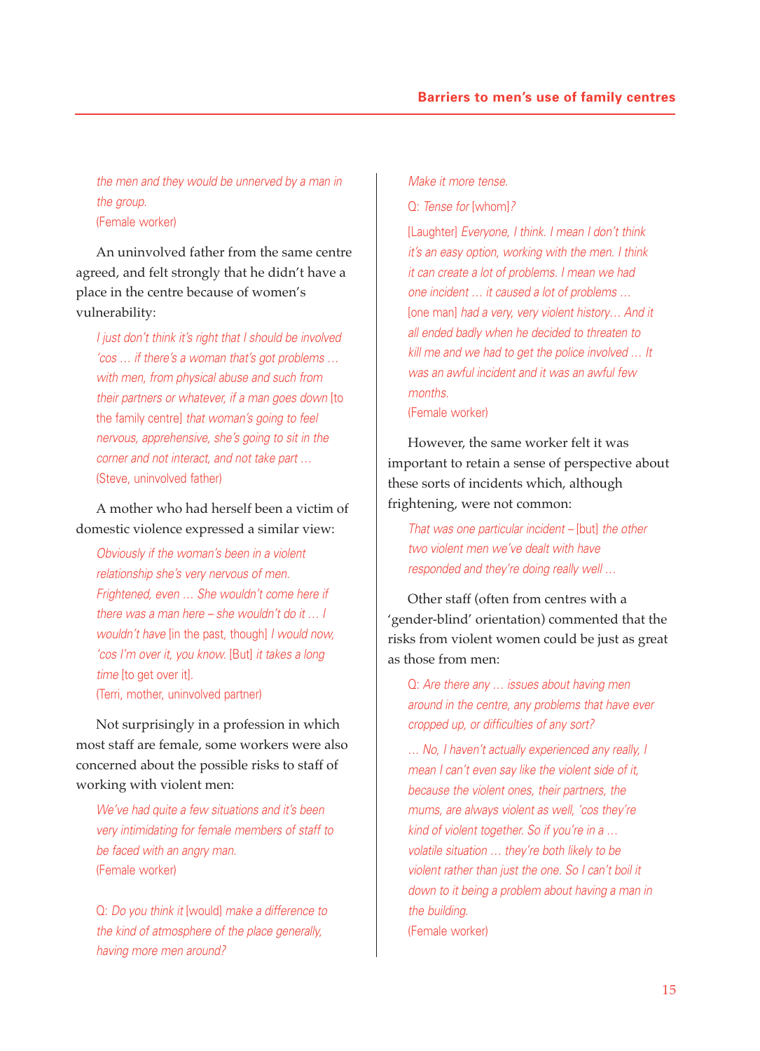*the men and they would be unnerved by a man in the group.*
(Female worker)

An uninvolved father from the same centre agreed, and felt strongly that he didn't have a place in the centre because of women's vulnerability:

> *I just don't think it's right that I should be involved 'cos … if there's a woman that's got problems … with men, from physical abuse and such from their partners or whatever, if a man goes down* [to the family centre] *that woman's going to feel nervous, apprehensive, she's going to sit in the corner and not interact, and not take part …*
> (Steve, uninvolved father)

A mother who had herself been a victim of domestic violence expressed a similar view:

> *Obviously if the woman's been in a violent relationship she's very nervous of men. Frightened, even … She wouldn't come here if there was a man here – she wouldn't do it … I wouldn't have* [in the past, though] *I would now, 'cos I'm over it, you know.* [But] *it takes a long time* [to get over it].
> (Terri, mother, uninvolved partner)

Not surprisingly in a profession in which most staff are female, some workers were also concerned about the possible risks to staff of working with violent men:

> *We've had quite a few situations and it's been very intimidating for female members of staff to be faced with an angry man.*
> (Female worker)
>
> Q: *Do you think it* [would] *make a difference to the kind of atmosphere of the place generally, having more men around?*
>
> *Make it more tense.*
>
> Q: *Tense for* [whom]*?*
>
> [Laughter] *Everyone, I think. I mean I don't think it's an easy option, working with the men. I think it can create a lot of problems. I mean we had one incident … it caused a lot of problems …* [one man] *had a very, very violent history… And it all ended badly when he decided to threaten to kill me and we had to get the police involved … It was an awful incident and it was an awful few months.*
> (Female worker)

However, the same worker felt it was important to retain a sense of perspective about these sorts of incidents which, although frightening, were not common:

> *That was one particular incident* – [but] *the other two violent men we've dealt with have responded and they're doing really well …*

Other staff (often from centres with a 'gender-blind' orientation) commented that the risks from violent women could be just as great as those from men:

> Q: *Are there any … issues about having men around in the centre, any problems that have ever cropped up, or difficulties of any sort?*
>
> *… No, I haven't actually experienced any really, I mean I can't even say like the violent side of it, because the violent ones, their partners, the mums, are always violent as well, 'cos they're kind of violent together. So if you're in a … volatile situation … they're both likely to be violent rather than just the one. So I can't boil it down to it being a problem about having a man in the building.*
> (Female worker)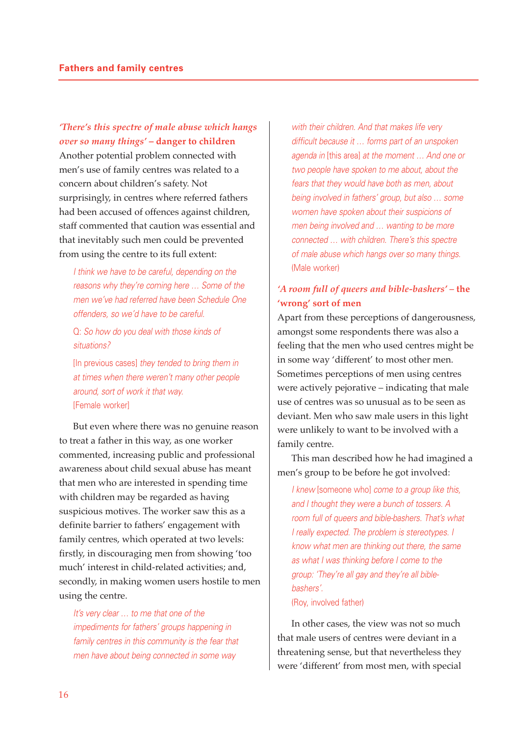### *'There's this spectre of male abuse which hangs over so many things'* – danger to children

Another potential problem connected with men's use of family centres was related to a concern about children's safety. Not surprisingly, in centres where referred fathers had been accused of offences against children, staff commented that caution was essential and that inevitably such men could be prevented from using the centre to its full extent:

> *I think we have to be careful, depending on the reasons why they're coming here … Some of the men we've had referred have been Schedule One offenders, so we'd have to be careful.*
>
> Q: *So how do you deal with those kinds of situations?*
>
> [In previous cases] *they tended to bring them in at times when there weren't many other people around, sort of work it that way.*
> [Female worker]

But even where there was no genuine reason to treat a father in this way, as one worker commented, increasing public and professional awareness about child sexual abuse has meant that men who are interested in spending time with children may be regarded as having suspicious motives. The worker saw this as a definite barrier to fathers' engagement with family centres, which operated at two levels: firstly, in discouraging men from showing 'too much' interest in child-related activities; and, secondly, in making women users hostile to men using the centre.

> *It's very clear … to me that one of the impediments for fathers' groups happening in family centres in this community is the fear that men have about being connected in some way with their children. And that makes life very difficult because it … forms part of an unspoken agenda in* [this area] *at the moment … And one or two people have spoken to me about, about the fears that they would have both as men, about being involved in fathers' group, but also … some women have spoken about their suspicions of men being involved and … wanting to be more connected … with children. There's this spectre of male abuse which hangs over so many things.*
> (Male worker)

### *'A room full of queers and bible-bashers'* – the 'wrong' sort of men

Apart from these perceptions of dangerousness, amongst some respondents there was also a feeling that the men who used centres might be in some way 'different' to most other men. Sometimes perceptions of men using centres were actively pejorative – indicating that male use of centres was so unusual as to be seen as deviant. Men who saw male users in this light were unlikely to want to be involved with a family centre.

This man described how he had imagined a men's group to be before he got involved:

> *I knew* [someone who] *come to a group like this, and I thought they were a bunch of tossers. A room full of queers and bible-bashers. That's what I really expected. The problem is stereotypes. I know what men are thinking out there, the same as what I was thinking before I come to the group: 'They're all gay and they're all bible-bashers'.*
> (Roy, involved father)

In other cases, the view was not so much that male users of centres were deviant in a threatening sense, but that nevertheless they were 'different' from most men, with special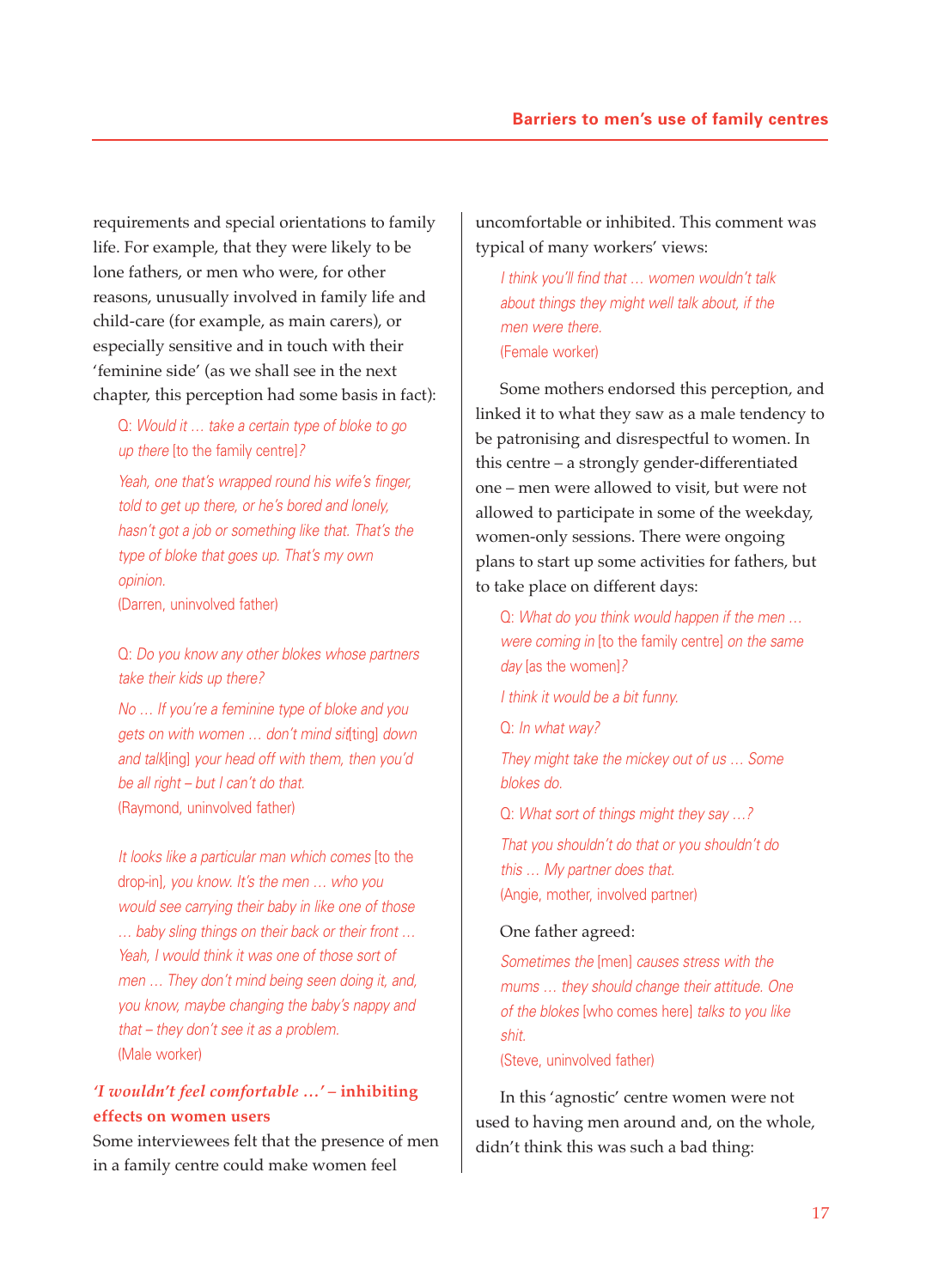requirements and special orientations to family life. For example, that they were likely to be lone fathers, or men who were, for other reasons, unusually involved in family life and child-care (for example, as main carers), or especially sensitive and in touch with their 'feminine side' (as we shall see in the next chapter, this perception had some basis in fact):

> *Q: Would it … take a certain type of bloke to go up there* [to the family centre]*?*
>
> *Yeah, one that's wrapped round his wife's finger, told to get up there, or he's bored and lonely, hasn't got a job or something like that. That's the type of bloke that goes up. That's my own opinion.*
>
> (Darren, uninvolved father)

> *Q: Do you know any other blokes whose partners take their kids up there?*
>
> *No … If you're a feminine type of bloke and you gets on with women … don't mind sit*[ting] *down and talk*[ing] *your head off with them, then you'd be all right – but I can't do that.*
>
> (Raymond, uninvolved father)

> *It looks like a particular man which comes* [to the drop-in]*, you know. It's the men … who you would see carrying their baby in like one of those … baby sling things on their back or their front … Yeah, I would think it was one of those sort of men … They don't mind being seen doing it, and, you know, maybe changing the baby's nappy and that – they don't see it as a problem.*
>
> (Male worker)

### *'I wouldn't feel comfortable …'* – inhibiting effects on women users

Some interviewees felt that the presence of men in a family centre could make women feel uncomfortable or inhibited. This comment was typical of many workers' views:

> *I think you'll find that … women wouldn't talk about things they might well talk about, if the men were there.*
>
> (Female worker)

Some mothers endorsed this perception, and linked it to what they saw as a male tendency to be patronising and disrespectful to women. In this centre – a strongly gender-differentiated one – men were allowed to visit, but were not allowed to participate in some of the weekday, women-only sessions. There were ongoing plans to start up some activities for fathers, but to take place on different days:

> *Q: What do you think would happen if the men … were coming in* [to the family centre] *on the same day* [as the women]*?*
>
> *I think it would be a bit funny.*
>
> *Q: In what way?*
>
> *They might take the mickey out of us … Some blokes do.*
>
> *Q: What sort of things might they say …?*
>
> *That you shouldn't do that or you shouldn't do this … My partner does that.*
>
> (Angie, mother, involved partner)

One father agreed:

> *Sometimes the* [men] *causes stress with the mums … they should change their attitude. One of the blokes* [who comes here] *talks to you like shit.*
>
> (Steve, uninvolved father)

In this 'agnostic' centre women were not used to having men around and, on the whole, didn't think this was such a bad thing: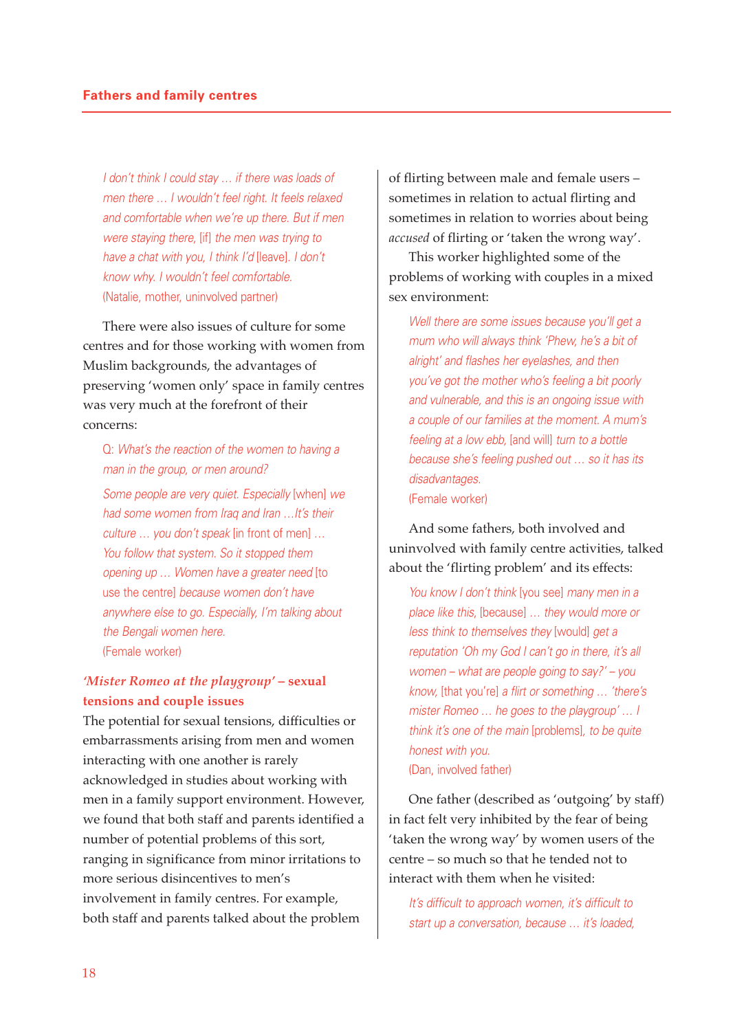*I don't think I could stay … if there was loads of men there … I wouldn't feel right. It feels relaxed and comfortable when we're up there. But if men were staying there,* [if] *the men was trying to have a chat with you, I think I'd* [leave]. *I don't know why. I wouldn't feel comfortable.*
(Natalie, mother, uninvolved partner)

There were also issues of culture for some centres and for those working with women from Muslim backgrounds, the advantages of preserving 'women only' space in family centres was very much at the forefront of their concerns:

Q: *What's the reaction of the women to having a man in the group, or men around?*

*Some people are very quiet. Especially* [when] *we had some women from Iraq and Iran …It's their culture … you don't speak* [in front of men] *… You follow that system. So it stopped them opening up … Women have a greater need* [to use the centre] *because women don't have anywhere else to go. Especially, I'm talking about the Bengali women here.*
(Female worker)

### *'Mister Romeo at the playgroup'* – sexual tensions and couple issues

The potential for sexual tensions, difficulties or embarrassments arising from men and women interacting with one another is rarely acknowledged in studies about working with men in a family support environment. However, we found that both staff and parents identified a number of potential problems of this sort, ranging in significance from minor irritations to more serious disincentives to men's involvement in family centres. For example, both staff and parents talked about the problem of flirting between male and female users – sometimes in relation to actual flirting and sometimes in relation to worries about being *accused* of flirting or 'taken the wrong way'.

This worker highlighted some of the problems of working with couples in a mixed sex environment:

*Well there are some issues because you'll get a mum who will always think 'Phew, he's a bit of alright' and flashes her eyelashes, and then you've got the mother who's feeling a bit poorly and vulnerable, and this is an ongoing issue with a couple of our families at the moment. A mum's feeling at a low ebb,* [and will] *turn to a bottle because she's feeling pushed out … so it has its disadvantages.*
(Female worker)

And some fathers, both involved and uninvolved with family centre activities, talked about the 'flirting problem' and its effects:

*You know I don't think* [you see] *many men in a place like this,* [because] *… they would more or less think to themselves they* [would] *get a reputation 'Oh my God I can't go in there, it's all women – what are people going to say?' – you know,* [that you're] *a flirt or something … 'there's mister Romeo … he goes to the playgroup' … I think it's one of the main* [problems], *to be quite honest with you.*
(Dan, involved father)

One father (described as 'outgoing' by staff) in fact felt very inhibited by the fear of being 'taken the wrong way' by women users of the centre – so much so that he tended not to interact with them when he visited:

*It's difficult to approach women, it's difficult to start up a conversation, because … it's loaded,*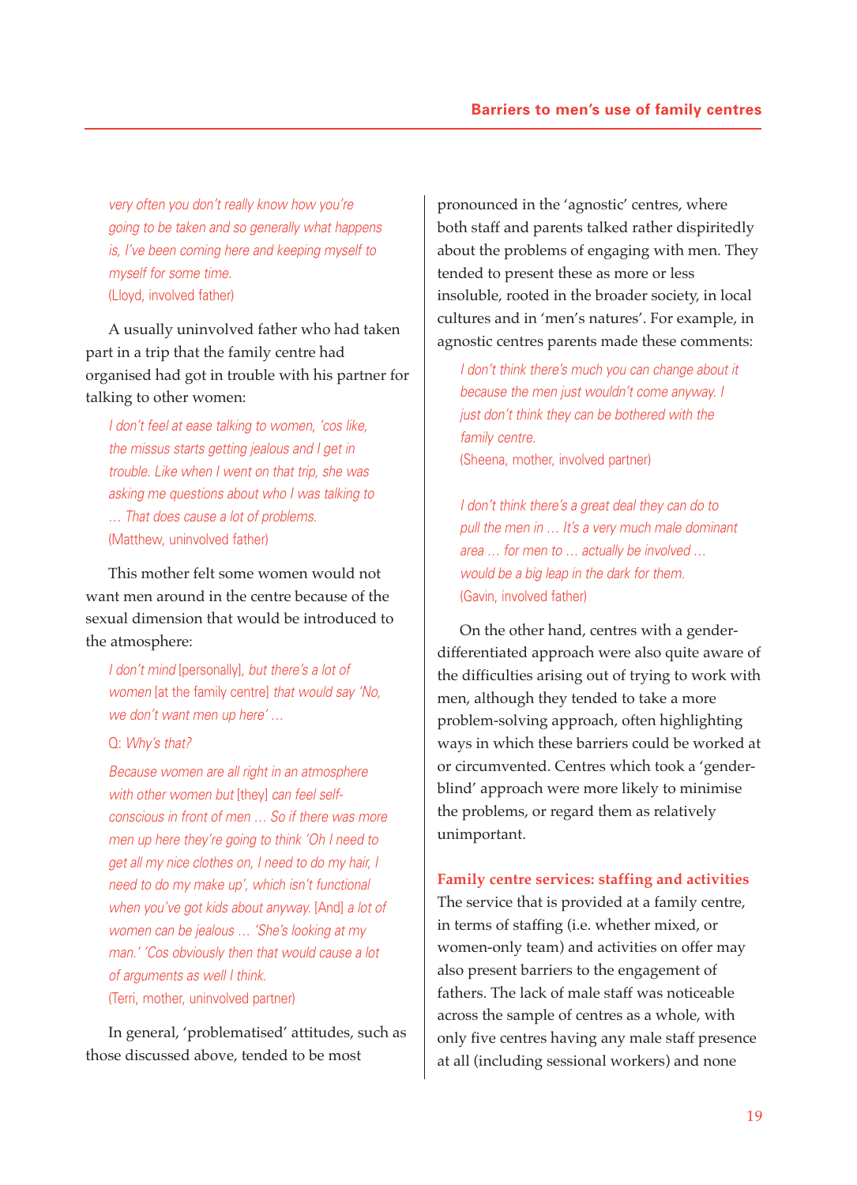*very often you don't really know how you're going to be taken and so generally what happens is, I've been coming here and keeping myself to myself for some time.*
(Lloyd, involved father)

A usually uninvolved father who had taken part in a trip that the family centre had organised had got in trouble with his partner for talking to other women:

*I don't feel at ease talking to women, 'cos like, the missus starts getting jealous and I get in trouble. Like when I went on that trip, she was asking me questions about who I was talking to … That does cause a lot of problems.*
(Matthew, uninvolved father)

This mother felt some women would not want men around in the centre because of the sexual dimension that would be introduced to the atmosphere:

*I don't mind* [personally], *but there's a lot of women* [at the family centre] *that would say 'No, we don't want men up here' …*

Q: *Why's that?*

*Because women are all right in an atmosphere with other women but* [they] *can feel self-conscious in front of men … So if there was more men up here they're going to think 'Oh I need to get all my nice clothes on, I need to do my hair, I need to do my make up', which isn't functional when you've got kids about anyway.* [And] *a lot of women can be jealous … 'She's looking at my man.' 'Cos obviously then that would cause a lot of arguments as well I think.*
(Terri, mother, uninvolved partner)

In general, 'problematised' attitudes, such as those discussed above, tended to be most pronounced in the 'agnostic' centres, where both staff and parents talked rather dispiritedly about the problems of engaging with men. They tended to present these as more or less insoluble, rooted in the broader society, in local cultures and in 'men's natures'. For example, in agnostic centres parents made these comments:

*I don't think there's much you can change about it because the men just wouldn't come anyway. I just don't think they can be bothered with the family centre.*
(Sheena, mother, involved partner)

*I don't think there's a great deal they can do to pull the men in … It's a very much male dominant area … for men to … actually be involved … would be a big leap in the dark for them.*
(Gavin, involved father)

On the other hand, centres with a gender-differentiated approach were also quite aware of the difficulties arising out of trying to work with men, although they tended to take a more problem-solving approach, often highlighting ways in which these barriers could be worked at or circumvented. Centres which took a 'gender-blind' approach were more likely to minimise the problems, or regard them as relatively unimportant.

### Family centre services: staffing and activities

The service that is provided at a family centre, in terms of staffing (i.e. whether mixed, or women-only team) and activities on offer may also present barriers to the engagement of fathers. The lack of male staff was noticeable across the sample of centres as a whole, with only five centres having any male staff presence at all (including sessional workers) and none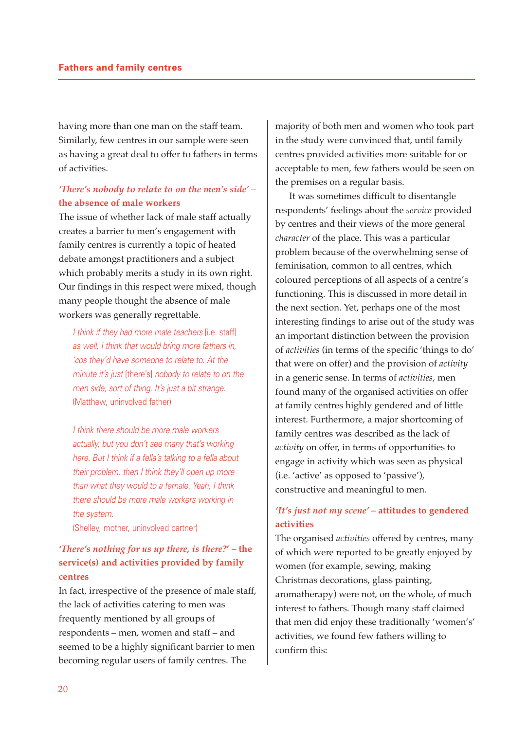having more than one man on the staff team. Similarly, few centres in our sample were seen as having a great deal to offer to fathers in terms of activities.

### *'There's nobody to relate to on the men's side'* – the absence of male workers

The issue of whether lack of male staff actually creates a barrier to men's engagement with family centres is currently a topic of heated debate amongst practitioners and a subject which probably merits a study in its own right. Our findings in this respect were mixed, though many people thought the absence of male workers was generally regrettable.

> *I think if they had more male teachers* [i.e. staff] *as well, I think that would bring more fathers in, 'cos they'd have someone to relate to. At the minute it's just* [there's] *nobody to relate to on the men side, sort of thing. It's just a bit strange.*
> (Matthew, uninvolved father)

> *I think there should be more male workers actually, but you don't see many that's working here. But I think if a fella's talking to a fella about their problem, then I think they'll open up more than what they would to a female. Yeah, I think there should be more male workers working in the system.*
> (Shelley, mother, uninvolved partner)

### *'There's nothing for us up there, is there?'* – the service(s) and activities provided by family centres

In fact, irrespective of the presence of male staff, the lack of activities catering to men was frequently mentioned by all groups of respondents – men, women and staff – and seemed to be a highly significant barrier to men becoming regular users of family centres. The majority of both men and women who took part in the study were convinced that, until family centres provided activities more suitable for or acceptable to men, few fathers would be seen on the premises on a regular basis.

It was sometimes difficult to disentangle respondents' feelings about the *service* provided by centres and their views of the more general *character* of the place. This was a particular problem because of the overwhelming sense of feminisation, common to all centres, which coloured perceptions of all aspects of a centre's functioning. This is discussed in more detail in the next section. Yet, perhaps one of the most interesting findings to arise out of the study was an important distinction between the provision of *activities* (in terms of the specific 'things to do' that were on offer) and the provision of *activity* in a generic sense. In terms of *activities*, men found many of the organised activities on offer at family centres highly gendered and of little interest. Furthermore, a major shortcoming of family centres was described as the lack of *activity* on offer, in terms of opportunities to engage in activity which was seen as physical (i.e. 'active' as opposed to 'passive'), constructive and meaningful to men.

### *'It's just not my scene'* – attitudes to gendered activities

The organised *activities* offered by centres, many of which were reported to be greatly enjoyed by women (for example, sewing, making Christmas decorations, glass painting, aromatherapy) were not, on the whole, of much interest to fathers. Though many staff claimed that men did enjoy these traditionally 'women's' activities, we found few fathers willing to confirm this: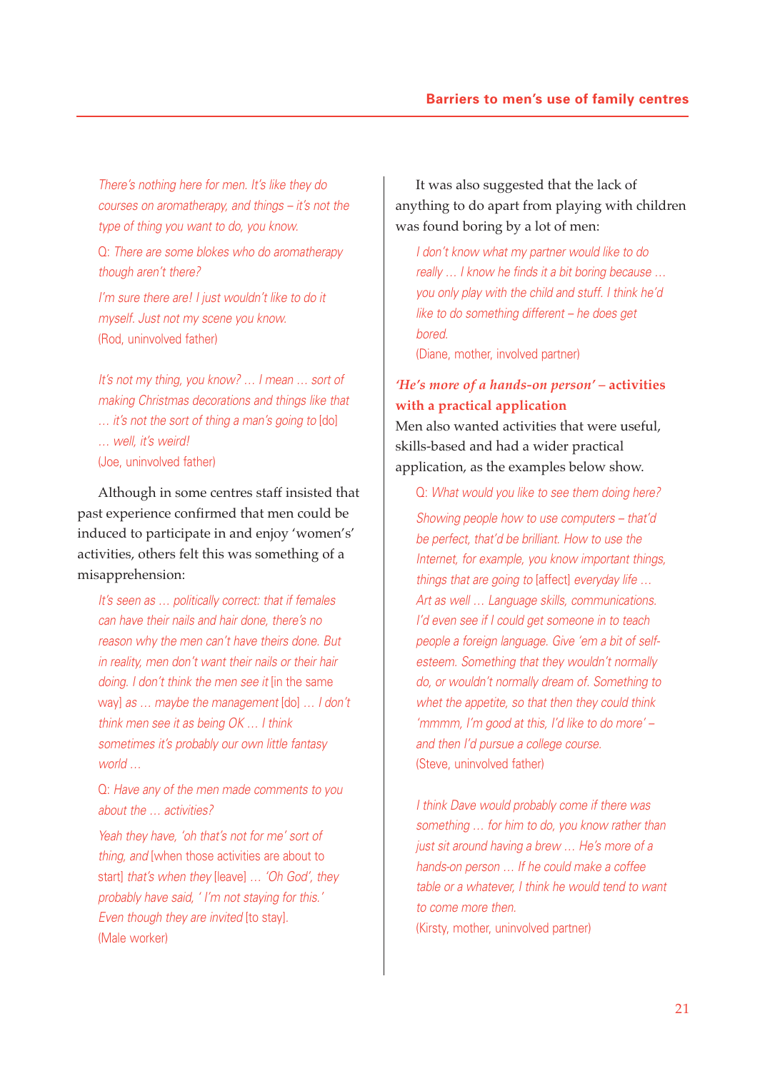*There's nothing here for men. It's like they do courses on aromatherapy, and things – it's not the type of thing you want to do, you know.*

Q: *There are some blokes who do aromatherapy though aren't there?*

*I'm sure there are! I just wouldn't like to do it myself. Just not my scene you know.*
(Rod, uninvolved father)

*It's not my thing, you know? … I mean … sort of making Christmas decorations and things like that … it's not the sort of thing a man's going to* [do] *… well, it's weird!*
(Joe, uninvolved father)

Although in some centres staff insisted that past experience confirmed that men could be induced to participate in and enjoy 'women's' activities, others felt this was something of a misapprehension:

*It's seen as … politically correct: that if females can have their nails and hair done, there's no reason why the men can't have theirs done. But in reality, men don't want their nails or their hair doing. I don't think the men see it* [in the same way] *as … maybe the management* [do] *… I don't think men see it as being OK … I think sometimes it's probably our own little fantasy world …*

Q: *Have any of the men made comments to you about the … activities?*

*Yeah they have, 'oh that's not for me' sort of thing, and* [when those activities are about to start] *that's when they* [leave] *… 'Oh God', they probably have said, ' I'm not staying for this.' Even though they are invited* [to stay].
(Male worker)

It was also suggested that the lack of anything to do apart from playing with children was found boring by a lot of men:

*I don't know what my partner would like to do really … I know he finds it a bit boring because … you only play with the child and stuff. I think he'd like to do something different – he does get bored.*
(Diane, mother, involved partner)

### *'He's more of a hands-on person'* – activities with a practical application

Men also wanted activities that were useful, skills-based and had a wider practical application, as the examples below show.

Q: *What would you like to see them doing here?*

*Showing people how to use computers – that'd be perfect, that'd be brilliant. How to use the Internet, for example, you know important things, things that are going to* [affect] *everyday life … Art as well … Language skills, communications. I'd even see if I could get someone in to teach people a foreign language. Give 'em a bit of self-esteem. Something that they wouldn't normally do, or wouldn't normally dream of. Something to whet the appetite, so that then they could think 'mmmm, I'm good at this, I'd like to do more' – and then I'd pursue a college course.*
(Steve, uninvolved father)

*I think Dave would probably come if there was something … for him to do, you know rather than just sit around having a brew … He's more of a hands-on person … If he could make a coffee table or a whatever, I think he would tend to want to come more then.*
(Kirsty, mother, uninvolved partner)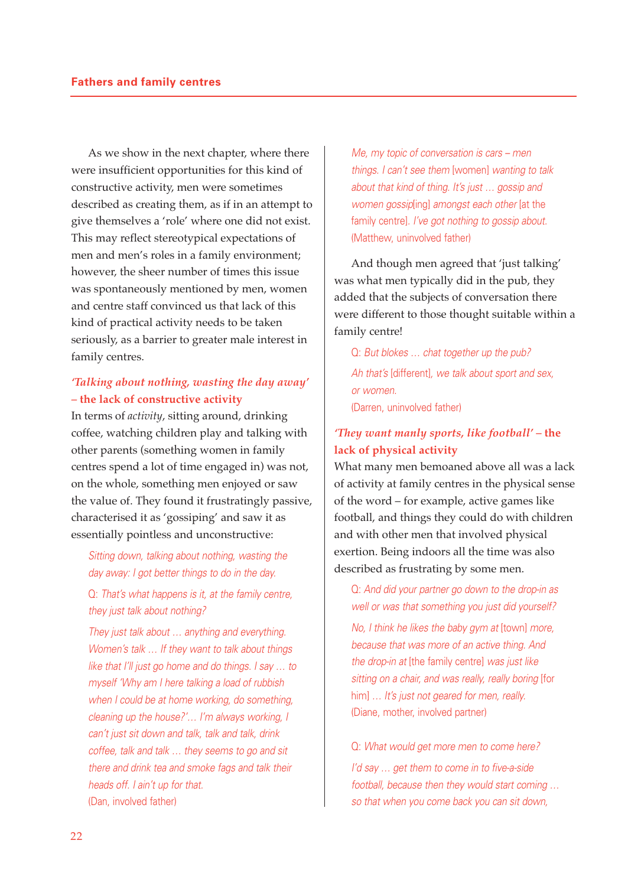As we show in the next chapter, where there were insufficient opportunities for this kind of constructive activity, men were sometimes described as creating them, as if in an attempt to give themselves a 'role' where one did not exist. This may reflect stereotypical expectations of men and men's roles in a family environment; however, the sheer number of times this issue was spontaneously mentioned by men, women and centre staff convinced us that lack of this kind of practical activity needs to be taken seriously, as a barrier to greater male interest in family centres.

### *'Talking about nothing, wasting the day away'* – the lack of constructive activity

In terms of *activity*, sitting around, drinking coffee, watching children play and talking with other parents (something women in family centres spend a lot of time engaged in) was not, on the whole, something men enjoyed or saw the value of. They found it frustratingly passive, characterised it as 'gossiping' and saw it as essentially pointless and unconstructive:

> *Sitting down, talking about nothing, wasting the day away: I got better things to do in the day.*
>
> Q: *That's what happens is it, at the family centre, they just talk about nothing?*
>
> *They just talk about … anything and everything. Women's talk … If they want to talk about things like that I'll just go home and do things. I say … to myself 'Why am I here talking a load of rubbish when I could be at home working, do something, cleaning up the house?'… I'm always working, I can't just sit down and talk, talk and talk, drink coffee, talk and talk … they seems to go and sit there and drink tea and smoke fags and talk their heads off. I ain't up for that.*
> (Dan, involved father)

> *Me, my topic of conversation is cars – men things. I can't see them* [women] *wanting to talk about that kind of thing. It's just … gossip and women gossip*[ing] *amongst each other* [at the family centre]. *I've got nothing to gossip about.*
> (Matthew, uninvolved father)

And though men agreed that 'just talking' was what men typically did in the pub, they added that the subjects of conversation there were different to those thought suitable within a family centre!

> Q: *But blokes … chat together up the pub?*
>
> *Ah that's* [different]*, we talk about sport and sex, or women.*
> (Darren, uninvolved father)

### *'They want manly sports, like football'* – the lack of physical activity

What many men bemoaned above all was a lack of activity at family centres in the physical sense of the word – for example, active games like football, and things they could do with children and with other men that involved physical exertion. Being indoors all the time was also described as frustrating by some men.

> Q: *And did your partner go down to the drop-in as well or was that something you just did yourself?*
>
> *No, I think he likes the baby gym at* [town] *more, because that was more of an active thing. And the drop-in at* [the family centre] *was just like sitting on a chair, and was really, really boring* [for him] *… It's just not geared for men, really.*
> (Diane, mother, involved partner)

> Q: *What would get more men to come here?*
>
> *I'd say … get them to come in to five-a-side football, because then they would start coming … so that when you come back you can sit down,*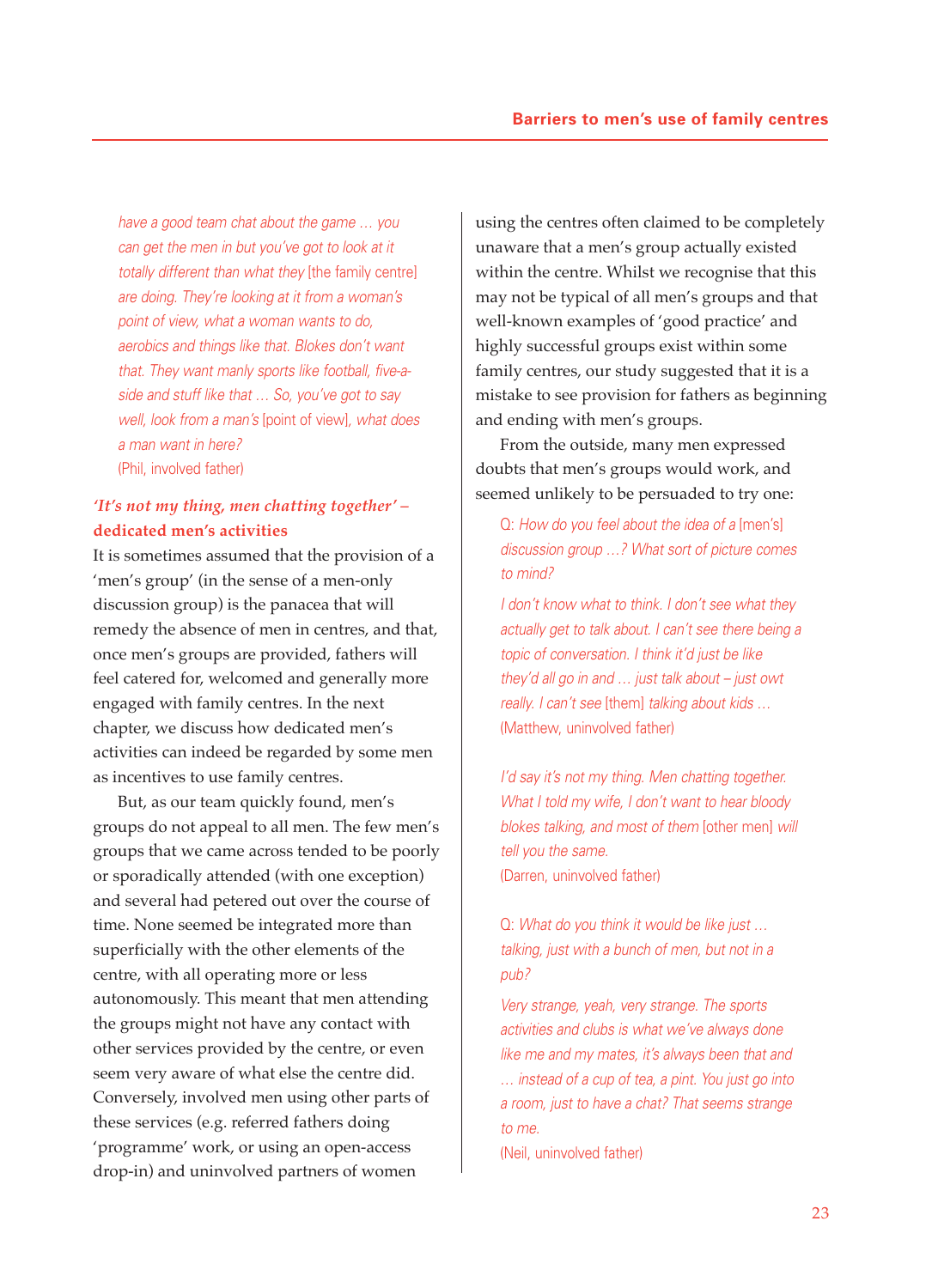*have a good team chat about the game … you can get the men in but you've got to look at it totally different than what they* [the family centre] *are doing. They're looking at it from a woman's point of view, what a woman wants to do, aerobics and things like that. Blokes don't want that. They want manly sports like football, five-a-side and stuff like that … So, you've got to say well, look from a man's* [point of view], *what does a man want in here?*
(Phil, involved father)

### *'It's not my thing, men chatting together'* – dedicated men's activities

It is sometimes assumed that the provision of a 'men's group' (in the sense of a men-only discussion group) is the panacea that will remedy the absence of men in centres, and that, once men's groups are provided, fathers will feel catered for, welcomed and generally more engaged with family centres. In the next chapter, we discuss how dedicated men's activities can indeed be regarded by some men as incentives to use family centres.

But, as our team quickly found, men's groups do not appeal to all men. The few men's groups that we came across tended to be poorly or sporadically attended (with one exception) and several had petered out over the course of time. None seemed be integrated more than superficially with the other elements of the centre, with all operating more or less autonomously. This meant that men attending the groups might not have any contact with other services provided by the centre, or even seem very aware of what else the centre did. Conversely, involved men using other parts of these services (e.g. referred fathers doing 'programme' work, or using an open-access drop-in) and uninvolved partners of women using the centres often claimed to be completely unaware that a men's group actually existed within the centre. Whilst we recognise that this may not be typical of all men's groups and that well-known examples of 'good practice' and highly successful groups exist within some family centres, our study suggested that it is a mistake to see provision for fathers as beginning and ending with men's groups.

From the outside, many men expressed doubts that men's groups would work, and seemed unlikely to be persuaded to try one:

Q: *How do you feel about the idea of a* [men's] *discussion group …? What sort of picture comes to mind?*

*I don't know what to think. I don't see what they actually get to talk about. I can't see there being a topic of conversation. I think it'd just be like they'd all go in and … just talk about – just owt really. I can't see* [them] *talking about kids …*
(Matthew, uninvolved father)

*I'd say it's not my thing. Men chatting together. What I told my wife, I don't want to hear bloody blokes talking, and most of them* [other men] *will tell you the same.*
(Darren, uninvolved father)

Q: *What do you think it would be like just … talking, just with a bunch of men, but not in a pub?*

*Very strange, yeah, very strange. The sports activities and clubs is what we've always done like me and my mates, it's always been that and … instead of a cup of tea, a pint. You just go into a room, just to have a chat? That seems strange to me.*
(Neil, uninvolved father)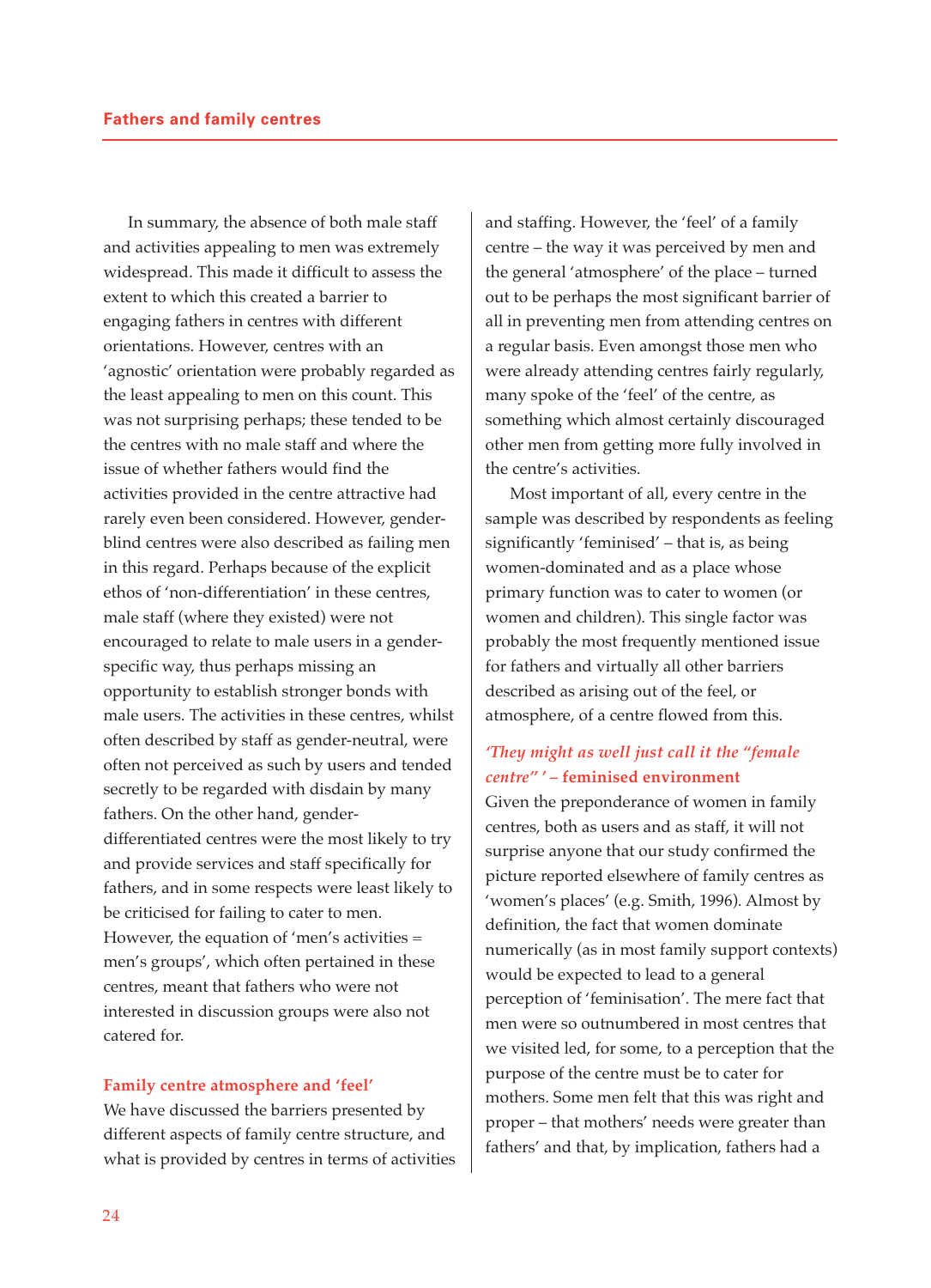In summary, the absence of both male staff and activities appealing to men was extremely widespread. This made it difficult to assess the extent to which this created a barrier to engaging fathers in centres with different orientations. However, centres with an 'agnostic' orientation were probably regarded as the least appealing to men on this count. This was not surprising perhaps; these tended to be the centres with no male staff and where the issue of whether fathers would find the activities provided in the centre attractive had rarely even been considered. However, gender-blind centres were also described as failing men in this regard. Perhaps because of the explicit ethos of 'non-differentiation' in these centres, male staff (where they existed) were not encouraged to relate to male users in a gender-specific way, thus perhaps missing an opportunity to establish stronger bonds with male users. The activities in these centres, whilst often described by staff as gender-neutral, were often not perceived as such by users and tended secretly to be regarded with disdain by many fathers. On the other hand, gender-differentiated centres were the most likely to try and provide services and staff specifically for fathers, and in some respects were least likely to be criticised for failing to cater to men. However, the equation of 'men's activities = men's groups', which often pertained in these centres, meant that fathers who were not interested in discussion groups were also not catered for.

### Family centre atmosphere and 'feel'

We have discussed the barriers presented by different aspects of family centre structure, and what is provided by centres in terms of activities and staffing. However, the 'feel' of a family centre – the way it was perceived by men and the general 'atmosphere' of the place – turned out to be perhaps the most significant barrier of all in preventing men from attending centres on a regular basis. Even amongst those men who were already attending centres fairly regularly, many spoke of the 'feel' of the centre, as something which almost certainly discouraged other men from getting more fully involved in the centre's activities.

Most important of all, every centre in the sample was described by respondents as feeling significantly 'feminised' – that is, as being women-dominated and as a place whose primary function was to cater to women (or women and children). This single factor was probably the most frequently mentioned issue for fathers and virtually all other barriers described as arising out of the feel, or atmosphere, of a centre flowed from this.

### *'They might as well just call it the "female centre"'* – feminised environment

Given the preponderance of women in family centres, both as users and as staff, it will not surprise anyone that our study confirmed the picture reported elsewhere of family centres as 'women's places' (e.g. Smith, 1996). Almost by definition, the fact that women dominate numerically (as in most family support contexts) would be expected to lead to a general perception of 'feminisation'. The mere fact that men were so outnumbered in most centres that we visited led, for some, to a perception that the purpose of the centre must be to cater for mothers. Some men felt that this was right and proper – that mothers' needs were greater than fathers' and that, by implication, fathers had a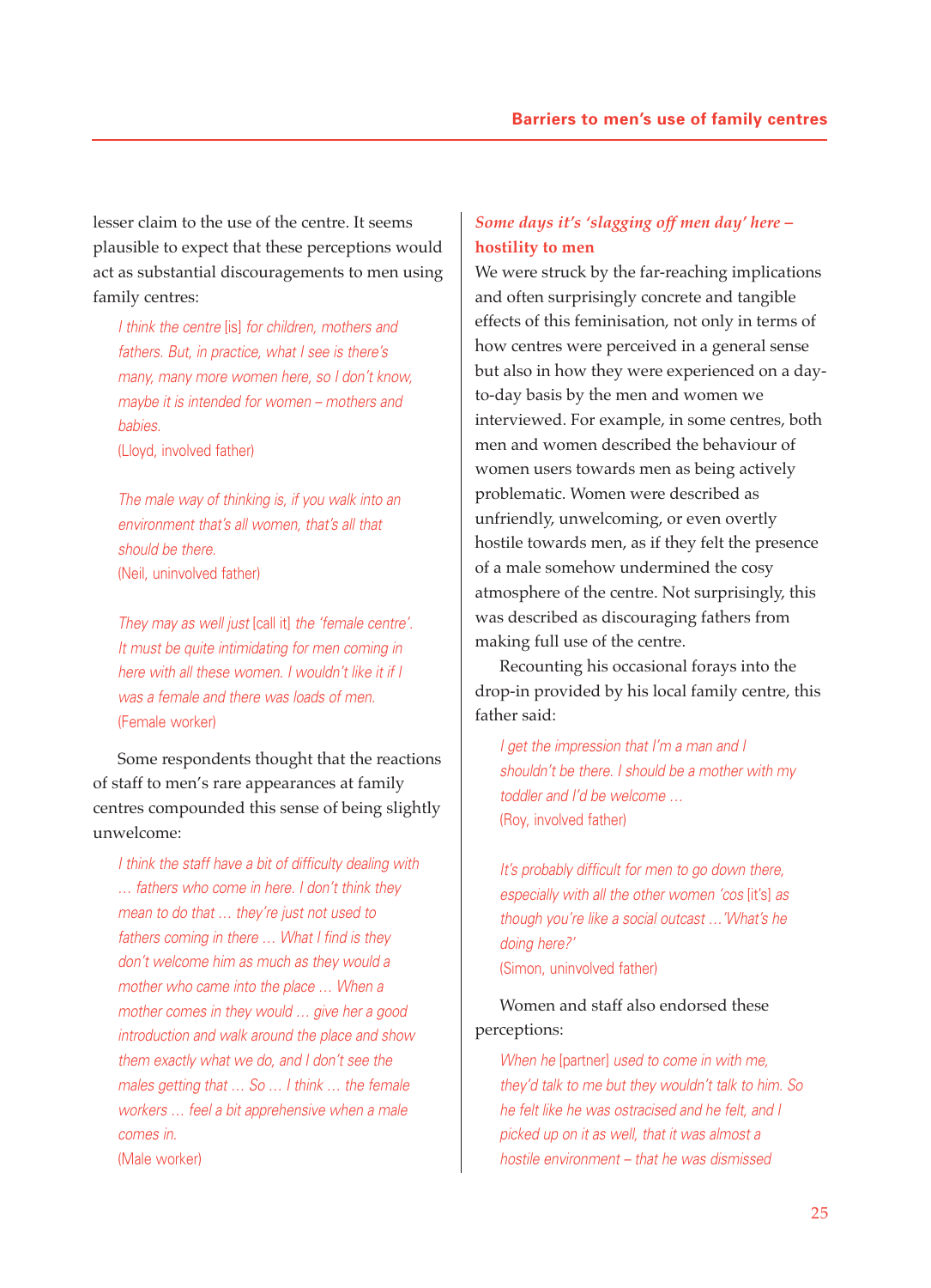lesser claim to the use of the centre. It seems plausible to expect that these perceptions would act as substantial discouragements to men using family centres:

> *I think the centre* [is] *for children, mothers and fathers. But, in practice, what I see is there's many, many more women here, so I don't know, maybe it is intended for women – mothers and babies.*
> (Lloyd, involved father)

> *The male way of thinking is, if you walk into an environment that's all women, that's all that should be there.*
> (Neil, uninvolved father)

> *They may as well just* [call it] *the 'female centre'. It must be quite intimidating for men coming in here with all these women. I wouldn't like it if I was a female and there was loads of men.*
> (Female worker)

Some respondents thought that the reactions of staff to men's rare appearances at family centres compounded this sense of being slightly unwelcome:

> *I think the staff have a bit of difficulty dealing with … fathers who come in here. I don't think they mean to do that … they're just not used to fathers coming in there … What I find is they don't welcome him as much as they would a mother who came into the place … When a mother comes in they would … give her a good introduction and walk around the place and show them exactly what we do, and I don't see the males getting that … So … I think … the female workers … feel a bit apprehensive when a male comes in.*
> (Male worker)

### *Some days it's 'slagging off men day' here – hostility to men*

We were struck by the far-reaching implications and often surprisingly concrete and tangible effects of this feminisation, not only in terms of how centres were perceived in a general sense but also in how they were experienced on a day-to-day basis by the men and women we interviewed. For example, in some centres, both men and women described the behaviour of women users towards men as being actively problematic. Women were described as unfriendly, unwelcoming, or even overtly hostile towards men, as if they felt the presence of a male somehow undermined the cosy atmosphere of the centre. Not surprisingly, this was described as discouraging fathers from making full use of the centre.

Recounting his occasional forays into the drop-in provided by his local family centre, this father said:

> *I get the impression that I'm a man and I shouldn't be there. I should be a mother with my toddler and I'd be welcome …*
> (Roy, involved father)

> *It's probably difficult for men to go down there, especially with all the other women 'cos* [it's] *as though you're like a social outcast …'What's he doing here?'*
> (Simon, uninvolved father)

Women and staff also endorsed these perceptions:

> *When he* [partner] *used to come in with me, they'd talk to me but they wouldn't talk to him. So he felt like he was ostracised and he felt, and I picked up on it as well, that it was almost a hostile environment – that he was dismissed*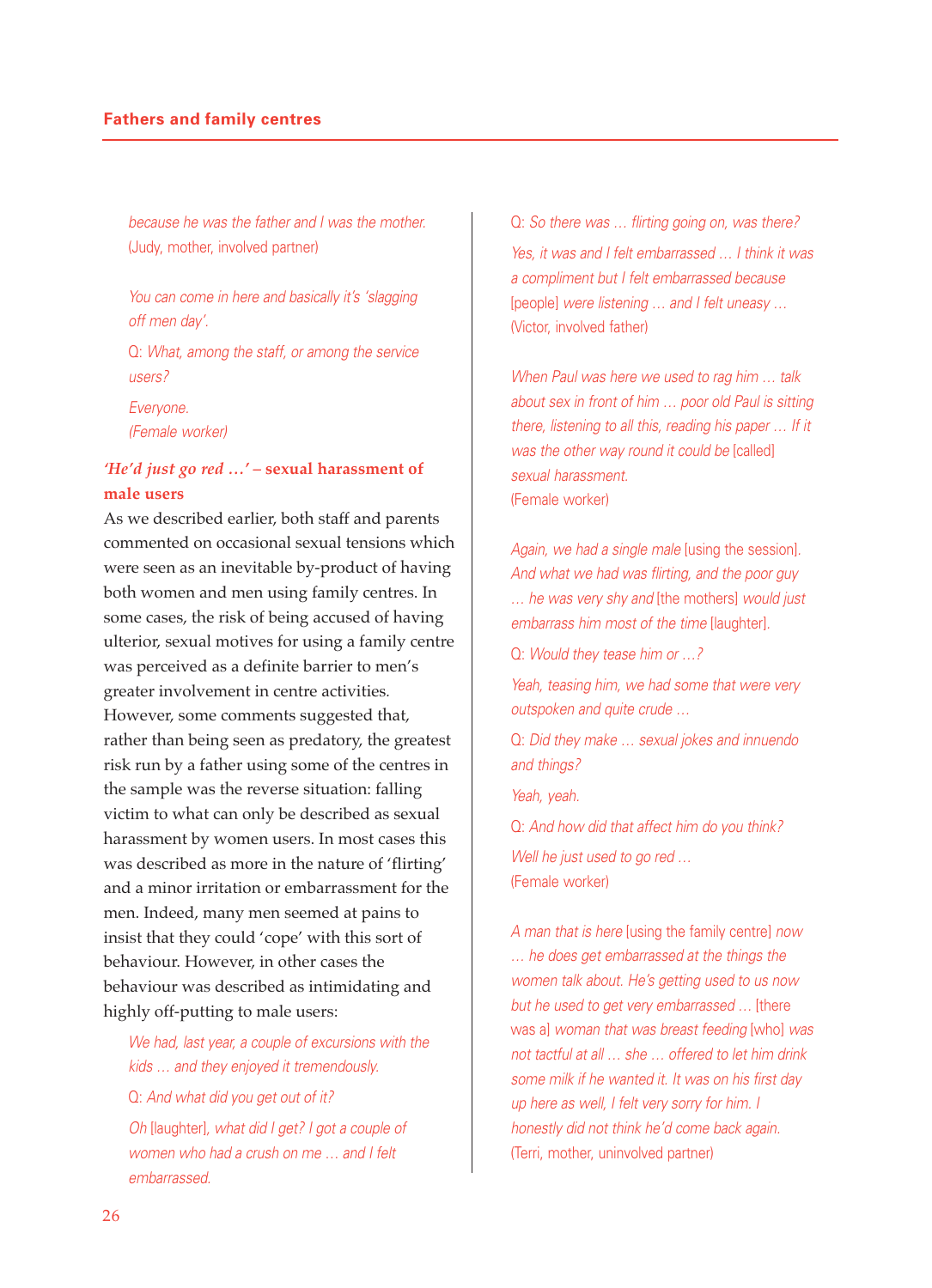*because he was the father and I was the mother.*
(Judy, mother, involved partner)

*You can come in here and basically it's 'slagging off men day'.*

Q: *What, among the staff, or among the service users?*

*Everyone.*
*(Female worker)*

### *'He'd just go red …'* – sexual harassment of male users

As we described earlier, both staff and parents commented on occasional sexual tensions which were seen as an inevitable by-product of having both women and men using family centres. In some cases, the risk of being accused of having ulterior, sexual motives for using a family centre was perceived as a definite barrier to men's greater involvement in centre activities. However, some comments suggested that, rather than being seen as predatory, the greatest risk run by a father using some of the centres in the sample was the reverse situation: falling victim to what can only be described as sexual harassment by women users. In most cases this was described as more in the nature of 'flirting' and a minor irritation or embarrassment for the men. Indeed, many men seemed at pains to insist that they could 'cope' with this sort of behaviour. However, in other cases the behaviour was described as intimidating and highly off-putting to male users:

*We had, last year, a couple of excursions with the kids … and they enjoyed it tremendously.*

Q: *And what did you get out of it?*

*Oh* [laughter], *what did I get? I got a couple of women who had a crush on me … and I felt embarrassed.*

Q: *So there was … flirting going on, was there?*

*Yes, it was and I felt embarrassed … I think it was a compliment but I felt embarrassed because* [people] *were listening … and I felt uneasy …*
(Victor, involved father)

*When Paul was here we used to rag him … talk about sex in front of him … poor old Paul is sitting there, listening to all this, reading his paper … If it was the other way round it could be* [called] *sexual harassment.*
(Female worker)

*Again, we had a single male* [using the session]. *And what we had was flirting, and the poor guy … he was very shy and* [the mothers] *would just embarrass him most of the time* [laughter].

Q: *Would they tease him or …?*

*Yeah, teasing him, we had some that were very outspoken and quite crude …*

Q: *Did they make … sexual jokes and innuendo and things?*

*Yeah, yeah.*

Q: *And how did that affect him do you think?*

*Well he just used to go red …*
(Female worker)

*A man that is here* [using the family centre] *now … he does get embarrassed at the things the women talk about. He's getting used to us now but he used to get very embarrassed …* [there was a] *woman that was breast feeding* [who] *was not tactful at all … she … offered to let him drink some milk if he wanted it. It was on his first day up here as well, I felt very sorry for him. I honestly did not think he'd come back again.*
(Terri, mother, uninvolved partner)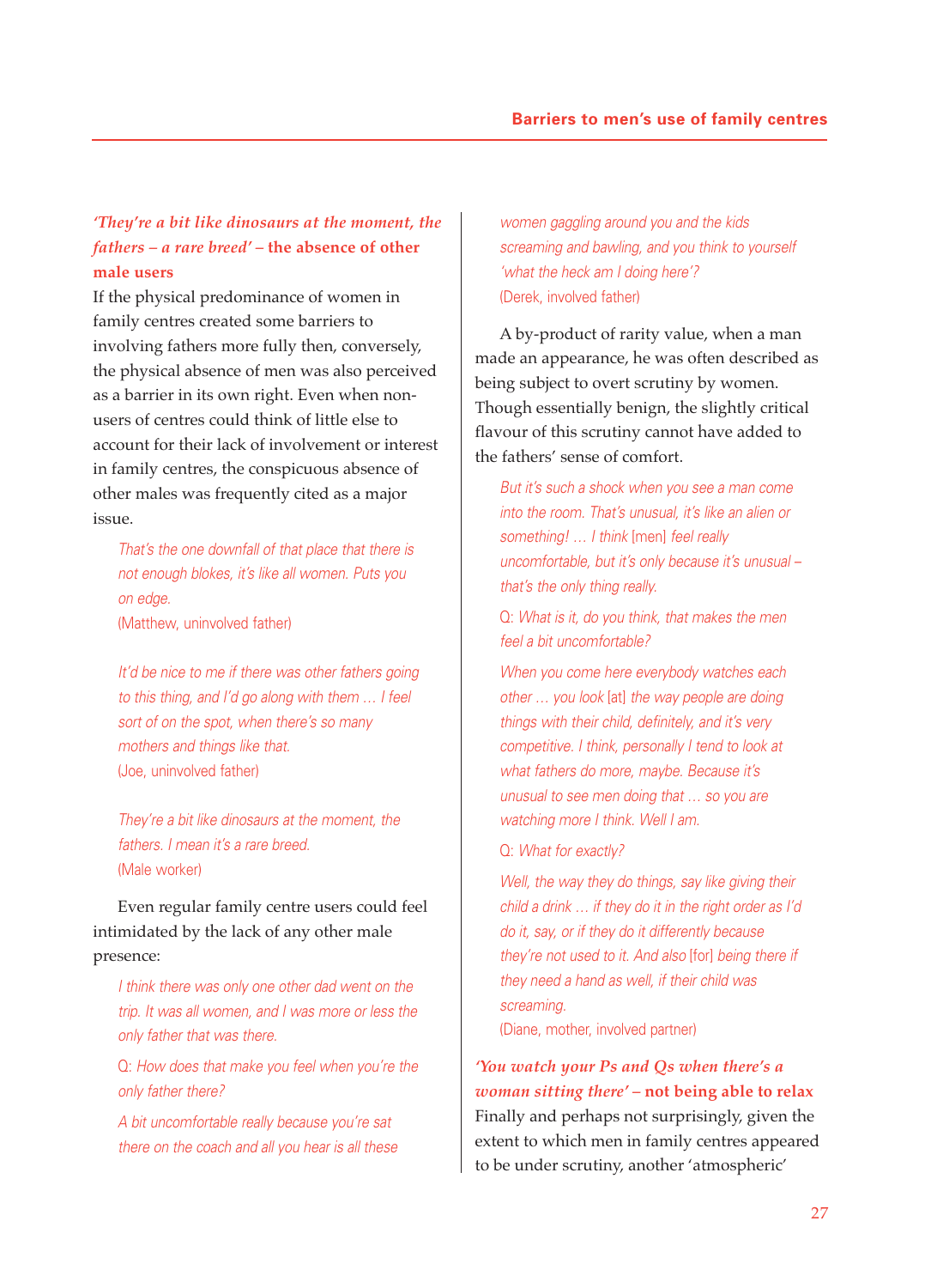### *'They're a bit like dinosaurs at the moment, the fathers – a rare breed'* – the absence of other male users

If the physical predominance of women in family centres created some barriers to involving fathers more fully then, conversely, the physical absence of men was also perceived as a barrier in its own right. Even when non-users of centres could think of little else to account for their lack of involvement or interest in family centres, the conspicuous absence of other males was frequently cited as a major issue.

> *That's the one downfall of that place that there is not enough blokes, it's like all women. Puts you on edge.*
> (Matthew, uninvolved father)

> *It'd be nice to me if there was other fathers going to this thing, and I'd go along with them … I feel sort of on the spot, when there's so many mothers and things like that.*
> (Joe, uninvolved father)

> *They're a bit like dinosaurs at the moment, the fathers. I mean it's a rare breed.*
> (Male worker)

Even regular family centre users could feel intimidated by the lack of any other male presence:

> *I think there was only one other dad went on the trip. It was all women, and I was more or less the only father that was there.*
>
> Q: *How does that make you feel when you're the only father there?*
>
> *A bit uncomfortable really because you're sat there on the coach and all you hear is all these women gaggling around you and the kids screaming and bawling, and you think to yourself 'what the heck am I doing here'?*
> (Derek, involved father)

A by-product of rarity value, when a man made an appearance, he was often described as being subject to overt scrutiny by women. Though essentially benign, the slightly critical flavour of this scrutiny cannot have added to the fathers' sense of comfort.

> *But it's such a shock when you see a man come into the room. That's unusual, it's like an alien or something! … I think* [men] *feel really uncomfortable, but it's only because it's unusual – that's the only thing really.*
>
> Q: *What is it, do you think, that makes the men feel a bit uncomfortable?*
>
> *When you come here everybody watches each other … you look* [at] *the way people are doing things with their child, definitely, and it's very competitive. I think, personally I tend to look at what fathers do more, maybe. Because it's unusual to see men doing that … so you are watching more I think. Well I am.*
>
> Q: *What for exactly?*
>
> *Well, the way they do things, say like giving their child a drink … if they do it in the right order as I'd do it, say, or if they do it differently because they're not used to it. And also* [for] *being there if they need a hand as well, if their child was screaming.*
> (Diane, mother, involved partner)

### *'You watch your Ps and Qs when there's a woman sitting there'* – not being able to relax

Finally and perhaps not surprisingly, given the extent to which men in family centres appeared to be under scrutiny, another 'atmospheric'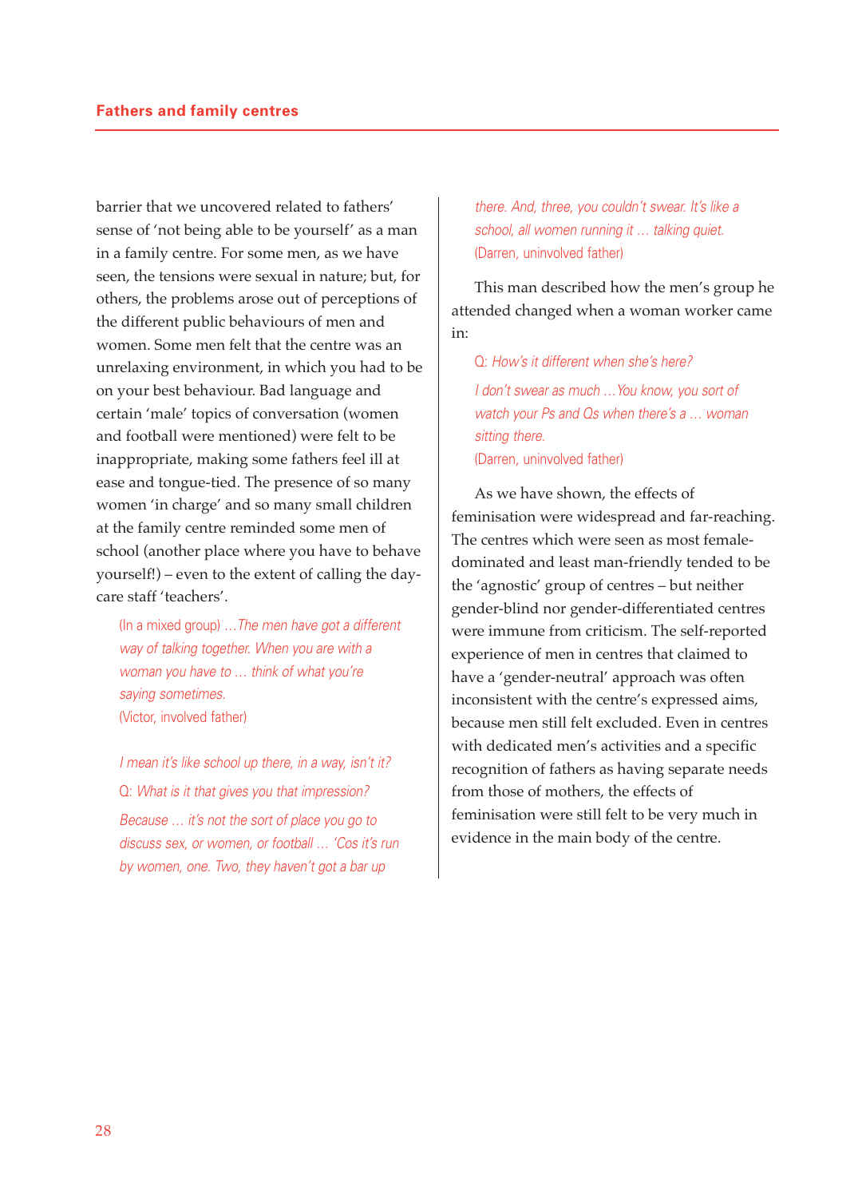barrier that we uncovered related to fathers' sense of 'not being able to be yourself' as a man in a family centre. For some men, as we have seen, the tensions were sexual in nature; but, for others, the problems arose out of perceptions of the different public behaviours of men and women. Some men felt that the centre was an unrelaxing environment, in which you had to be on your best behaviour. Bad language and certain 'male' topics of conversation (women and football were mentioned) were felt to be inappropriate, making some fathers feel ill at ease and tongue-tied. The presence of so many women 'in charge' and so many small children at the family centre reminded some men of school (another place where you have to behave yourself!) – even to the extent of calling the day-care staff 'teachers'.

> (In a mixed group) *…The men have got a different way of talking together. When you are with a woman you have to … think of what you're saying sometimes.*
> (Victor, involved father)

> *I mean it's like school up there, in a way, isn't it?*
>
> Q: *What is it that gives you that impression?*
>
> *Because … it's not the sort of place you go to discuss sex, or women, or football … 'Cos it's run by women, one. Two, they haven't got a bar up there. And, three, you couldn't swear. It's like a school, all women running it … talking quiet.*
> (Darren, uninvolved father)

This man described how the men's group he attended changed when a woman worker came in:

> Q: *How's it different when she's here?*
>
> *I don't swear as much …You know, you sort of watch your Ps and Qs when there's a … woman sitting there.*
> (Darren, uninvolved father)

As we have shown, the effects of feminisation were widespread and far-reaching. The centres which were seen as most female-dominated and least man-friendly tended to be the 'agnostic' group of centres – but neither gender-blind nor gender-differentiated centres were immune from criticism. The self-reported experience of men in centres that claimed to have a 'gender-neutral' approach was often inconsistent with the centre's expressed aims, because men still felt excluded. Even in centres with dedicated men's activities and a specific recognition of fathers as having separate needs from those of mothers, the effects of feminisation were still felt to be very much in evidence in the main body of the centre.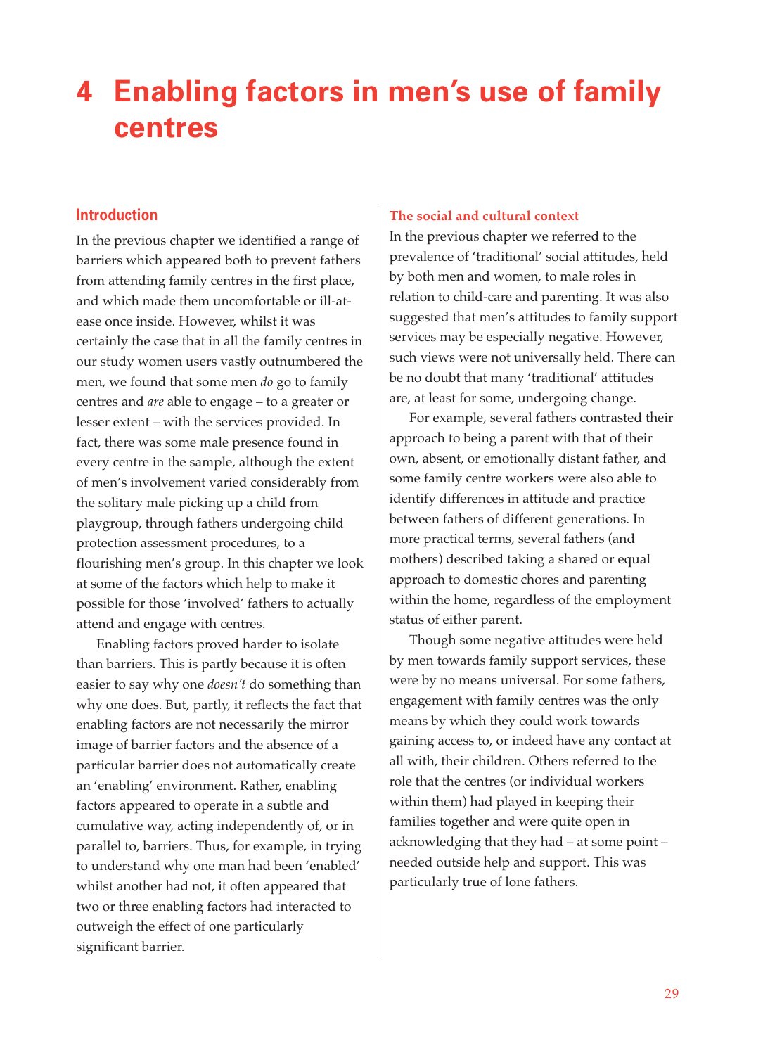# 4 Enabling factors in men's use of family centres

## Introduction

In the previous chapter we identified a range of barriers which appeared both to prevent fathers from attending family centres in the first place, and which made them uncomfortable or ill-at-ease once inside. However, whilst it was certainly the case that in all the family centres in our study women users vastly outnumbered the men, we found that some men *do* go to family centres and *are* able to engage – to a greater or lesser extent – with the services provided. In fact, there was some male presence found in every centre in the sample, although the extent of men's involvement varied considerably from the solitary male picking up a child from playgroup, through fathers undergoing child protection assessment procedures, to a flourishing men's group. In this chapter we look at some of the factors which help to make it possible for those 'involved' fathers to actually attend and engage with centres.

Enabling factors proved harder to isolate than barriers. This is partly because it is often easier to say why one *doesn't* do something than why one does. But, partly, it reflects the fact that enabling factors are not necessarily the mirror image of barrier factors and the absence of a particular barrier does not automatically create an 'enabling' environment. Rather, enabling factors appeared to operate in a subtle and cumulative way, acting independently of, or in parallel to, barriers. Thus, for example, in trying to understand why one man had been 'enabled' whilst another had not, it often appeared that two or three enabling factors had interacted to outweigh the effect of one particularly significant barrier.

### The social and cultural context

In the previous chapter we referred to the prevalence of 'traditional' social attitudes, held by both men and women, to male roles in relation to child-care and parenting. It was also suggested that men's attitudes to family support services may be especially negative. However, such views were not universally held. There can be no doubt that many 'traditional' attitudes are, at least for some, undergoing change.

For example, several fathers contrasted their approach to being a parent with that of their own, absent, or emotionally distant father, and some family centre workers were also able to identify differences in attitude and practice between fathers of different generations. In more practical terms, several fathers (and mothers) described taking a shared or equal approach to domestic chores and parenting within the home, regardless of the employment status of either parent.

Though some negative attitudes were held by men towards family support services, these were by no means universal. For some fathers, engagement with family centres was the only means by which they could work towards gaining access to, or indeed have any contact at all with, their children. Others referred to the role that the centres (or individual workers within them) had played in keeping their families together and were quite open in acknowledging that they had – at some point – needed outside help and support. This was particularly true of lone fathers.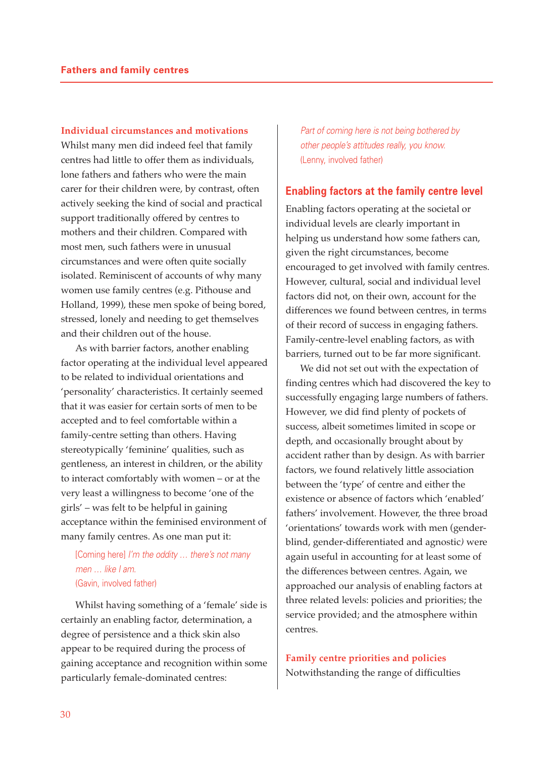### Individual circumstances and motivations

Whilst many men did indeed feel that family centres had little to offer them as individuals, lone fathers and fathers who were the main carer for their children were, by contrast, often actively seeking the kind of social and practical support traditionally offered by centres to mothers and their children. Compared with most men, such fathers were in unusual circumstances and were often quite socially isolated. Reminiscent of accounts of why many women use family centres (e.g. Pithouse and Holland, 1999), these men spoke of being bored, stressed, lonely and needing to get themselves and their children out of the house.

As with barrier factors, another enabling factor operating at the individual level appeared to be related to individual orientations and 'personality' characteristics. It certainly seemed that it was easier for certain sorts of men to be accepted and to feel comfortable within a family-centre setting than others. Having stereotypically 'feminine' qualities, such as gentleness, an interest in children, or the ability to interact comfortably with women – or at the very least a willingness to become 'one of the girls' – was felt to be helpful in gaining acceptance within the feminised environment of many family centres. As one man put it:

> [Coming here] *I'm the oddity … there's not many men … like I am.*
> (Gavin, involved father)

Whilst having something of a 'female' side is certainly an enabling factor, determination, a degree of persistence and a thick skin also appear to be required during the process of gaining acceptance and recognition within some particularly female-dominated centres:

> *Part of coming here is not being bothered by other people's attitudes really, you know.*
> (Lenny, involved father)

## Enabling factors at the family centre level

Enabling factors operating at the societal or individual levels are clearly important in helping us understand how some fathers can, given the right circumstances, become encouraged to get involved with family centres. However, cultural, social and individual level factors did not, on their own, account for the differences we found between centres, in terms of their record of success in engaging fathers. Family-centre-level enabling factors, as with barriers, turned out to be far more significant.

We did not set out with the expectation of finding centres which had discovered the key to successfully engaging large numbers of fathers. However, we did find plenty of pockets of success, albeit sometimes limited in scope or depth, and occasionally brought about by accident rather than by design. As with barrier factors, we found relatively little association between the 'type' of centre and either the existence or absence of factors which 'enabled' fathers' involvement. However, the three broad 'orientations' towards work with men (gender-blind, gender-differentiated and agnostic) were again useful in accounting for at least some of the differences between centres. Again, we approached our analysis of enabling factors at three related levels: policies and priorities; the service provided; and the atmosphere within centres.

### Family centre priorities and policies

Notwithstanding the range of difficulties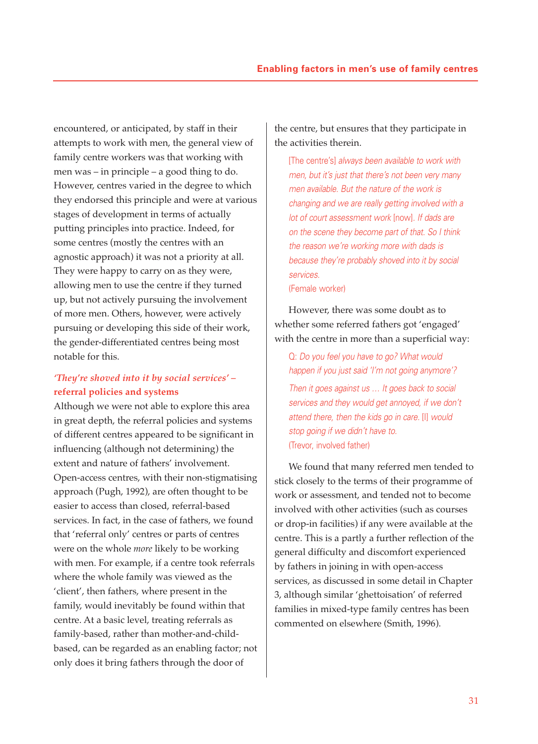encountered, or anticipated, by staff in their attempts to work with men, the general view of family centre workers was that working with men was – in principle – a good thing to do. However, centres varied in the degree to which they endorsed this principle and were at various stages of development in terms of actually putting principles into practice. Indeed, for some centres (mostly the centres with an agnostic approach) it was not a priority at all. They were happy to carry on as they were, allowing men to use the centre if they turned up, but not actively pursuing the involvement of more men. Others, however, were actively pursuing or developing this side of their work, the gender-differentiated centres being most notable for this.

### *'They're shoved into it by social services'* – referral policies and systems

Although we were not able to explore this area in great depth, the referral policies and systems of different centres appeared to be significant in influencing (although not determining) the extent and nature of fathers' involvement. Open-access centres, with their non-stigmatising approach (Pugh, 1992), are often thought to be easier to access than closed, referral-based services. In fact, in the case of fathers, we found that 'referral only' centres or parts of centres were on the whole *more* likely to be working with men. For example, if a centre took referrals where the whole family was viewed as the 'client', then fathers, where present in the family, would inevitably be found within that centre. At a basic level, treating referrals as family-based, rather than mother-and-child-based, can be regarded as an enabling factor; not only does it bring fathers through the door of the centre, but ensures that they participate in the activities therein.

> [The centre's] *always been available to work with men, but it's just that there's not been very many men available. But the nature of the work is changing and we are really getting involved with a lot of court assessment work* [now]. *If dads are on the scene they become part of that. So I think the reason we're working more with dads is because they're probably shoved into it by social services.*
> (Female worker)

However, there was some doubt as to whether some referred fathers got 'engaged' with the centre in more than a superficial way:

> Q: *Do you feel you have to go? What would happen if you just said 'I'm not going anymore'?*
>
> *Then it goes against us … It goes back to social services and they would get annoyed, if we don't attend there, then the kids go in care.* [I] *would stop going if we didn't have to.*
> (Trevor, involved father)

We found that many referred men tended to stick closely to the terms of their programme of work or assessment, and tended not to become involved with other activities (such as courses or drop-in facilities) if any were available at the centre. This is a partly a further reflection of the general difficulty and discomfort experienced by fathers in joining in with open-access services, as discussed in some detail in Chapter 3, although similar 'ghettoisation' of referred families in mixed-type family centres has been commented on elsewhere (Smith, 1996).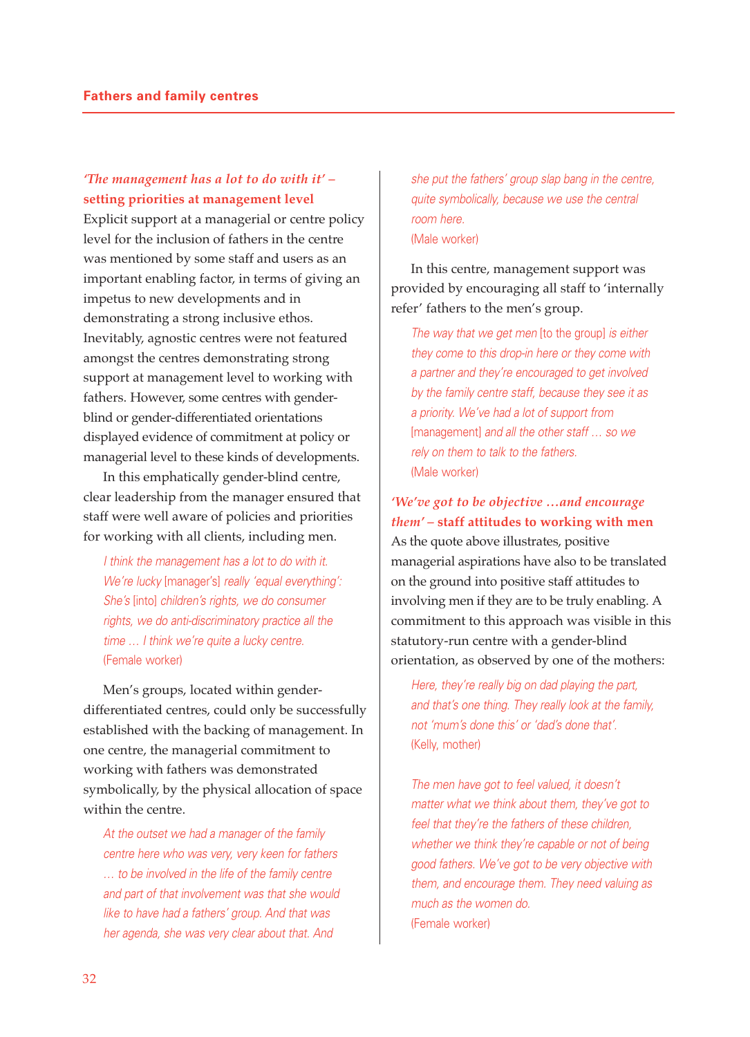### *'The management has a lot to do with it'* – setting priorities at management level

Explicit support at a managerial or centre policy level for the inclusion of fathers in the centre was mentioned by some staff and users as an important enabling factor, in terms of giving an impetus to new developments and in demonstrating a strong inclusive ethos. Inevitably, agnostic centres were not featured amongst the centres demonstrating strong support at management level to working with fathers. However, some centres with gender-blind or gender-differentiated orientations displayed evidence of commitment at policy or managerial level to these kinds of developments.

In this emphatically gender-blind centre, clear leadership from the manager ensured that staff were well aware of policies and priorities for working with all clients, including men.

> *I think the management has a lot to do with it. We're lucky* [manager's] *really 'equal everything': She's* [into] *children's rights, we do consumer rights, we do anti-discriminatory practice all the time … I think we're quite a lucky centre.*
> (Female worker)

Men's groups, located within gender-differentiated centres, could only be successfully established with the backing of management. In one centre, the managerial commitment to working with fathers was demonstrated symbolically, by the physical allocation of space within the centre.

> *At the outset we had a manager of the family centre here who was very, very keen for fathers … to be involved in the life of the family centre and part of that involvement was that she would like to have had a fathers' group. And that was her agenda, she was very clear about that. And she put the fathers' group slap bang in the centre, quite symbolically, because we use the central room here.*
> (Male worker)

In this centre, management support was provided by encouraging all staff to 'internally refer' fathers to the men's group.

> *The way that we get men* [to the group] *is either they come to this drop-in here or they come with a partner and they're encouraged to get involved by the family centre staff, because they see it as a priority. We've had a lot of support from* [management] *and all the other staff … so we rely on them to talk to the fathers.*
> (Male worker)

### *'We've got to be objective …and encourage them'* – staff attitudes to working with men

As the quote above illustrates, positive managerial aspirations have also to be translated on the ground into positive staff attitudes to involving men if they are to be truly enabling. A commitment to this approach was visible in this statutory-run centre with a gender-blind orientation, as observed by one of the mothers:

> *Here, they're really big on dad playing the part, and that's one thing. They really look at the family, not 'mum's done this' or 'dad's done that'.*
> (Kelly, mother)

> *The men have got to feel valued, it doesn't matter what we think about them, they've got to feel that they're the fathers of these children, whether we think they're capable or not of being good fathers. We've got to be very objective with them, and encourage them. They need valuing as much as the women do.*
> (Female worker)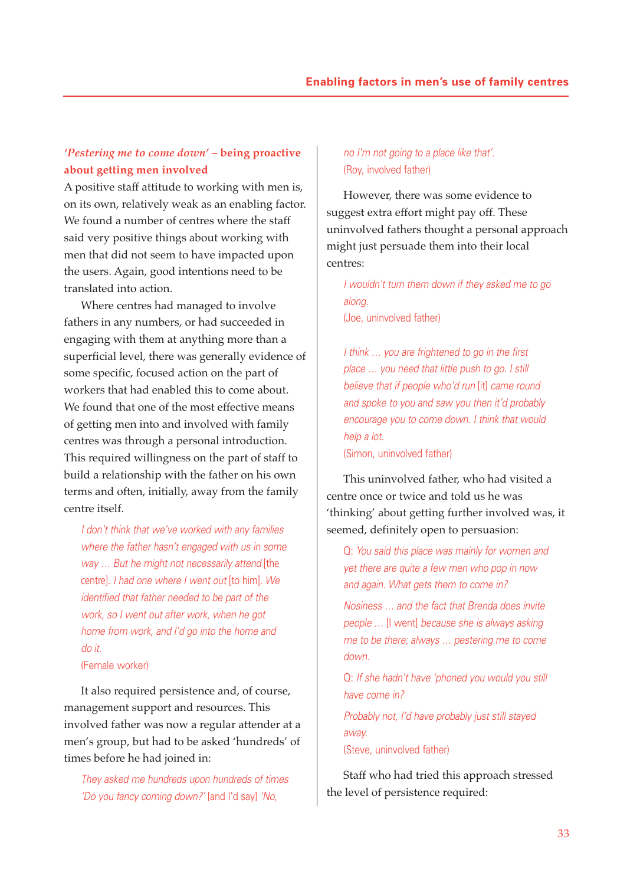### *'Pestering me to come down'* – being proactive about getting men involved

A positive staff attitude to working with men is, on its own, relatively weak as an enabling factor. We found a number of centres where the staff said very positive things about working with men that did not seem to have impacted upon the users. Again, good intentions need to be translated into action.

Where centres had managed to involve fathers in any numbers, or had succeeded in engaging with them at anything more than a superficial level, there was generally evidence of some specific, focused action on the part of workers that had enabled this to come about. We found that one of the most effective means of getting men into and involved with family centres was through a personal introduction. This required willingness on the part of staff to build a relationship with the father on his own terms and often, initially, away from the family centre itself.

> *I don't think that we've worked with any families where the father hasn't engaged with us in some way … But he might not necessarily attend* [the centre]. *I had one where I went out* [to him]. *We identified that father needed to be part of the work, so I went out after work, when he got home from work, and I'd go into the home and do it.*
>
> (Female worker)

It also required persistence and, of course, management support and resources. This involved father was now a regular attender at a men's group, but had to be asked 'hundreds' of times before he had joined in:

> *They asked me hundreds upon hundreds of times 'Do you fancy coming down?'* [and I'd say] *'No, no I'm not going to a place like that'.*
>
> (Roy, involved father)

However, there was some evidence to suggest extra effort might pay off. These uninvolved fathers thought a personal approach might just persuade them into their local centres:

> *I wouldn't turn them down if they asked me to go along.*
>
> (Joe, uninvolved father)

> *I think … you are frightened to go in the first place … you need that little push to go. I still believe that if people who'd run* [it] *came round and spoke to you and saw you then it'd probably encourage you to come down. I think that would help a lot.*
>
> (Simon, uninvolved father)

This uninvolved father, who had visited a centre once or twice and told us he was 'thinking' about getting further involved was, it seemed, definitely open to persuasion:

> Q: *You said this place was mainly for women and yet there are quite a few men who pop in now and again. What gets them to come in?*
>
> *Nosiness … and the fact that Brenda does invite people …* [I went] *because she is always asking me to be there; always … pestering me to come down.*
>
> Q: *If she hadn't have 'phoned you would you still have come in?*
>
> *Probably not, I'd have probably just still stayed away.*
>
> (Steve, uninvolved father)

Staff who had tried this approach stressed the level of persistence required: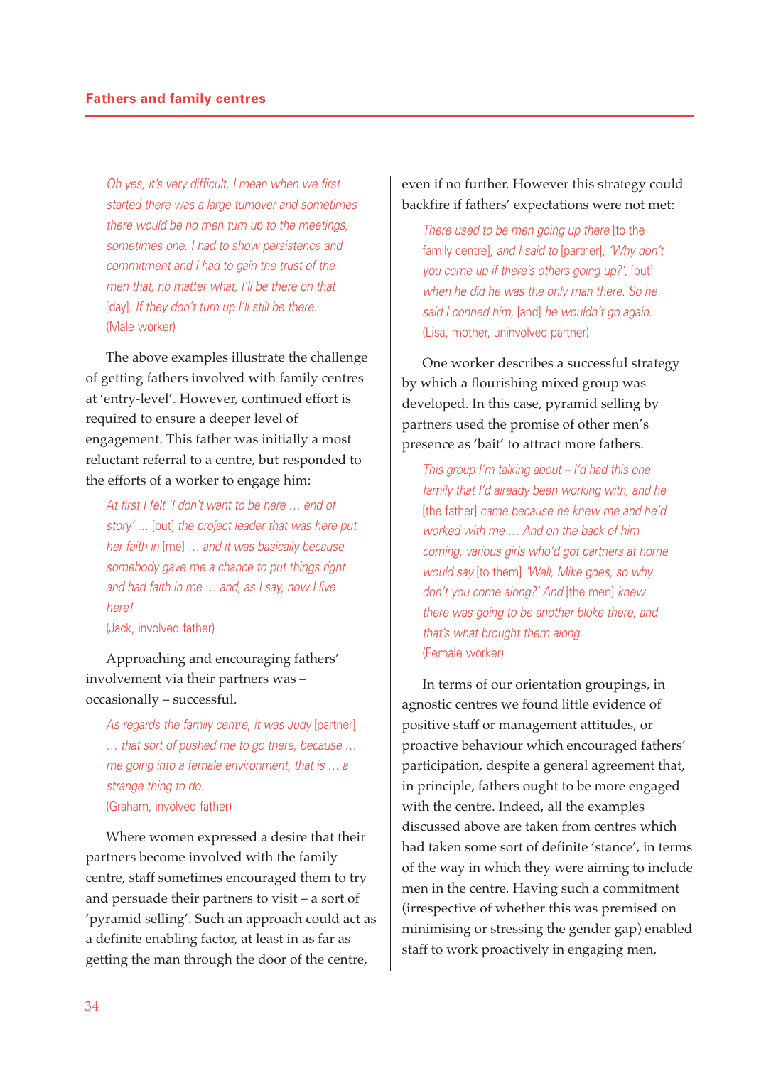*Oh yes, it's very difficult, I mean when we first started there was a large turnover and sometimes there would be no men turn up to the meetings, sometimes one. I had to show persistence and commitment and I had to gain the trust of the men that, no matter what, I'll be there on that* [day]. *If they don't turn up I'll still be there.*
(Male worker)

The above examples illustrate the challenge of getting fathers involved with family centres at 'entry-level'. However, continued effort is required to ensure a deeper level of engagement. This father was initially a most reluctant referral to a centre, but responded to the efforts of a worker to engage him:

*At first I felt 'I don't want to be here … end of story' …* [but] *the project leader that was here put her faith in* [me] *… and it was basically because somebody gave me a chance to put things right and had faith in me … and, as I say, now I live here!*
(Jack, involved father)

Approaching and encouraging fathers' involvement via their partners was – occasionally – successful.

*As regards the family centre, it was Judy* [partner] *… that sort of pushed me to go there, because … me going into a female environment, that is … a strange thing to do.*
(Graham, involved father)

Where women expressed a desire that their partners become involved with the family centre, staff sometimes encouraged them to try and persuade their partners to visit – a sort of 'pyramid selling'. Such an approach could act as a definite enabling factor, at least in as far as getting the man through the door of the centre, even if no further. However this strategy could backfire if fathers' expectations were not met:

*There used to be men going up there* [to the family centre], *and I said to* [partner], *'Why don't you come up if there's others going up?',* [but] *when he did he was the only man there. So he said I conned him,* [and] *he wouldn't go again.*
(Lisa, mother, uninvolved partner)

One worker describes a successful strategy by which a flourishing mixed group was developed. In this case, pyramid selling by partners used the promise of other men's presence as 'bait' to attract more fathers.

*This group I'm talking about – I'd had this one family that I'd already been working with, and he* [the father] *came because he knew me and he'd worked with me … And on the back of him coming, various girls who'd got partners at home would say* [to them] *'Well, Mike goes, so why don't you come along?' And* [the men] *knew there was going to be another bloke there, and that's what brought them along.*
(Female worker)

In terms of our orientation groupings, in agnostic centres we found little evidence of positive staff or management attitudes, or proactive behaviour which encouraged fathers' participation, despite a general agreement that, in principle, fathers ought to be more engaged with the centre. Indeed, all the examples discussed above are taken from centres which had taken some sort of definite 'stance', in terms of the way in which they were aiming to include men in the centre. Having such a commitment (irrespective of whether this was premised on minimising or stressing the gender gap) enabled staff to work proactively in engaging men,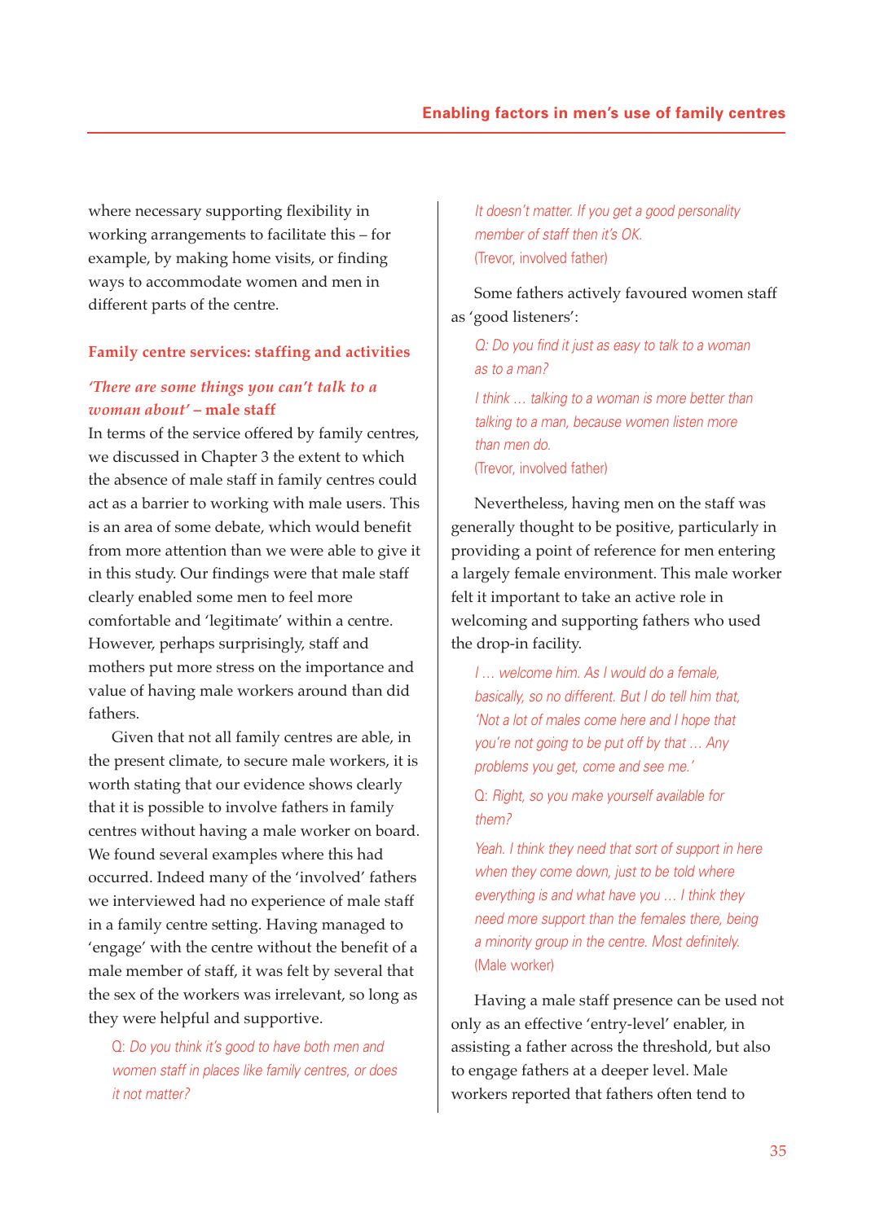where necessary supporting flexibility in working arrangements to facilitate this – for example, by making home visits, or finding ways to accommodate women and men in different parts of the centre.

## Family centre services: staffing and activities

### *'There are some things you can't talk to a woman about'* – male staff

In terms of the service offered by family centres, we discussed in Chapter 3 the extent to which the absence of male staff in family centres could act as a barrier to working with male users. This is an area of some debate, which would benefit from more attention than we were able to give it in this study. Our findings were that male staff clearly enabled some men to feel more comfortable and 'legitimate' within a centre. However, perhaps surprisingly, staff and mothers put more stress on the importance and value of having male workers around than did fathers.

Given that not all family centres are able, in the present climate, to secure male workers, it is worth stating that our evidence shows clearly that it is possible to involve fathers in family centres without having a male worker on board. We found several examples where this had occurred. Indeed many of the 'involved' fathers we interviewed had no experience of male staff in a family centre setting. Having managed to 'engage' with the centre without the benefit of a male member of staff, it was felt by several that the sex of the workers was irrelevant, so long as they were helpful and supportive.

> *Q: Do you think it's good to have both men and women staff in places like family centres, or does it not matter?*
>
> *It doesn't matter. If you get a good personality member of staff then it's OK.*
>
> (Trevor, involved father)

Some fathers actively favoured women staff as 'good listeners':

> *Q: Do you find it just as easy to talk to a woman as to a man?*
>
> *I think … talking to a woman is more better than talking to a man, because women listen more than men do.*
>
> (Trevor, involved father)

Nevertheless, having men on the staff was generally thought to be positive, particularly in providing a point of reference for men entering a largely female environment. This male worker felt it important to take an active role in welcoming and supporting fathers who used the drop-in facility.

> *I … welcome him. As I would do a female, basically, so no different. But I do tell him that, 'Not a lot of males come here and I hope that you're not going to be put off by that … Any problems you get, come and see me.'*
>
> *Q: Right, so you make yourself available for them?*
>
> *Yeah. I think they need that sort of support in here when they come down, just to be told where everything is and what have you … I think they need more support than the females there, being a minority group in the centre. Most definitely.*
>
> (Male worker)

Having a male staff presence can be used not only as an effective 'entry-level' enabler, in assisting a father across the threshold, but also to engage fathers at a deeper level. Male workers reported that fathers often tend to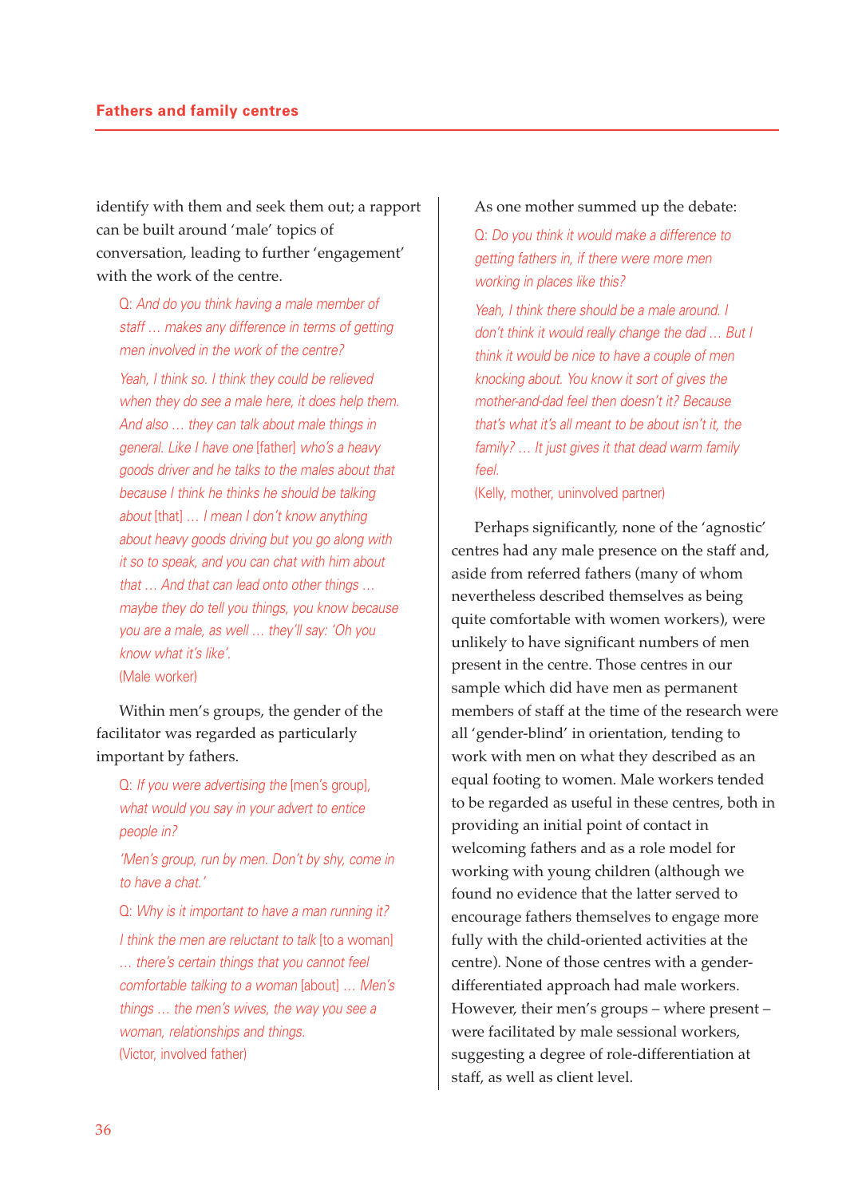identify with them and seek them out; a rapport can be built around 'male' topics of conversation, leading to further 'engagement' with the work of the centre.

> *Q: And do you think having a male member of staff … makes any difference in terms of getting men involved in the work of the centre?*
>
> *Yeah, I think so. I think they could be relieved when they do see a male here, it does help them. And also … they can talk about male things in general. Like I have one* [father] *who's a heavy goods driver and he talks to the males about that because I think he thinks he should be talking about* [that] *… I mean I don't know anything about heavy goods driving but you go along with it so to speak, and you can chat with him about that … And that can lead onto other things … maybe they do tell you things, you know because you are a male, as well … they'll say: 'Oh you know what it's like'.*
>
> (Male worker)

Within men's groups, the gender of the facilitator was regarded as particularly important by fathers.

> *Q: If you were advertising the* [men's group]*, what would you say in your advert to entice people in?*
>
> *'Men's group, run by men. Don't by shy, come in to have a chat.'*
>
> *Q: Why is it important to have a man running it?*
>
> *I think the men are reluctant to talk* [to a woman] *… there's certain things that you cannot feel comfortable talking to a woman* [about] *… Men's things … the men's wives, the way you see a woman, relationships and things.*
>
> (Victor, involved father)

As one mother summed up the debate:

> *Q: Do you think it would make a difference to getting fathers in, if there were more men working in places like this?*
>
> *Yeah, I think there should be a male around. I don't think it would really change the dad … But I think it would be nice to have a couple of men knocking about. You know it sort of gives the mother-and-dad feel then doesn't it? Because that's what it's all meant to be about isn't it, the family? … It just gives it that dead warm family feel.*
>
> (Kelly, mother, uninvolved partner)

Perhaps significantly, none of the 'agnostic' centres had any male presence on the staff and, aside from referred fathers (many of whom nevertheless described themselves as being quite comfortable with women workers), were unlikely to have significant numbers of men present in the centre. Those centres in our sample which did have men as permanent members of staff at the time of the research were all 'gender-blind' in orientation, tending to work with men on what they described as an equal footing to women. Male workers tended to be regarded as useful in these centres, both in providing an initial point of contact in welcoming fathers and as a role model for working with young children (although we found no evidence that the latter served to encourage fathers themselves to engage more fully with the child-oriented activities at the centre). None of those centres with a gender-differentiated approach had male workers. However, their men's groups – where present – were facilitated by male sessional workers, suggesting a degree of role-differentiation at staff, as well as client level.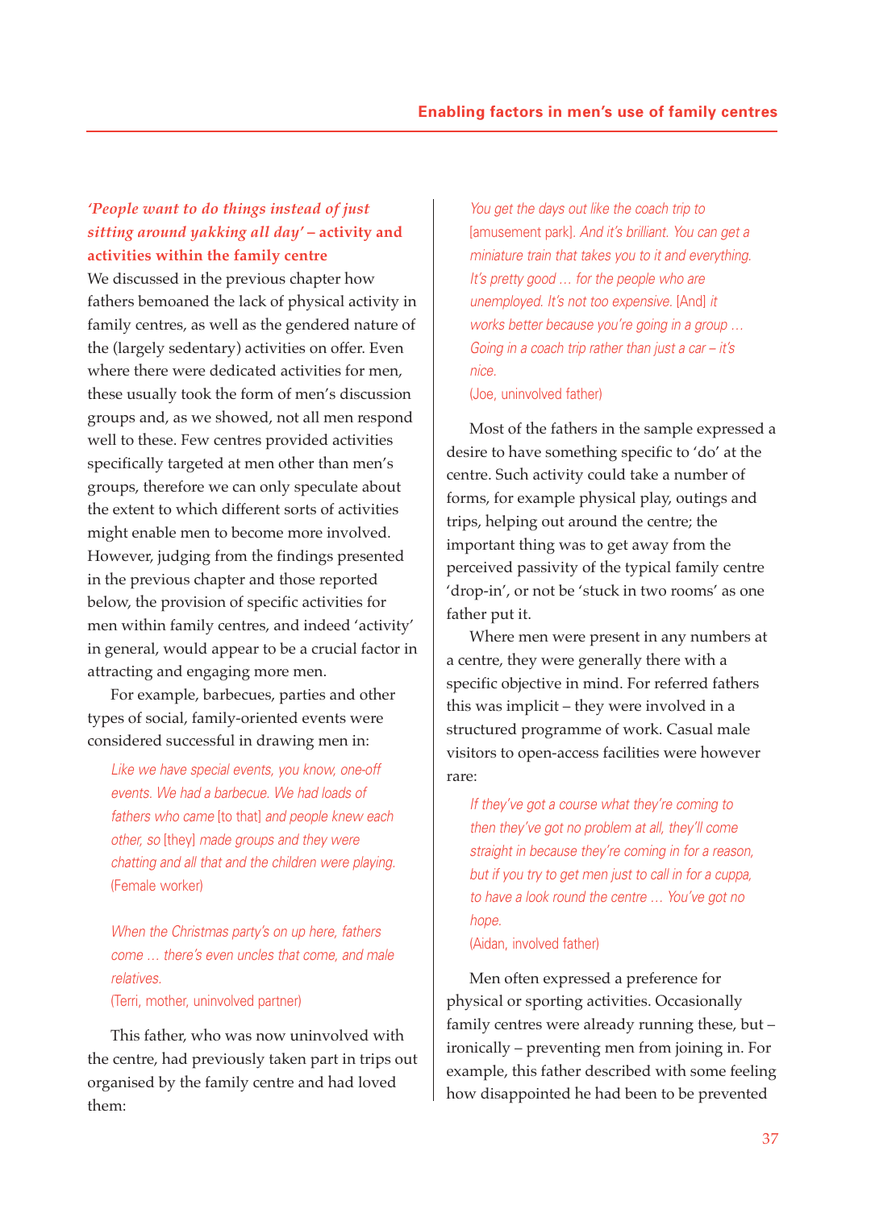### *'People want to do things instead of just sitting around yakking all day'* – activity and activities within the family centre

We discussed in the previous chapter how fathers bemoaned the lack of physical activity in family centres, as well as the gendered nature of the (largely sedentary) activities on offer. Even where there were dedicated activities for men, these usually took the form of men's discussion groups and, as we showed, not all men respond well to these. Few centres provided activities specifically targeted at men other than men's groups, therefore we can only speculate about the extent to which different sorts of activities might enable men to become more involved. However, judging from the findings presented in the previous chapter and those reported below, the provision of specific activities for men within family centres, and indeed 'activity' in general, would appear to be a crucial factor in attracting and engaging more men.

For example, barbecues, parties and other types of social, family-oriented events were considered successful in drawing men in:

> *Like we have special events, you know, one-off events. We had a barbecue. We had loads of fathers who came* [to that] *and people knew each other, so* [they] *made groups and they were chatting and all that and the children were playing.*
> (Female worker)

> *When the Christmas party's on up here, fathers come … there's even uncles that come, and male relatives.*
> (Terri, mother, uninvolved partner)

This father, who was now uninvolved with the centre, had previously taken part in trips out organised by the family centre and had loved them:

> *You get the days out like the coach trip to* [amusement park]. *And it's brilliant. You can get a miniature train that takes you to it and everything. It's pretty good … for the people who are unemployed. It's not too expensive.* [And] *it works better because you're going in a group … Going in a coach trip rather than just a car – it's nice.*
> (Joe, uninvolved father)

Most of the fathers in the sample expressed a desire to have something specific to 'do' at the centre. Such activity could take a number of forms, for example physical play, outings and trips, helping out around the centre; the important thing was to get away from the perceived passivity of the typical family centre 'drop-in', or not be 'stuck in two rooms' as one father put it.

Where men were present in any numbers at a centre, they were generally there with a specific objective in mind. For referred fathers this was implicit – they were involved in a structured programme of work. Casual male visitors to open-access facilities were however rare:

> *If they've got a course what they're coming to then they've got no problem at all, they'll come straight in because they're coming in for a reason, but if you try to get men just to call in for a cuppa, to have a look round the centre … You've got no hope.*
> (Aidan, involved father)

Men often expressed a preference for physical or sporting activities. Occasionally family centres were already running these, but – ironically – preventing men from joining in. For example, this father described with some feeling how disappointed he had been to be prevented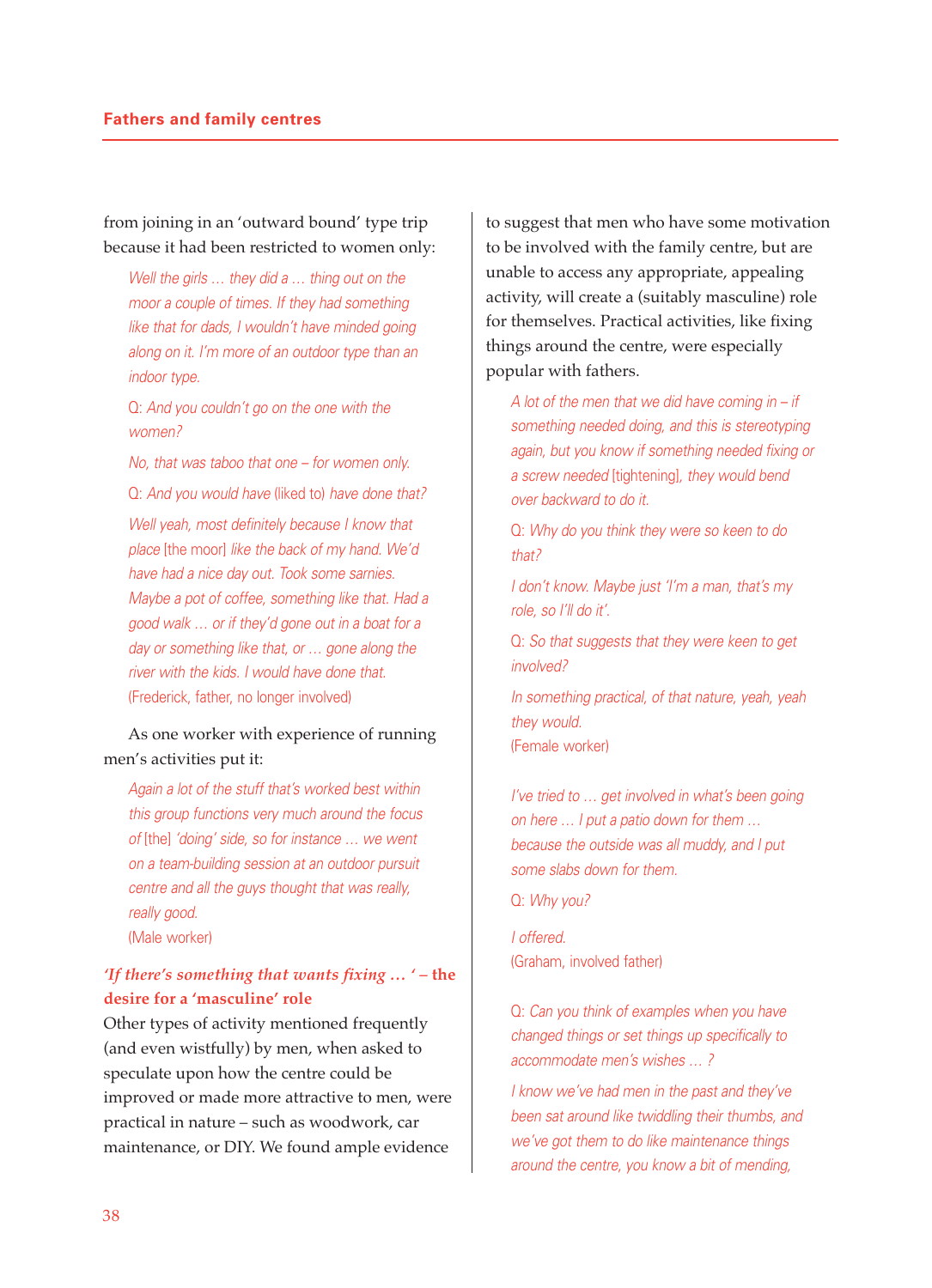from joining in an 'outward bound' type trip because it had been restricted to women only:

> *Well the girls … they did a … thing out on the moor a couple of times. If they had something like that for dads, I wouldn't have minded going along on it. I'm more of an outdoor type than an indoor type.*
>
> Q: *And you couldn't go on the one with the women?*
>
> *No, that was taboo that one – for women only.*
>
> Q: *And you would have* (liked to) *have done that?*
>
> *Well yeah, most definitely because I know that place* [the moor] *like the back of my hand. We'd have had a nice day out. Took some sarnies. Maybe a pot of coffee, something like that. Had a good walk … or if they'd gone out in a boat for a day or something like that, or … gone along the river with the kids. I would have done that.*
> (Frederick, father, no longer involved)

As one worker with experience of running men's activities put it:

> *Again a lot of the stuff that's worked best within this group functions very much around the focus of* [the] *'doing' side, so for instance … we went on a team-building session at an outdoor pursuit centre and all the guys thought that was really, really good.*
> (Male worker)

### *'If there's something that wants fixing … '* – the desire for a 'masculine' role

Other types of activity mentioned frequently (and even wistfully) by men, when asked to speculate upon how the centre could be improved or made more attractive to men, were practical in nature – such as woodwork, car maintenance, or DIY. We found ample evidence to suggest that men who have some motivation to be involved with the family centre, but are unable to access any appropriate, appealing activity, will create a (suitably masculine) role for themselves. Practical activities, like fixing things around the centre, were especially popular with fathers.

> *A lot of the men that we did have coming in – if something needed doing, and this is stereotyping again, but you know if something needed fixing or a screw needed* [tightening]*, they would bend over backward to do it.*
>
> Q: *Why do you think they were so keen to do that?*
>
> *I don't know. Maybe just 'I'm a man, that's my role, so I'll do it'.*
>
> Q: *So that suggests that they were keen to get involved?*
>
> *In something practical, of that nature, yeah, yeah they would.*
> (Female worker)

> *I've tried to … get involved in what's been going on here … I put a patio down for them … because the outside was all muddy, and I put some slabs down for them.*
>
> Q: *Why you?*
>
> *I offered.*
> (Graham, involved father)

> Q: *Can you think of examples when you have changed things or set things up specifically to accommodate men's wishes … ?*
>
> *I know we've had men in the past and they've been sat around like twiddling their thumbs, and we've got them to do like maintenance things around the centre, you know a bit of mending,*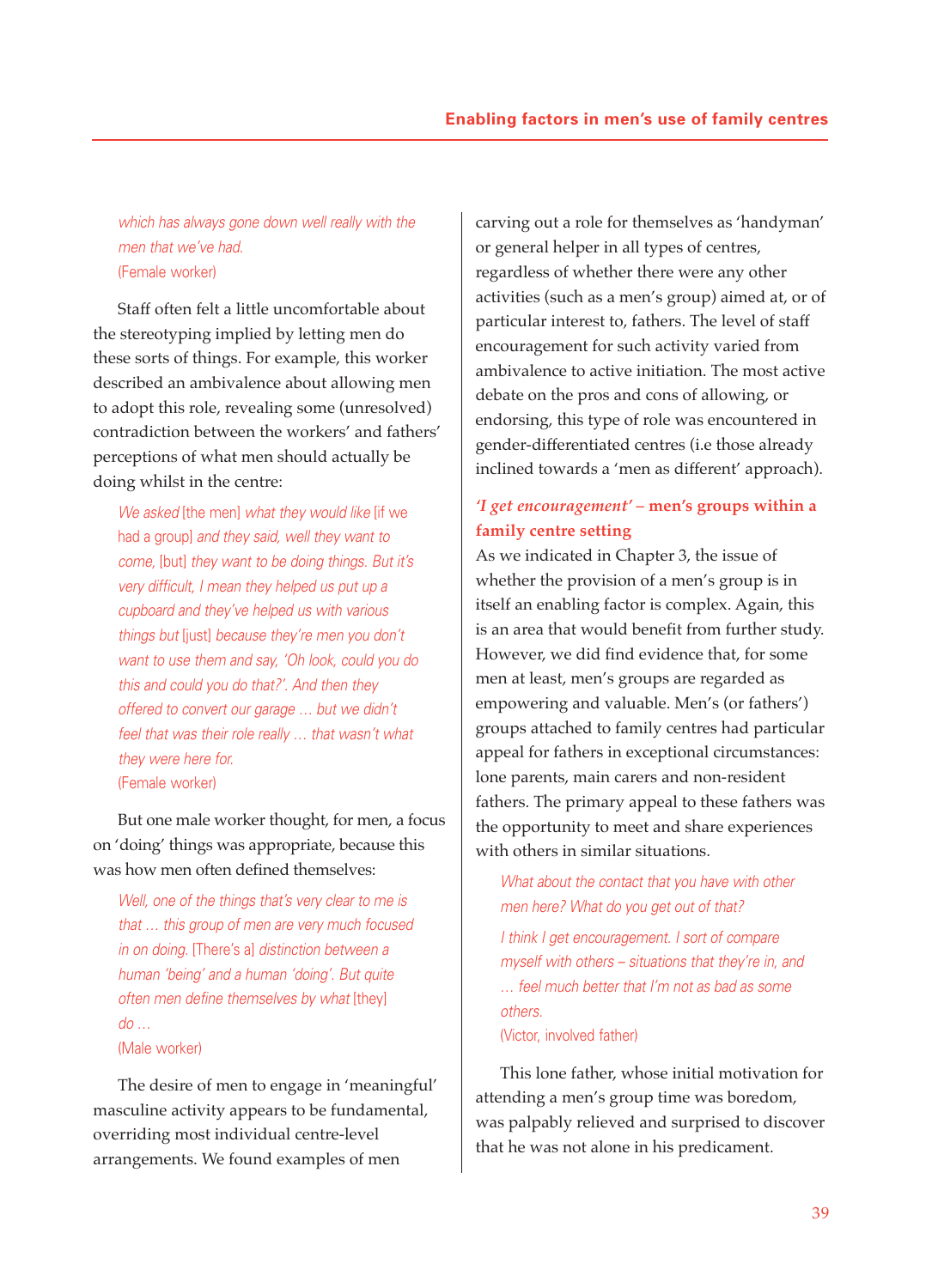*which has always gone down well really with the men that we've had.*
(Female worker)

Staff often felt a little uncomfortable about the stereotyping implied by letting men do these sorts of things. For example, this worker described an ambivalence about allowing men to adopt this role, revealing some (unresolved) contradiction between the workers' and fathers' perceptions of what men should actually be doing whilst in the centre:

> *We asked* [the men] *what they would like* [if we had a group] *and they said, well they want to come,* [but] *they want to be doing things. But it's very difficult, I mean they helped us put up a cupboard and they've helped us with various things but* [just] *because they're men you don't want to use them and say, 'Oh look, could you do this and could you do that?'. And then they offered to convert our garage … but we didn't feel that was their role really … that wasn't what they were here for.*
> (Female worker)

But one male worker thought, for men, a focus on 'doing' things was appropriate, because this was how men often defined themselves:

> *Well, one of the things that's very clear to me is that … this group of men are very much focused in on doing.* [There's a] *distinction between a human 'being' and a human 'doing'. But quite often men define themselves by what* [they] *do …*
> (Male worker)

The desire of men to engage in 'meaningful' masculine activity appears to be fundamental, overriding most individual centre-level arrangements. We found examples of men carving out a role for themselves as 'handyman' or general helper in all types of centres, regardless of whether there were any other activities (such as a men's group) aimed at, or of particular interest to, fathers. The level of staff encouragement for such activity varied from ambivalence to active initiation. The most active debate on the pros and cons of allowing, or endorsing, this type of role was encountered in gender-differentiated centres (i.e those already inclined towards a 'men as different' approach).

### *'I get encouragement'* – men's groups within a family centre setting

As we indicated in Chapter 3, the issue of whether the provision of a men's group is in itself an enabling factor is complex. Again, this is an area that would benefit from further study. However, we did find evidence that, for some men at least, men's groups are regarded as empowering and valuable. Men's (or fathers') groups attached to family centres had particular appeal for fathers in exceptional circumstances: lone parents, main carers and non-resident fathers. The primary appeal to these fathers was the opportunity to meet and share experiences with others in similar situations.

> *What about the contact that you have with other men here? What do you get out of that?*
>
> *I think I get encouragement. I sort of compare myself with others – situations that they're in, and … feel much better that I'm not as bad as some others.*
> (Victor, involved father)

This lone father, whose initial motivation for attending a men's group time was boredom, was palpably relieved and surprised to discover that he was not alone in his predicament.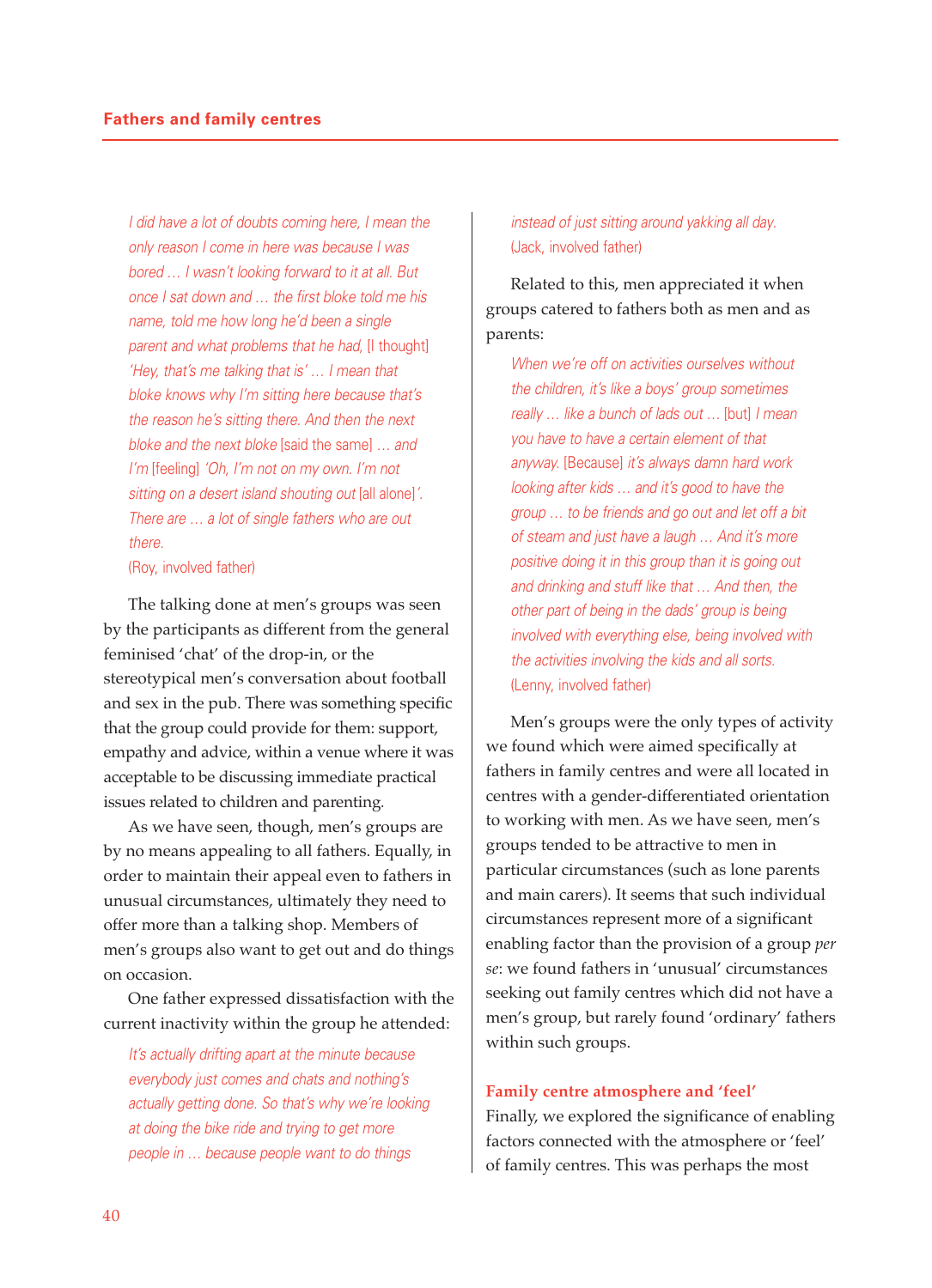*I did have a lot of doubts coming here, I mean the only reason I come in here was because I was bored … I wasn't looking forward to it at all. But once I sat down and … the first bloke told me his name, told me how long he'd been a single parent and what problems that he had,* [I thought] *'Hey, that's me talking that is' … I mean that bloke knows why I'm sitting here because that's the reason he's sitting there. And then the next bloke and the next bloke* [said the same] *… and I'm* [feeling] *'Oh, I'm not on my own. I'm not sitting on a desert island shouting out* [all alone]*'. There are … a lot of single fathers who are out there.*
(Roy, involved father)

The talking done at men's groups was seen by the participants as different from the general feminised 'chat' of the drop-in, or the stereotypical men's conversation about football and sex in the pub. There was something specific that the group could provide for them: support, empathy and advice, within a venue where it was acceptable to be discussing immediate practical issues related to children and parenting.

As we have seen, though, men's groups are by no means appealing to all fathers. Equally, in order to maintain their appeal even to fathers in unusual circumstances, ultimately they need to offer more than a talking shop. Members of men's groups also want to get out and do things on occasion.

One father expressed dissatisfaction with the current inactivity within the group he attended:

*It's actually drifting apart at the minute because everybody just comes and chats and nothing's actually getting done. So that's why we're looking at doing the bike ride and trying to get more people in … because people want to do things instead of just sitting around yakking all day.*
(Jack, involved father)

Related to this, men appreciated it when groups catered to fathers both as men and as parents:

*When we're off on activities ourselves without the children, it's like a boys' group sometimes really … like a bunch of lads out …* [but] *I mean you have to have a certain element of that anyway.* [Because] *it's always damn hard work looking after kids … and it's good to have the group … to be friends and go out and let off a bit of steam and just have a laugh … And it's more positive doing it in this group than it is going out and drinking and stuff like that … And then, the other part of being in the dads' group is being involved with everything else, being involved with the activities involving the kids and all sorts.*
(Lenny, involved father)

Men's groups were the only types of activity we found which were aimed specifically at fathers in family centres and were all located in centres with a gender-differentiated orientation to working with men. As we have seen, men's groups tended to be attractive to men in particular circumstances (such as lone parents and main carers). It seems that such individual circumstances represent more of a significant enabling factor than the provision of a group *per se*: we found fathers in 'unusual' circumstances seeking out family centres which did not have a men's group, but rarely found 'ordinary' fathers within such groups.

### Family centre atmosphere and 'feel'

Finally, we explored the significance of enabling factors connected with the atmosphere or 'feel' of family centres. This was perhaps the most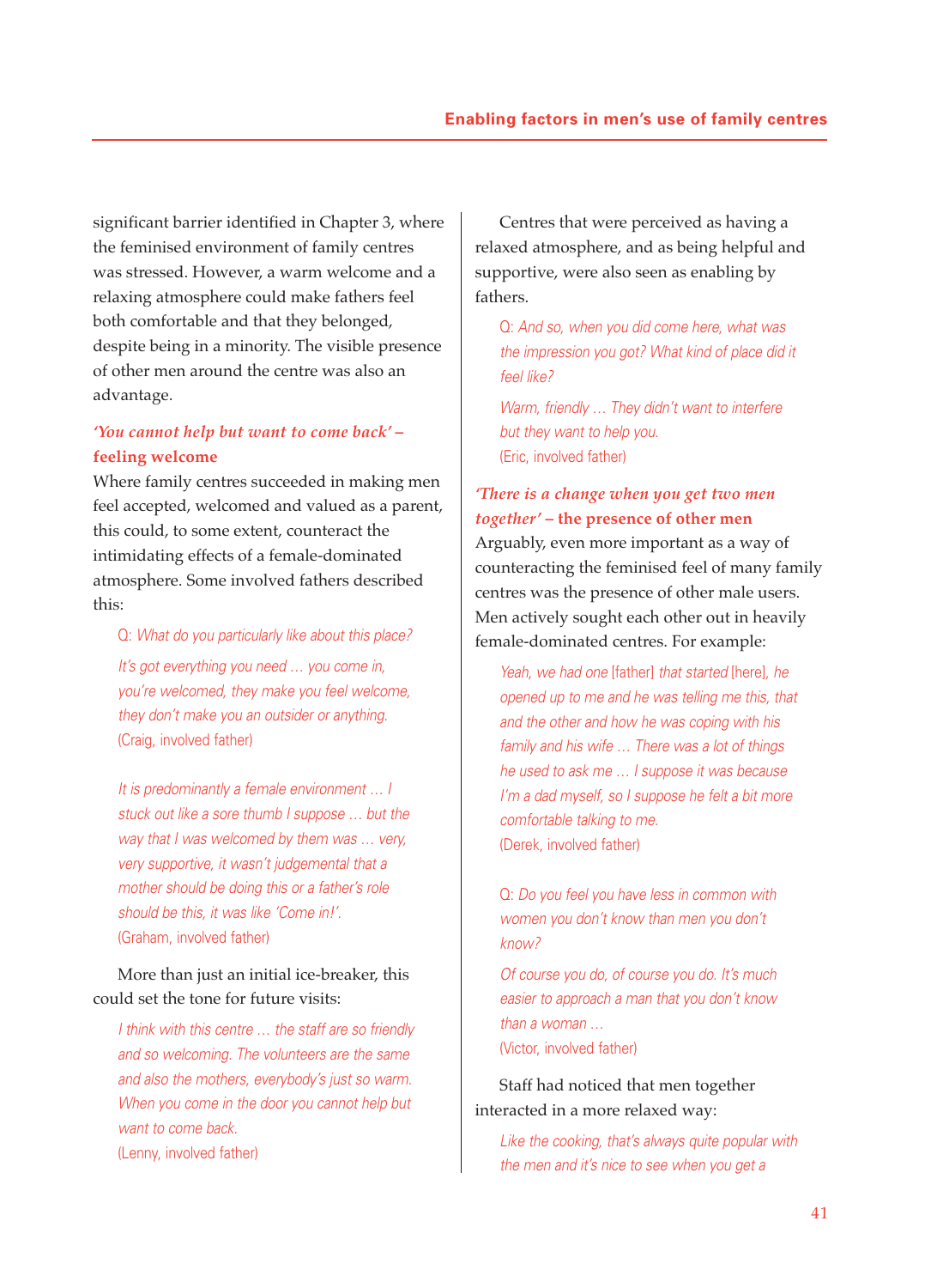significant barrier identified in Chapter 3, where the feminised environment of family centres was stressed. However, a warm welcome and a relaxing atmosphere could make fathers feel both comfortable and that they belonged, despite being in a minority. The visible presence of other men around the centre was also an advantage.

### *'You cannot help but want to come back'* – feeling welcome

Where family centres succeeded in making men feel accepted, welcomed and valued as a parent, this could, to some extent, counteract the intimidating effects of a female-dominated atmosphere. Some involved fathers described this:

> Q: *What do you particularly like about this place?*
>
> *It's got everything you need … you come in, you're welcomed, they make you feel welcome, they don't make you an outsider or anything.*
> (Craig, involved father)

> *It is predominantly a female environment … I stuck out like a sore thumb I suppose … but the way that I was welcomed by them was … very, very supportive, it wasn't judgemental that a mother should be doing this or a father's role should be this, it was like 'Come in!'.*
> (Graham, involved father)

More than just an initial ice-breaker, this could set the tone for future visits:

> *I think with this centre … the staff are so friendly and so welcoming. The volunteers are the same and also the mothers, everybody's just so warm. When you come in the door you cannot help but want to come back.*
> (Lenny, involved father)

Centres that were perceived as having a relaxed atmosphere, and as being helpful and supportive, were also seen as enabling by fathers.

> Q: *And so, when you did come here, what was the impression you got? What kind of place did it feel like?*
>
> *Warm, friendly … They didn't want to interfere but they want to help you.*
> (Eric, involved father)

### *'There is a change when you get two men together'* – the presence of other men

Arguably, even more important as a way of counteracting the feminised feel of many family centres was the presence of other male users. Men actively sought each other out in heavily female-dominated centres. For example:

> *Yeah, we had one* [father] *that started* [here], *he opened up to me and he was telling me this, that and the other and how he was coping with his family and his wife … There was a lot of things he used to ask me … I suppose it was because I'm a dad myself, so I suppose he felt a bit more comfortable talking to me.*
> (Derek, involved father)

> Q: *Do you feel you have less in common with women you don't know than men you don't know?*
>
> *Of course you do, of course you do. It's much easier to approach a man that you don't know than a woman …*
> (Victor, involved father)

Staff had noticed that men together interacted in a more relaxed way:

> *Like the cooking, that's always quite popular with the men and it's nice to see when you get a*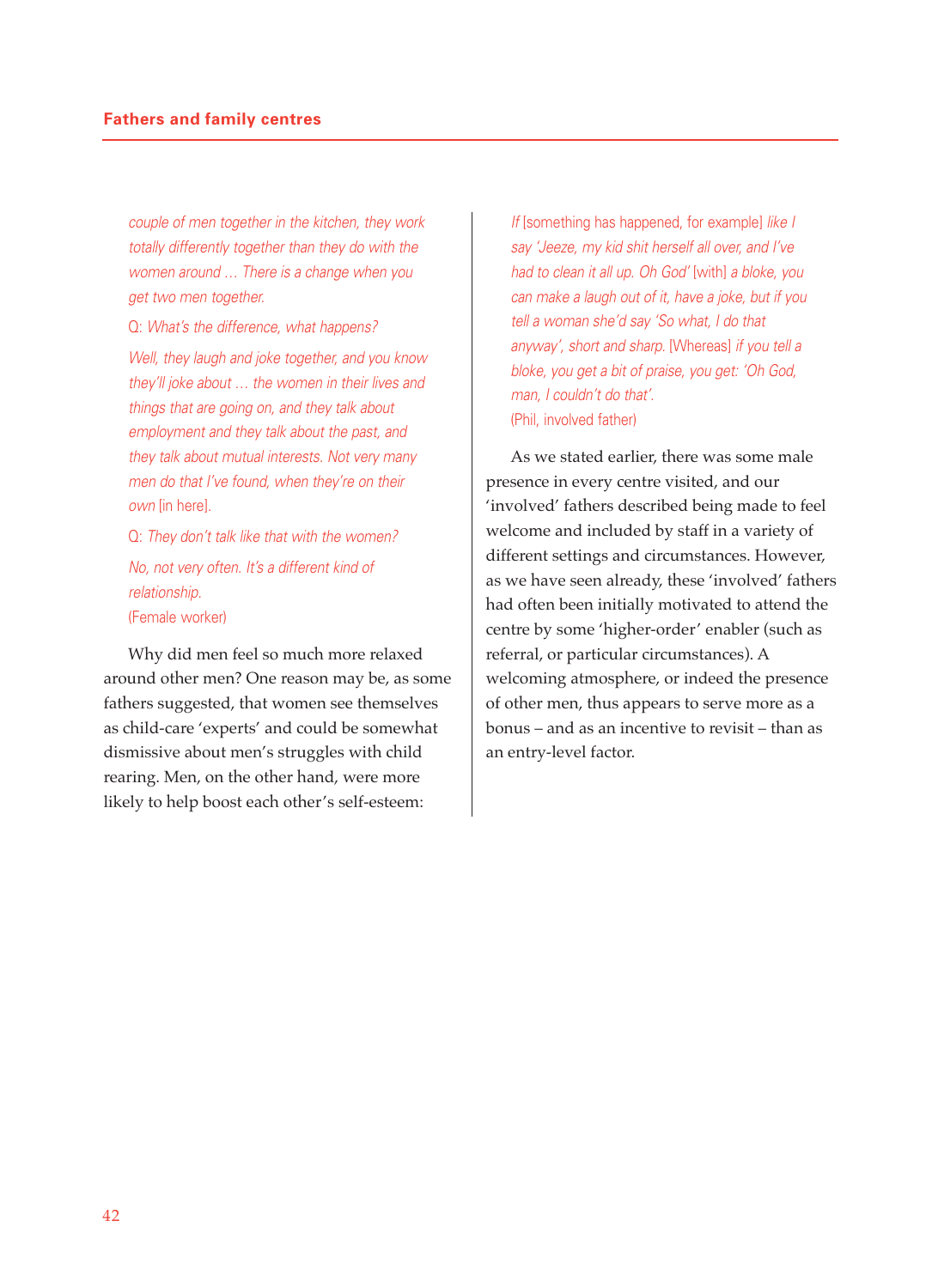*couple of men together in the kitchen, they work totally differently together than they do with the women around … There is a change when you get two men together.*

Q: *What's the difference, what happens?*

*Well, they laugh and joke together, and you know they'll joke about … the women in their lives and things that are going on, and they talk about employment and they talk about the past, and they talk about mutual interests. Not very many men do that I've found, when they're on their own* [in here].

Q: *They don't talk like that with the women?*

*No, not very often. It's a different kind of relationship.*
(Female worker)

Why did men feel so much more relaxed around other men? One reason may be, as some fathers suggested, that women see themselves as child-care 'experts' and could be somewhat dismissive about men's struggles with child rearing. Men, on the other hand, were more likely to help boost each other's self-esteem:

*If* [something has happened, for example] *like I say 'Jeeze, my kid shit herself all over, and I've had to clean it all up. Oh God'* [with] *a bloke, you can make a laugh out of it, have a joke, but if you tell a woman she'd say 'So what, I do that anyway', short and sharp.* [Whereas] *if you tell a bloke, you get a bit of praise, you get: 'Oh God, man, I couldn't do that'.*
(Phil, involved father)

As we stated earlier, there was some male presence in every centre visited, and our 'involved' fathers described being made to feel welcome and included by staff in a variety of different settings and circumstances. However, as we have seen already, these 'involved' fathers had often been initially motivated to attend the centre by some 'higher-order' enabler (such as referral, or particular circumstances). A welcoming atmosphere, or indeed the presence of other men, thus appears to serve more as a bonus – and as an incentive to revisit – than as an entry-level factor.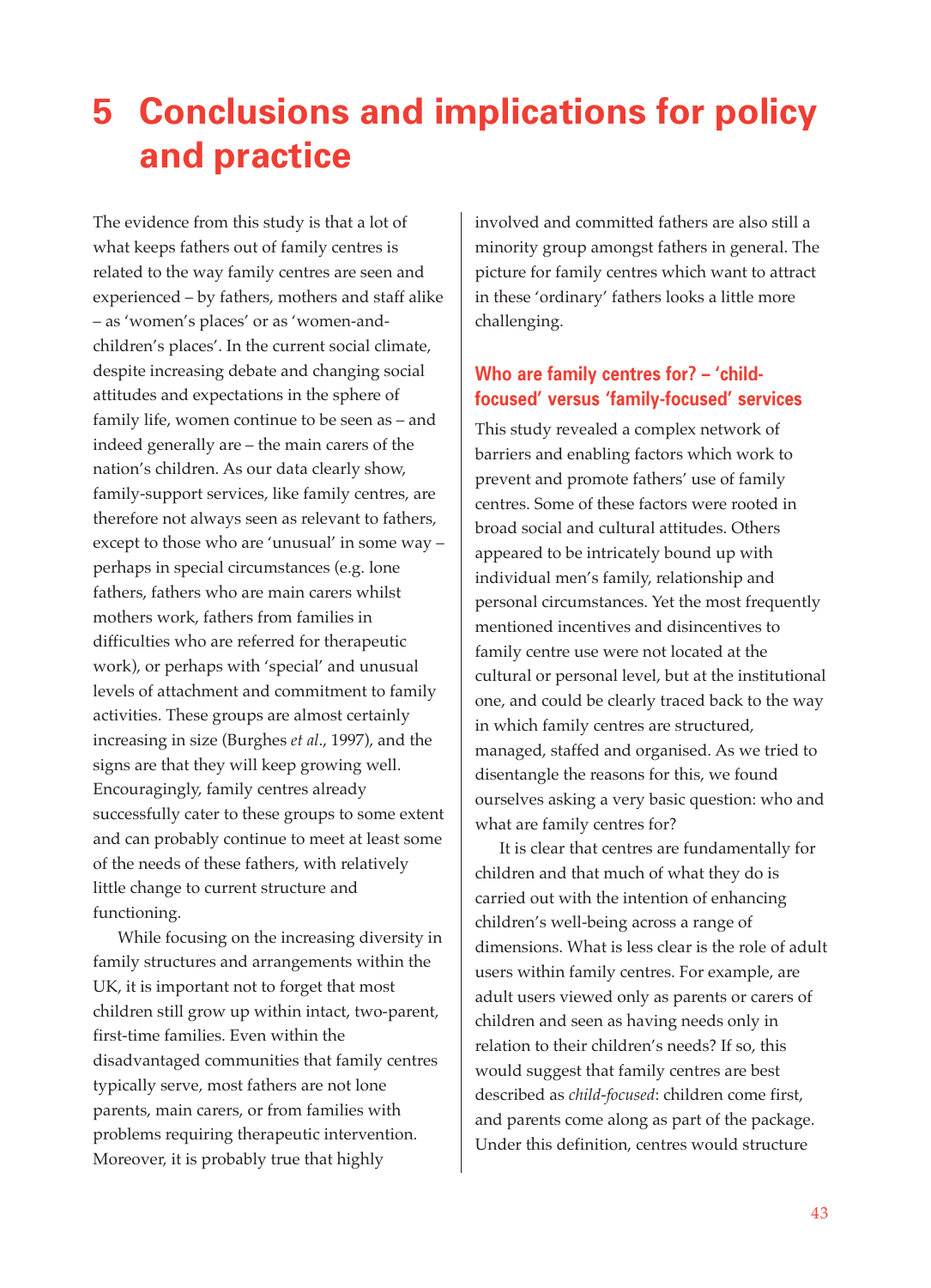# 5 Conclusions and implications for policy and practice

The evidence from this study is that a lot of what keeps fathers out of family centres is related to the way family centres are seen and experienced – by fathers, mothers and staff alike – as 'women's places' or as 'women-and-children's places'. In the current social climate, despite increasing debate and changing social attitudes and expectations in the sphere of family life, women continue to be seen as – and indeed generally are – the main carers of the nation's children. As our data clearly show, family-support services, like family centres, are therefore not always seen as relevant to fathers, except to those who are 'unusual' in some way – perhaps in special circumstances (e.g. lone fathers, fathers who are main carers whilst mothers work, fathers from families in difficulties who are referred for therapeutic work), or perhaps with 'special' and unusual levels of attachment and commitment to family activities. These groups are almost certainly increasing in size (Burghes *et al*., 1997), and the signs are that they will keep growing well. Encouragingly, family centres already successfully cater to these groups to some extent and can probably continue to meet at least some of the needs of these fathers, with relatively little change to current structure and functioning.

While focusing on the increasing diversity in family structures and arrangements within the UK, it is important not to forget that most children still grow up within intact, two-parent, first-time families. Even within the disadvantaged communities that family centres typically serve, most fathers are not lone parents, main carers, or from families with problems requiring therapeutic intervention. Moreover, it is probably true that highly involved and committed fathers are also still a minority group amongst fathers in general. The picture for family centres which want to attract in these 'ordinary' fathers looks a little more challenging.

## Who are family centres for? – 'child-focused' versus 'family-focused' services

This study revealed a complex network of barriers and enabling factors which work to prevent and promote fathers' use of family centres. Some of these factors were rooted in broad social and cultural attitudes. Others appeared to be intricately bound up with individual men's family, relationship and personal circumstances. Yet the most frequently mentioned incentives and disincentives to family centre use were not located at the cultural or personal level, but at the institutional one, and could be clearly traced back to the way in which family centres are structured, managed, staffed and organised. As we tried to disentangle the reasons for this, we found ourselves asking a very basic question: who and what are family centres for?

It is clear that centres are fundamentally for children and that much of what they do is carried out with the intention of enhancing children's well-being across a range of dimensions. What is less clear is the role of adult users within family centres. For example, are adult users viewed only as parents or carers of children and seen as having needs only in relation to their children's needs? If so, this would suggest that family centres are best described as *child-focused*: children come first, and parents come along as part of the package. Under this definition, centres would structure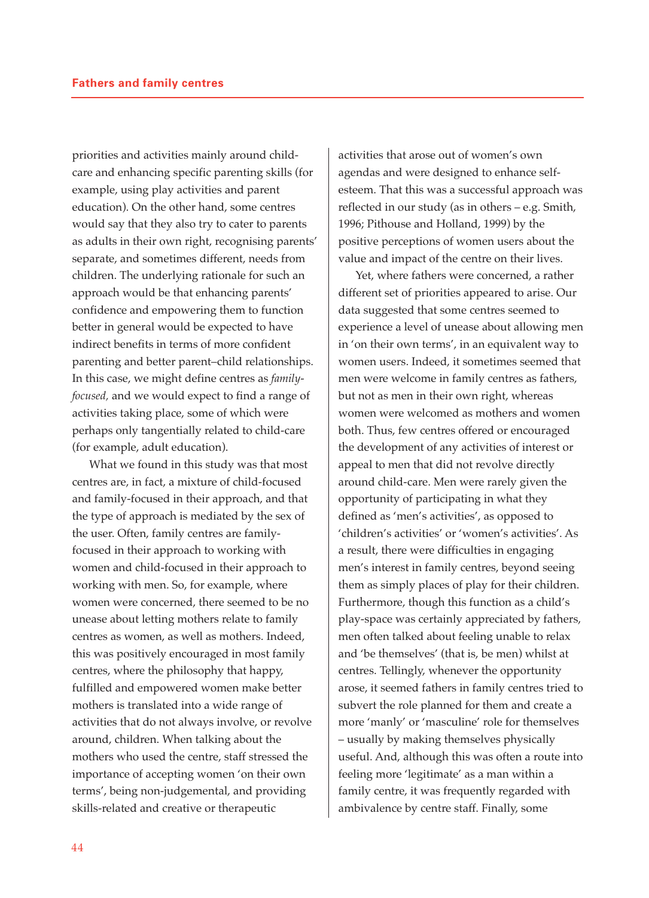priorities and activities mainly around child-care and enhancing specific parenting skills (for example, using play activities and parent education). On the other hand, some centres would say that they also try to cater to parents as adults in their own right, recognising parents' separate, and sometimes different, needs from children. The underlying rationale for such an approach would be that enhancing parents' confidence and empowering them to function better in general would be expected to have indirect benefits in terms of more confident parenting and better parent–child relationships. In this case, we might define centres as *family-focused,* and we would expect to find a range of activities taking place, some of which were perhaps only tangentially related to child-care (for example, adult education).

What we found in this study was that most centres are, in fact, a mixture of child-focused and family-focused in their approach, and that the type of approach is mediated by the sex of the user. Often, family centres are family-focused in their approach to working with women and child-focused in their approach to working with men. So, for example, where women were concerned, there seemed to be no unease about letting mothers relate to family centres as women, as well as mothers. Indeed, this was positively encouraged in most family centres, where the philosophy that happy, fulfilled and empowered women make better mothers is translated into a wide range of activities that do not always involve, or revolve around, children. When talking about the mothers who used the centre, staff stressed the importance of accepting women 'on their own terms', being non-judgemental, and providing skills-related and creative or therapeutic activities that arose out of women's own agendas and were designed to enhance self-esteem. That this was a successful approach was reflected in our study (as in others – e.g. Smith, 1996; Pithouse and Holland, 1999) by the positive perceptions of women users about the value and impact of the centre on their lives.

Yet, where fathers were concerned, a rather different set of priorities appeared to arise. Our data suggested that some centres seemed to experience a level of unease about allowing men in 'on their own terms', in an equivalent way to women users. Indeed, it sometimes seemed that men were welcome in family centres as fathers, but not as men in their own right, whereas women were welcomed as mothers and women both. Thus, few centres offered or encouraged the development of any activities of interest or appeal to men that did not revolve directly around child-care. Men were rarely given the opportunity of participating in what they defined as 'men's activities', as opposed to 'children's activities' or 'women's activities'. As a result, there were difficulties in engaging men's interest in family centres, beyond seeing them as simply places of play for their children. Furthermore, though this function as a child's play-space was certainly appreciated by fathers, men often talked about feeling unable to relax and 'be themselves' (that is, be men) whilst at centres. Tellingly, whenever the opportunity arose, it seemed fathers in family centres tried to subvert the role planned for them and create a more 'manly' or 'masculine' role for themselves – usually by making themselves physically useful. And, although this was often a route into feeling more 'legitimate' as a man within a family centre, it was frequently regarded with ambivalence by centre staff. Finally, some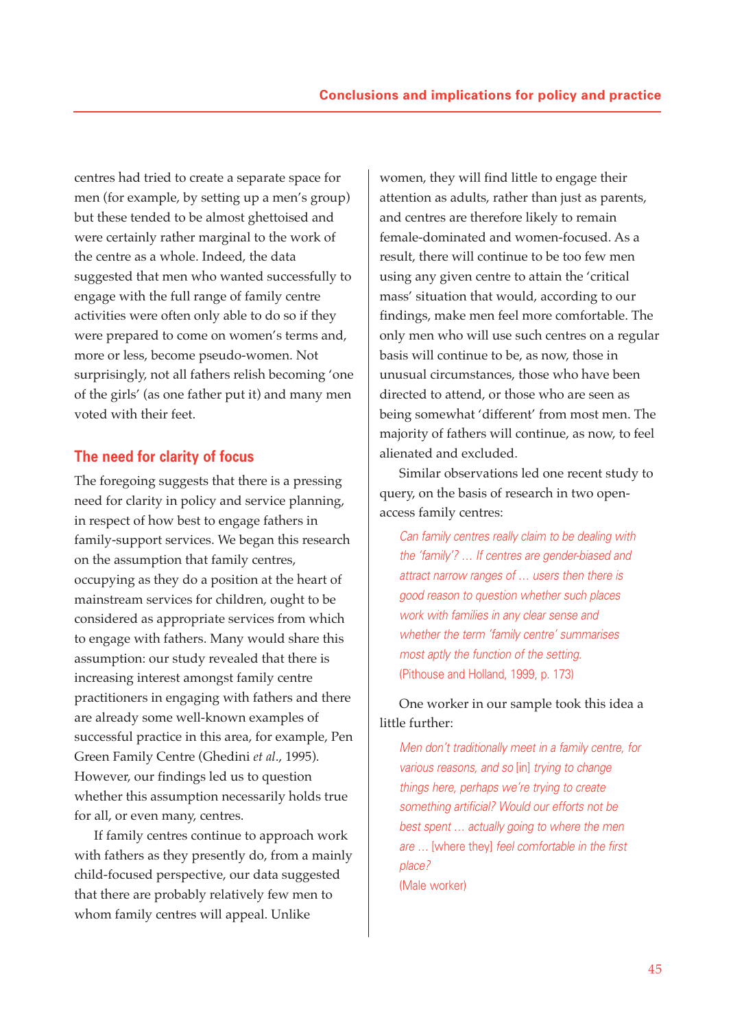centres had tried to create a separate space for men (for example, by setting up a men's group) but these tended to be almost ghettoised and were certainly rather marginal to the work of the centre as a whole. Indeed, the data suggested that men who wanted successfully to engage with the full range of family centre activities were often only able to do so if they were prepared to come on women's terms and, more or less, become pseudo-women. Not surprisingly, not all fathers relish becoming 'one of the girls' (as one father put it) and many men voted with their feet.

## The need for clarity of focus

The foregoing suggests that there is a pressing need for clarity in policy and service planning, in respect of how best to engage fathers in family-support services. We began this research on the assumption that family centres, occupying as they do a position at the heart of mainstream services for children, ought to be considered as appropriate services from which to engage with fathers. Many would share this assumption: our study revealed that there is increasing interest amongst family centre practitioners in engaging with fathers and there are already some well-known examples of successful practice in this area, for example, Pen Green Family Centre (Ghedini *et al*., 1995). However, our findings led us to question whether this assumption necessarily holds true for all, or even many, centres.

If family centres continue to approach work with fathers as they presently do, from a mainly child-focused perspective, our data suggested that there are probably relatively few men to whom family centres will appeal. Unlike women, they will find little to engage their attention as adults, rather than just as parents, and centres are therefore likely to remain female-dominated and women-focused. As a result, there will continue to be too few men using any given centre to attain the 'critical mass' situation that would, according to our findings, make men feel more comfortable. The only men who will use such centres on a regular basis will continue to be, as now, those in unusual circumstances, those who have been directed to attend, or those who are seen as being somewhat 'different' from most men. The majority of fathers will continue, as now, to feel alienated and excluded.

Similar observations led one recent study to query, on the basis of research in two open-access family centres:

> *Can family centres really claim to be dealing with the 'family'? ... If centres are gender-biased and attract narrow ranges of ... users then there is good reason to question whether such places work with families in any clear sense and whether the term 'family centre' summarises most aptly the function of the setting.*
> (Pithouse and Holland, 1999, p. 173)

One worker in our sample took this idea a little further:

> *Men don't traditionally meet in a family centre, for various reasons, and so* [in] *trying to change things here, perhaps we're trying to create something artificial? Would our efforts not be best spent ... actually going to where the men are ...* [where they] *feel comfortable in the first place?*
> (Male worker)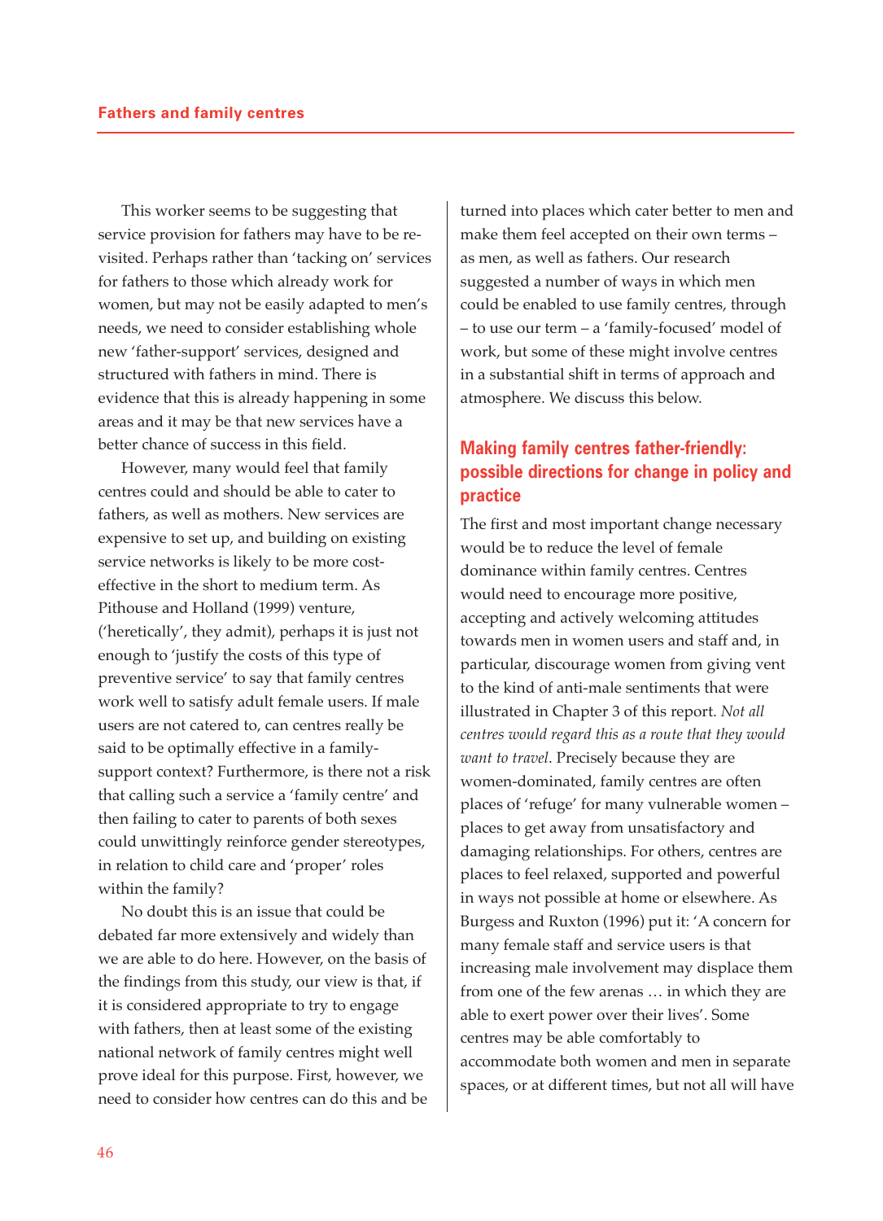This worker seems to be suggesting that service provision for fathers may have to be re-visited. Perhaps rather than 'tacking on' services for fathers to those which already work for women, but may not be easily adapted to men's needs, we need to consider establishing whole new 'father-support' services, designed and structured with fathers in mind. There is evidence that this is already happening in some areas and it may be that new services have a better chance of success in this field.

However, many would feel that family centres could and should be able to cater to fathers, as well as mothers. New services are expensive to set up, and building on existing service networks is likely to be more cost-effective in the short to medium term. As Pithouse and Holland (1999) venture, ('heretically', they admit), perhaps it is just not enough to 'justify the costs of this type of preventive service' to say that family centres work well to satisfy adult female users. If male users are not catered to, can centres really be said to be optimally effective in a family-support context? Furthermore, is there not a risk that calling such a service a 'family centre' and then failing to cater to parents of both sexes could unwittingly reinforce gender stereotypes, in relation to child care and 'proper' roles within the family?

No doubt this is an issue that could be debated far more extensively and widely than we are able to do here. However, on the basis of the findings from this study, our view is that, if it is considered appropriate to try to engage with fathers, then at least some of the existing national network of family centres might well prove ideal for this purpose. First, however, we need to consider how centres can do this and be turned into places which cater better to men and make them feel accepted on their own terms – as men, as well as fathers. Our research suggested a number of ways in which men could be enabled to use family centres, through – to use our term – a 'family-focused' model of work, but some of these might involve centres in a substantial shift in terms of approach and atmosphere. We discuss this below.

## Making family centres father-friendly: possible directions for change in policy and practice

The first and most important change necessary would be to reduce the level of female dominance within family centres. Centres would need to encourage more positive, accepting and actively welcoming attitudes towards men in women users and staff and, in particular, discourage women from giving vent to the kind of anti-male sentiments that were illustrated in Chapter 3 of this report. *Not all centres would regard this as a route that they would want to travel*. Precisely because they are women-dominated, family centres are often places of 'refuge' for many vulnerable women – places to get away from unsatisfactory and damaging relationships. For others, centres are places to feel relaxed, supported and powerful in ways not possible at home or elsewhere. As Burgess and Ruxton (1996) put it: 'A concern for many female staff and service users is that increasing male involvement may displace them from one of the few arenas … in which they are able to exert power over their lives'. Some centres may be able comfortably to accommodate both women and men in separate spaces, or at different times, but not all will have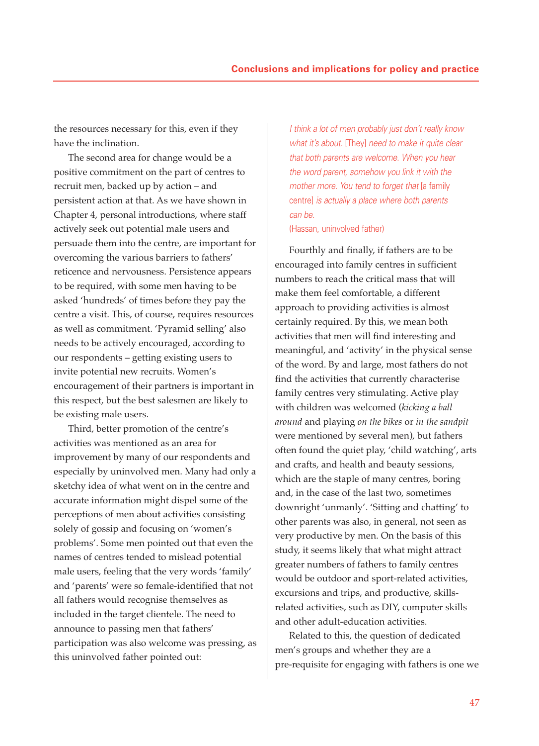the resources necessary for this, even if they have the inclination.

The second area for change would be a positive commitment on the part of centres to recruit men, backed up by action – and persistent action at that. As we have shown in Chapter 4, personal introductions, where staff actively seek out potential male users and persuade them into the centre, are important for overcoming the various barriers to fathers' reticence and nervousness. Persistence appears to be required, with some men having to be asked 'hundreds' of times before they pay the centre a visit. This, of course, requires resources as well as commitment. 'Pyramid selling' also needs to be actively encouraged, according to our respondents – getting existing users to invite potential new recruits. Women's encouragement of their partners is important in this respect, but the best salesmen are likely to be existing male users.

Third, better promotion of the centre's activities was mentioned as an area for improvement by many of our respondents and especially by uninvolved men. Many had only a sketchy idea of what went on in the centre and accurate information might dispel some of the perceptions of men about activities consisting solely of gossip and focusing on 'women's problems'. Some men pointed out that even the names of centres tended to mislead potential male users, feeling that the very words 'family' and 'parents' were so female-identified that not all fathers would recognise themselves as included in the target clientele. The need to announce to passing men that fathers' participation was also welcome was pressing, as this uninvolved father pointed out:

> *I think a lot of men probably just don't really know what it's about.* [They] *need to make it quite clear that both parents are welcome. When you hear the word parent, somehow you link it with the mother more. You tend to forget that* [a family centre] *is actually a place where both parents can be.*
> (Hassan, uninvolved father)

Fourthly and finally, if fathers are to be encouraged into family centres in sufficient numbers to reach the critical mass that will make them feel comfortable, a different approach to providing activities is almost certainly required. By this, we mean both activities that men will find interesting and meaningful, and 'activity' in the physical sense of the word. By and large, most fathers do not find the activities that currently characterise family centres very stimulating. Active play with children was welcomed (*kicking a ball around* and playing *on the bikes* or *in the sandpit* were mentioned by several men), but fathers often found the quiet play, 'child watching', arts and crafts, and health and beauty sessions, which are the staple of many centres, boring and, in the case of the last two, sometimes downright 'unmanly'. 'Sitting and chatting' to other parents was also, in general, not seen as very productive by men. On the basis of this study, it seems likely that what might attract greater numbers of fathers to family centres would be outdoor and sport-related activities, excursions and trips, and productive, skills-related activities, such as DIY, computer skills and other adult-education activities.

Related to this, the question of dedicated men's groups and whether they are a pre-requisite for engaging with fathers is one we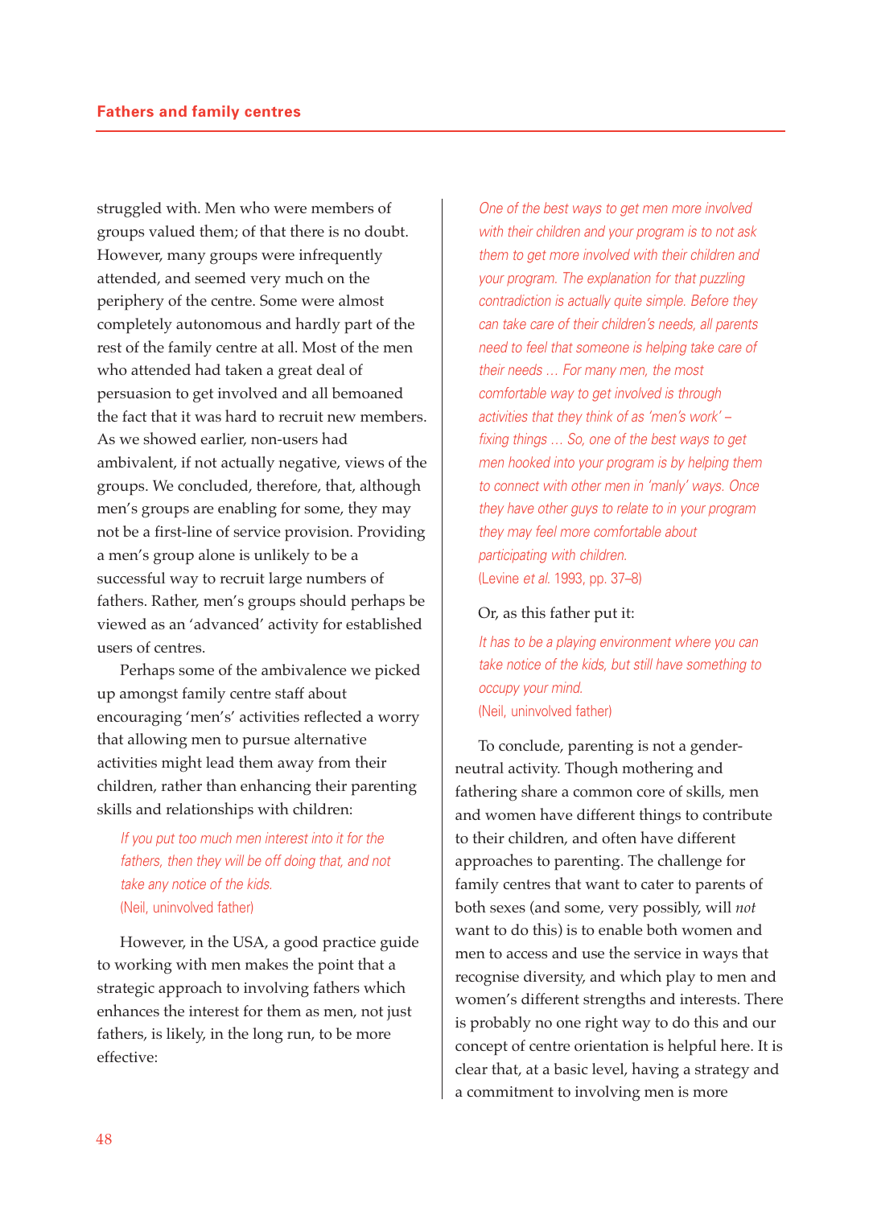struggled with. Men who were members of groups valued them; of that there is no doubt. However, many groups were infrequently attended, and seemed very much on the periphery of the centre. Some were almost completely autonomous and hardly part of the rest of the family centre at all. Most of the men who attended had taken a great deal of persuasion to get involved and all bemoaned the fact that it was hard to recruit new members. As we showed earlier, non-users had ambivalent, if not actually negative, views of the groups. We concluded, therefore, that, although men's groups are enabling for some, they may not be a first-line of service provision. Providing a men's group alone is unlikely to be a successful way to recruit large numbers of fathers. Rather, men's groups should perhaps be viewed as an 'advanced' activity for established users of centres.

Perhaps some of the ambivalence we picked up amongst family centre staff about encouraging 'men's' activities reflected a worry that allowing men to pursue alternative activities might lead them away from their children, rather than enhancing their parenting skills and relationships with children:

> *If you put too much men interest into it for the fathers, then they will be off doing that, and not take any notice of the kids.*
> (Neil, uninvolved father)

However, in the USA, a good practice guide to working with men makes the point that a strategic approach to involving fathers which enhances the interest for them as men, not just fathers, is likely, in the long run, to be more effective:

> *One of the best ways to get men more involved with their children and your program is to not ask them to get more involved with their children and your program. The explanation for that puzzling contradiction is actually quite simple. Before they can take care of their children's needs, all parents need to feel that someone is helping take care of their needs ... For many men, the most comfortable way to get involved is through activities that they think of as 'men's work' – fixing things ... So, one of the best ways to get men hooked into your program is by helping them to connect with other men in 'manly' ways. Once they have other guys to relate to in your program they may feel more comfortable about participating with children.*
> (Levine *et al.* 1993, pp. 37–8)

Or, as this father put it:

> *It has to be a playing environment where you can take notice of the kids, but still have something to occupy your mind.*
> (Neil, uninvolved father)

To conclude, parenting is not a gender-neutral activity. Though mothering and fathering share a common core of skills, men and women have different things to contribute to their children, and often have different approaches to parenting. The challenge for family centres that want to cater to parents of both sexes (and some, very possibly, will *not* want to do this) is to enable both women and men to access and use the service in ways that recognise diversity, and which play to men and women's different strengths and interests. There is probably no one right way to do this and our concept of centre orientation is helpful here. It is clear that, at a basic level, having a strategy and a commitment to involving men is more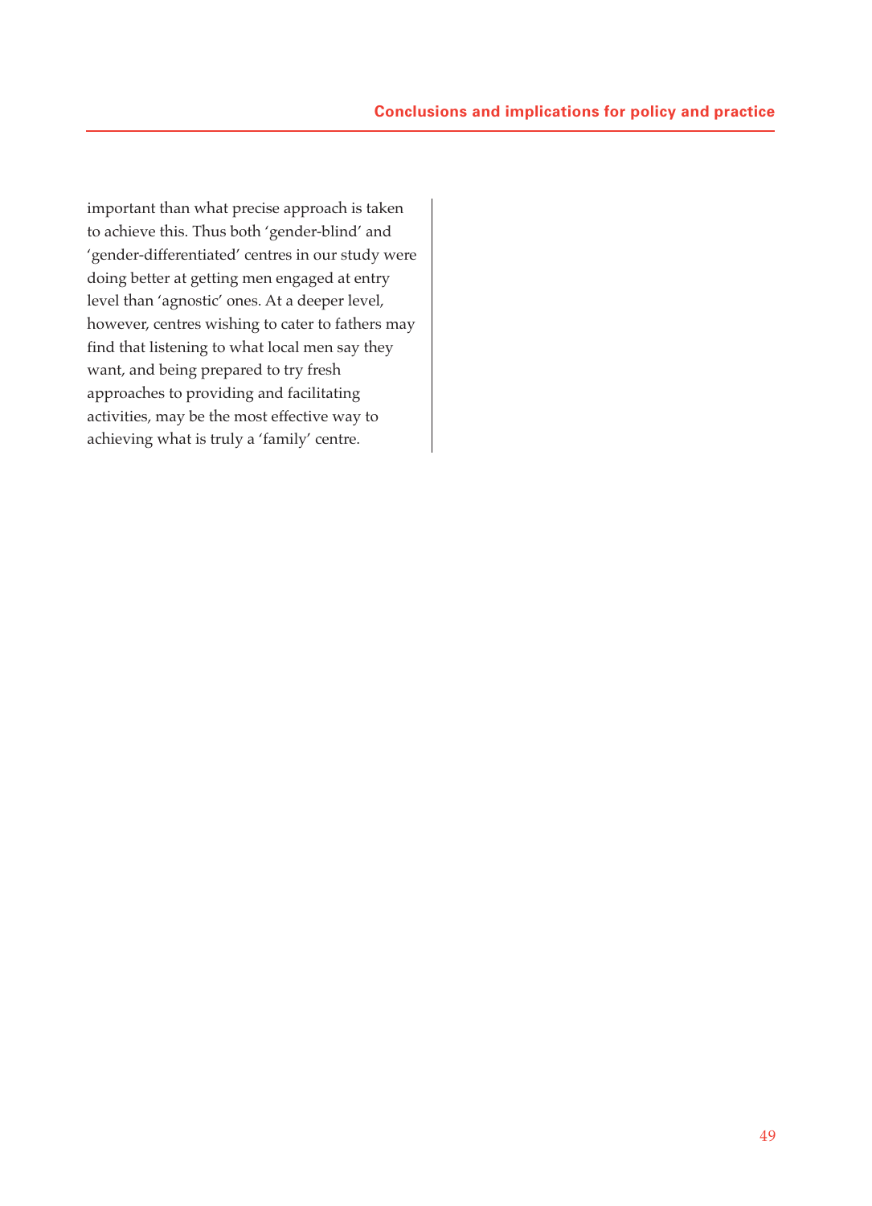important than what precise approach is taken to achieve this. Thus both 'gender-blind' and 'gender-differentiated' centres in our study were doing better at getting men engaged at entry level than 'agnostic' ones. At a deeper level, however, centres wishing to cater to fathers may find that listening to what local men say they want, and being prepared to try fresh approaches to providing and facilitating activities, may be the most effective way to achieving what is truly a 'family' centre.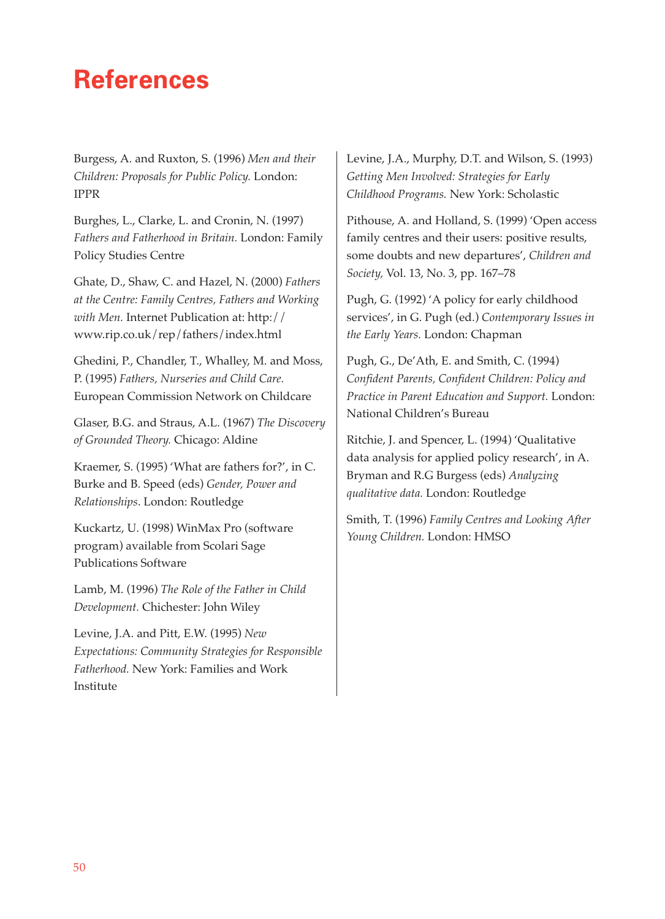# References

Burgess, A. and Ruxton, S. (1996) *Men and their Children: Proposals for Public Policy.* London: IPPR

Burghes, L., Clarke, L. and Cronin, N. (1997) *Fathers and Fatherhood in Britain.* London: Family Policy Studies Centre

Ghate, D., Shaw, C. and Hazel, N. (2000) *Fathers at the Centre: Family Centres, Fathers and Working with Men.* Internet Publication at: http://www.rip.co.uk/rep/fathers/index.html

Ghedini, P., Chandler, T., Whalley, M. and Moss, P. (1995) *Fathers, Nurseries and Child Care.* European Commission Network on Childcare

Glaser, B.G. and Straus, A.L. (1967) *The Discovery of Grounded Theory.* Chicago: Aldine

Kraemer, S. (1995) 'What are fathers for?', in C. Burke and B. Speed (eds) *Gender, Power and Relationships*. London: Routledge

Kuckartz, U. (1998) WinMax Pro (software program) available from Scolari Sage Publications Software

Lamb, M. (1996) *The Role of the Father in Child Development.* Chichester: John Wiley

Levine, J.A. and Pitt, E.W. (1995) *New Expectations: Community Strategies for Responsible Fatherhood.* New York: Families and Work Institute

Levine, J.A., Murphy, D.T. and Wilson, S. (1993) *Getting Men Involved: Strategies for Early Childhood Programs.* New York: Scholastic

Pithouse, A. and Holland, S. (1999) 'Open access family centres and their users: positive results, some doubts and new departures', *Children and Society,* Vol. 13, No. 3, pp. 167–78

Pugh, G. (1992) 'A policy for early childhood services', in G. Pugh (ed.) *Contemporary Issues in the Early Years.* London: Chapman

Pugh, G., De'Ath, E. and Smith, C. (1994) *Confident Parents, Confident Children: Policy and Practice in Parent Education and Support.* London: National Children's Bureau

Ritchie, J. and Spencer, L. (1994) 'Qualitative data analysis for applied policy research', in A. Bryman and R.G Burgess (eds) *Analyzing qualitative data.* London: Routledge

Smith, T. (1996) *Family Centres and Looking After Young Children.* London: HMSO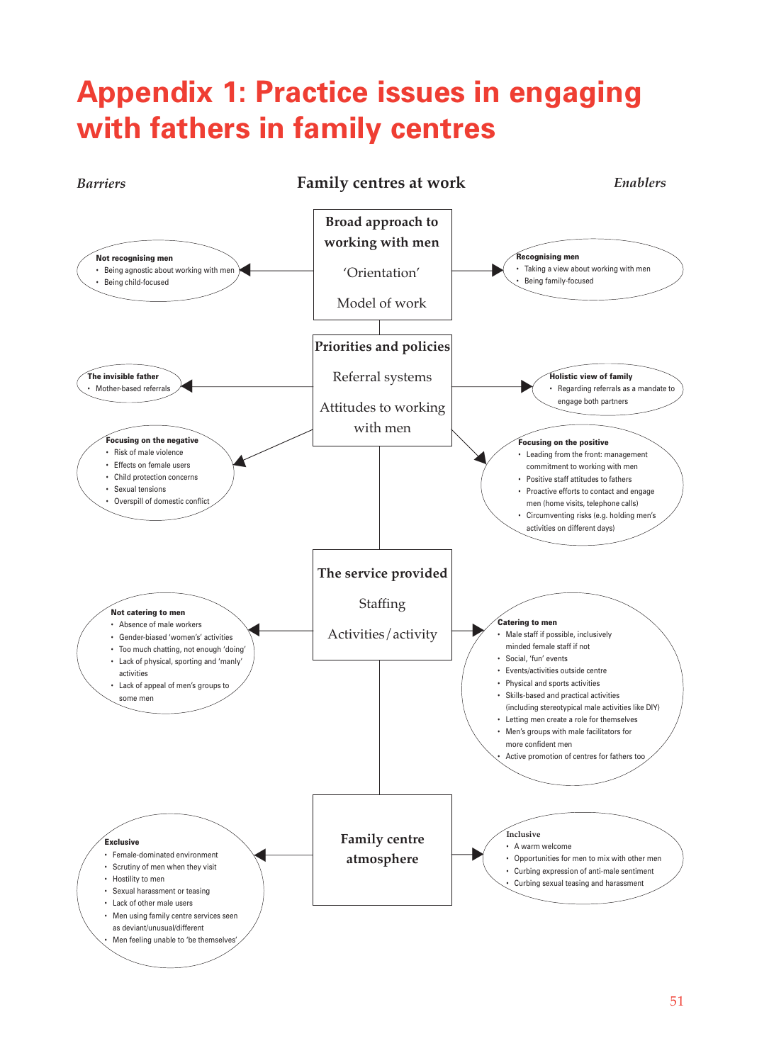# Appendix 1: Practice issues in engaging with fathers in family centres

*Barriers* | **Family centres at work** | *Enablers*

## Broad approach to working with men

'Orientation'

Model of work

**Barrier – Not recognising men**
- Being agnostic about working with men
- Being child-focused

**Enabler – Recognising men**
- Taking a view about working with men
- Being family-focused

## Priorities and policies

Referral systems

Attitudes to working with men

**Barrier – The invisible father**
- Mother-based referrals

**Barrier – Focusing on the negative**
- Risk of male violence
- Effects on female users
- Child protection concerns
- Sexual tensions
- Overspill of domestic conflict

**Enabler – Holistic view of family**
- Regarding referrals as a mandate to engage both partners

**Enabler – Focusing on the positive**
- Leading from the front: management commitment to working with men
- Positive staff attitudes to fathers
- Proactive efforts to contact and engage men (home visits, telephone calls)
- Circumventing risks (e.g. holding men's activities on different days)

## The service provided

Staffing

Activities / activity

**Barrier – Not catering to men**
- Absence of male workers
- Gender-biased 'women's' activities
- Too much chatting, not enough 'doing'
- Lack of physical, sporting and 'manly' activities
- Lack of appeal of men's groups to some men

**Enabler – Catering to men**
- Male staff if possible, inclusively minded female staff if not
- Social, 'fun' events
- Events/activities outside centre
- Physical and sports activities
- Skills-based and practical activities (including stereotypical male activities like DIY)
- Letting men create a role for themselves
- Men's groups with male facilitators for more confident men
- Active promotion of centres for fathers too

## Family centre atmosphere

**Barrier – Exclusive**
- Female-dominated environment
- Scrutiny of men when they visit
- Hostility to men
- Sexual harassment or teasing
- Lack of other male users
- Men using family centre services seen as deviant/unusual/different
- Men feeling unable to 'be themselves'

**Enabler – Inclusive**
- A warm welcome
- Opportunities for men to mix with other men
- Curbing expression of anti-male sentiment
- Curbing sexual teasing and harassment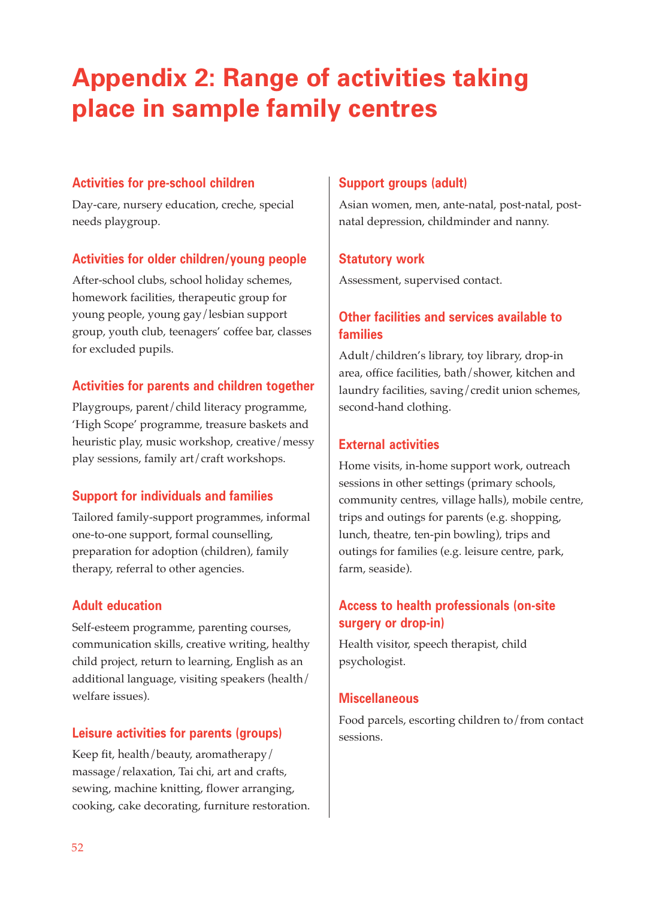# Appendix 2: Range of activities taking place in sample family centres

### Activities for pre-school children

Day-care, nursery education, creche, special needs playgroup.

### Activities for older children/young people

After-school clubs, school holiday schemes, homework facilities, therapeutic group for young people, young gay/lesbian support group, youth club, teenagers' coffee bar, classes for excluded pupils.

### Activities for parents and children together

Playgroups, parent/child literacy programme, 'High Scope' programme, treasure baskets and heuristic play, music workshop, creative/messy play sessions, family art/craft workshops.

### Support for individuals and families

Tailored family-support programmes, informal one-to-one support, formal counselling, preparation for adoption (children), family therapy, referral to other agencies.

### Adult education

Self-esteem programme, parenting courses, communication skills, creative writing, healthy child project, return to learning, English as an additional language, visiting speakers (health/welfare issues).

### Leisure activities for parents (groups)

Keep fit, health/beauty, aromatherapy/massage/relaxation, Tai chi, art and crafts, sewing, machine knitting, flower arranging, cooking, cake decorating, furniture restoration.

### Support groups (adult)

Asian women, men, ante-natal, post-natal, post-natal depression, childminder and nanny.

### Statutory work

Assessment, supervised contact.

### Other facilities and services available to families

Adult/children's library, toy library, drop-in area, office facilities, bath/shower, kitchen and laundry facilities, saving/credit union schemes, second-hand clothing.

### External activities

Home visits, in-home support work, outreach sessions in other settings (primary schools, community centres, village halls), mobile centre, trips and outings for parents (e.g. shopping, lunch, theatre, ten-pin bowling), trips and outings for families (e.g. leisure centre, park, farm, seaside).

### Access to health professionals (on-site surgery or drop-in)

Health visitor, speech therapist, child psychologist.

### Miscellaneous

Food parcels, escorting children to/from contact sessions.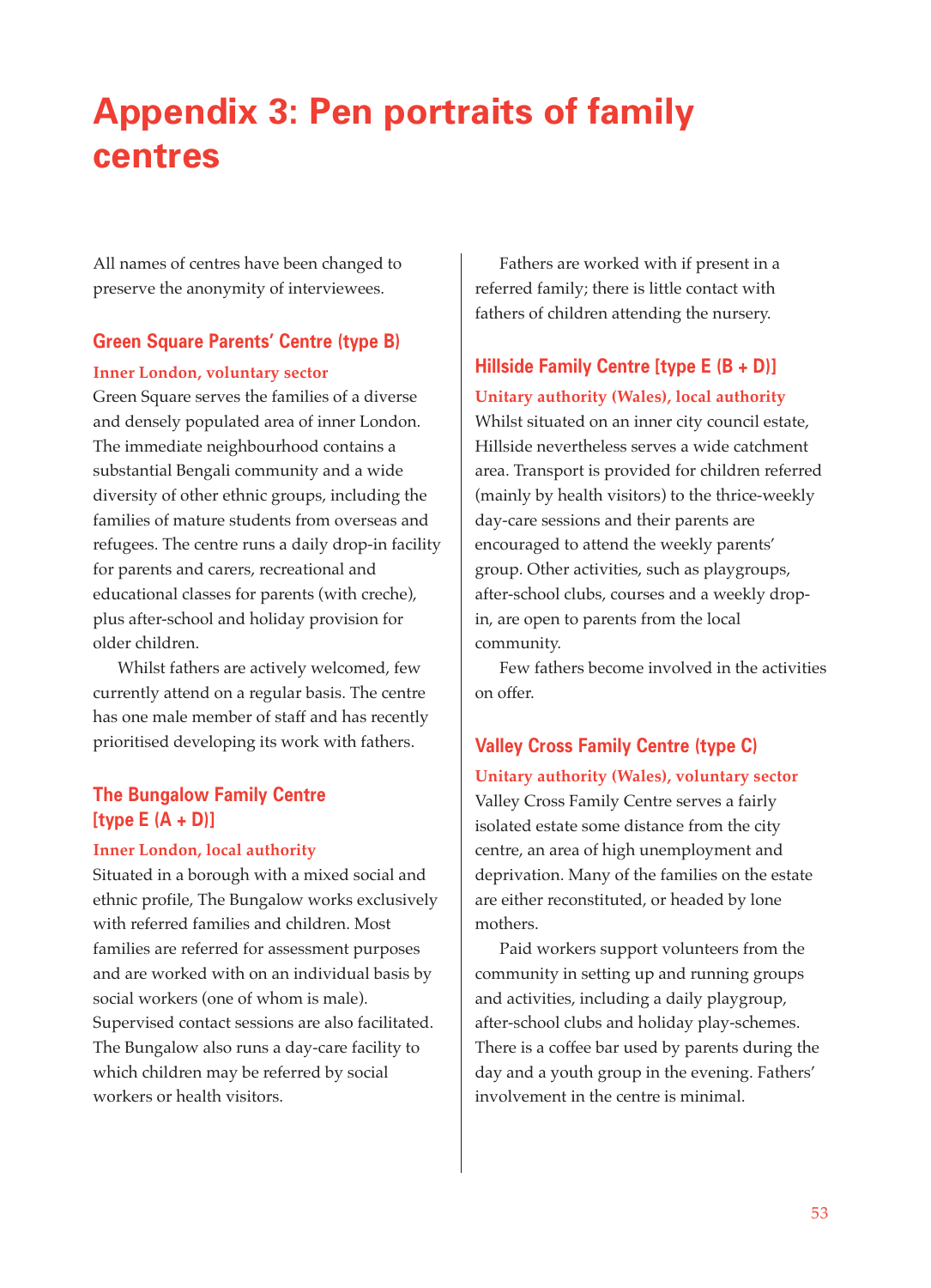# Appendix 3: Pen portraits of family centres

All names of centres have been changed to preserve the anonymity of interviewees.

## Green Square Parents' Centre (type B)

### Inner London, voluntary sector

Green Square serves the families of a diverse and densely populated area of inner London. The immediate neighbourhood contains a substantial Bengali community and a wide diversity of other ethnic groups, including the families of mature students from overseas and refugees. The centre runs a daily drop-in facility for parents and carers, recreational and educational classes for parents (with creche), plus after-school and holiday provision for older children.

Whilst fathers are actively welcomed, few currently attend on a regular basis. The centre has one male member of staff and has recently prioritised developing its work with fathers.

## The Bungalow Family Centre [type E (A + D)]

### Inner London, local authority

Situated in a borough with a mixed social and ethnic profile, The Bungalow works exclusively with referred families and children. Most families are referred for assessment purposes and are worked with on an individual basis by social workers (one of whom is male). Supervised contact sessions are also facilitated. The Bungalow also runs a day-care facility to which children may be referred by social workers or health visitors.

Fathers are worked with if present in a referred family; there is little contact with fathers of children attending the nursery.

## Hillside Family Centre [type E (B + D)]

### Unitary authority (Wales), local authority

Whilst situated on an inner city council estate, Hillside nevertheless serves a wide catchment area. Transport is provided for children referred (mainly by health visitors) to the thrice-weekly day-care sessions and their parents are encouraged to attend the weekly parents' group. Other activities, such as playgroups, after-school clubs, courses and a weekly drop-in, are open to parents from the local community.

Few fathers become involved in the activities on offer.

## Valley Cross Family Centre (type C)

### Unitary authority (Wales), voluntary sector

Valley Cross Family Centre serves a fairly isolated estate some distance from the city centre, an area of high unemployment and deprivation. Many of the families on the estate are either reconstituted, or headed by lone mothers.

Paid workers support volunteers from the community in setting up and running groups and activities, including a daily playgroup, after-school clubs and holiday play-schemes. There is a coffee bar used by parents during the day and a youth group in the evening. Fathers' involvement in the centre is minimal.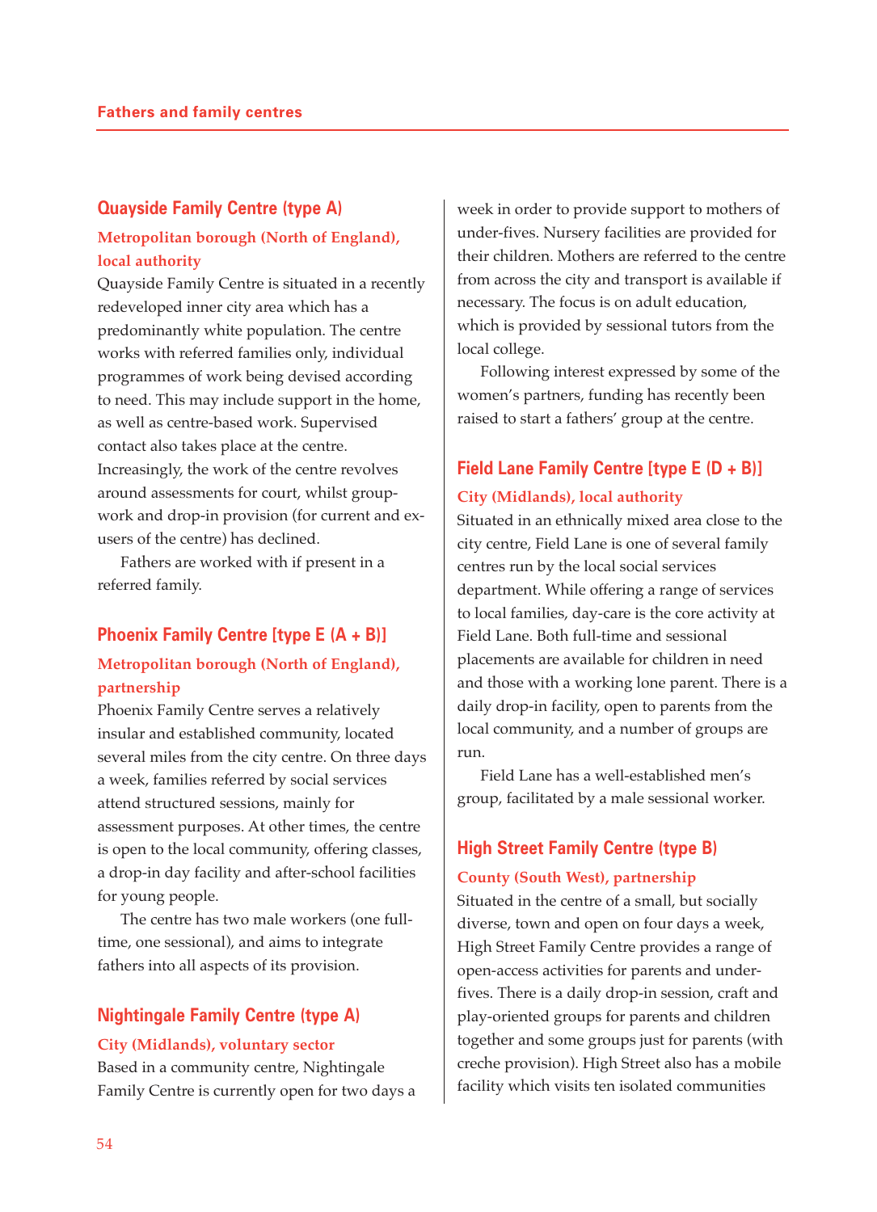## Quayside Family Centre (type A)

### Metropolitan borough (North of England), local authority

Quayside Family Centre is situated in a recently redeveloped inner city area which has a predominantly white population. The centre works with referred families only, individual programmes of work being devised according to need. This may include support in the home, as well as centre-based work. Supervised contact also takes place at the centre. Increasingly, the work of the centre revolves around assessments for court, whilst group-work and drop-in provision (for current and ex-users of the centre) has declined.

Fathers are worked with if present in a referred family.

## Phoenix Family Centre [type E (A + B)]

### Metropolitan borough (North of England), partnership

Phoenix Family Centre serves a relatively insular and established community, located several miles from the city centre. On three days a week, families referred by social services attend structured sessions, mainly for assessment purposes. At other times, the centre is open to the local community, offering classes, a drop-in day facility and after-school facilities for young people.

The centre has two male workers (one full-time, one sessional), and aims to integrate fathers into all aspects of its provision.

## Nightingale Family Centre (type A)

### City (Midlands), voluntary sector

Based in a community centre, Nightingale Family Centre is currently open for two days a week in order to provide support to mothers of under-fives. Nursery facilities are provided for their children. Mothers are referred to the centre from across the city and transport is available if necessary. The focus is on adult education, which is provided by sessional tutors from the local college.

Following interest expressed by some of the women's partners, funding has recently been raised to start a fathers' group at the centre.

## Field Lane Family Centre [type E (D + B)]

### City (Midlands), local authority

Situated in an ethnically mixed area close to the city centre, Field Lane is one of several family centres run by the local social services department. While offering a range of services to local families, day-care is the core activity at Field Lane. Both full-time and sessional placements are available for children in need and those with a working lone parent. There is a daily drop-in facility, open to parents from the local community, and a number of groups are run.

Field Lane has a well-established men's group, facilitated by a male sessional worker.

## High Street Family Centre (type B)

### County (South West), partnership

Situated in the centre of a small, but socially diverse, town and open on four days a week, High Street Family Centre provides a range of open-access activities for parents and under-fives. There is a daily drop-in session, craft and play-oriented groups for parents and children together and some groups just for parents (with creche provision). High Street also has a mobile facility which visits ten isolated communities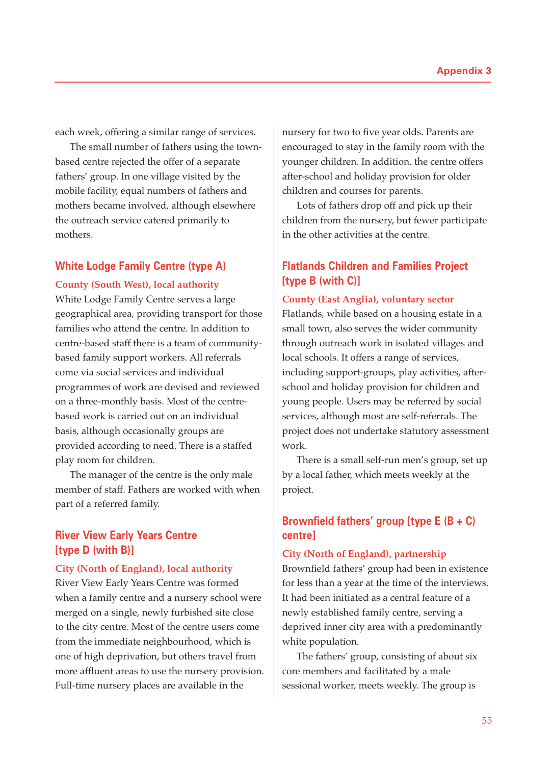each week, offering a similar range of services.

The small number of fathers using the town-based centre rejected the offer of a separate fathers' group. In one village visited by the mobile facility, equal numbers of fathers and mothers became involved, although elsewhere the outreach service catered primarily to mothers.

## White Lodge Family Centre (type A)

### County (South West), local authority

White Lodge Family Centre serves a large geographical area, providing transport for those families who attend the centre. In addition to centre-based staff there is a team of community-based family support workers. All referrals come via social services and individual programmes of work are devised and reviewed on a three-monthly basis. Most of the centre-based work is carried out on an individual basis, although occasionally groups are provided according to need. There is a staffed play room for children.

The manager of the centre is the only male member of staff. Fathers are worked with when part of a referred family.

## River View Early Years Centre [type D (with B)]

### City (North of England), local authority

River View Early Years Centre was formed when a family centre and a nursery school were merged on a single, newly furbished site close to the city centre. Most of the centre users come from the immediate neighbourhood, which is one of high deprivation, but others travel from more affluent areas to use the nursery provision. Full-time nursery places are available in the nursery for two to five year olds. Parents are encouraged to stay in the family room with the younger children. In addition, the centre offers after-school and holiday provision for older children and courses for parents.

Lots of fathers drop off and pick up their children from the nursery, but fewer participate in the other activities at the centre.

## Flatlands Children and Families Project [type B (with C)]

### County (East Anglia), voluntary sector

Flatlands, while based on a housing estate in a small town, also serves the wider community through outreach work in isolated villages and local schools. It offers a range of services, including support-groups, play activities, after-school and holiday provision for children and young people. Users may be referred by social services, although most are self-referrals. The project does not undertake statutory assessment work.

There is a small self-run men's group, set up by a local father, which meets weekly at the project.

## Brownfield fathers' group [type E (B + C) centre]

### City (North of England), partnership

Brownfield fathers' group had been in existence for less than a year at the time of the interviews. It had been initiated as a central feature of a newly established family centre, serving a deprived inner city area with a predominantly white population.

The fathers' group, consisting of about six core members and facilitated by a male sessional worker, meets weekly. The group is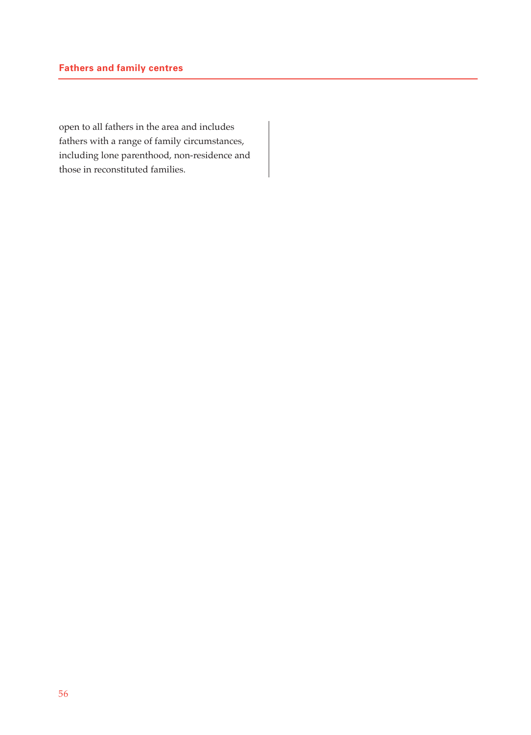open to all fathers in the area and includes fathers with a range of family circumstances, including lone parenthood, non-residence and those in reconstituted families.